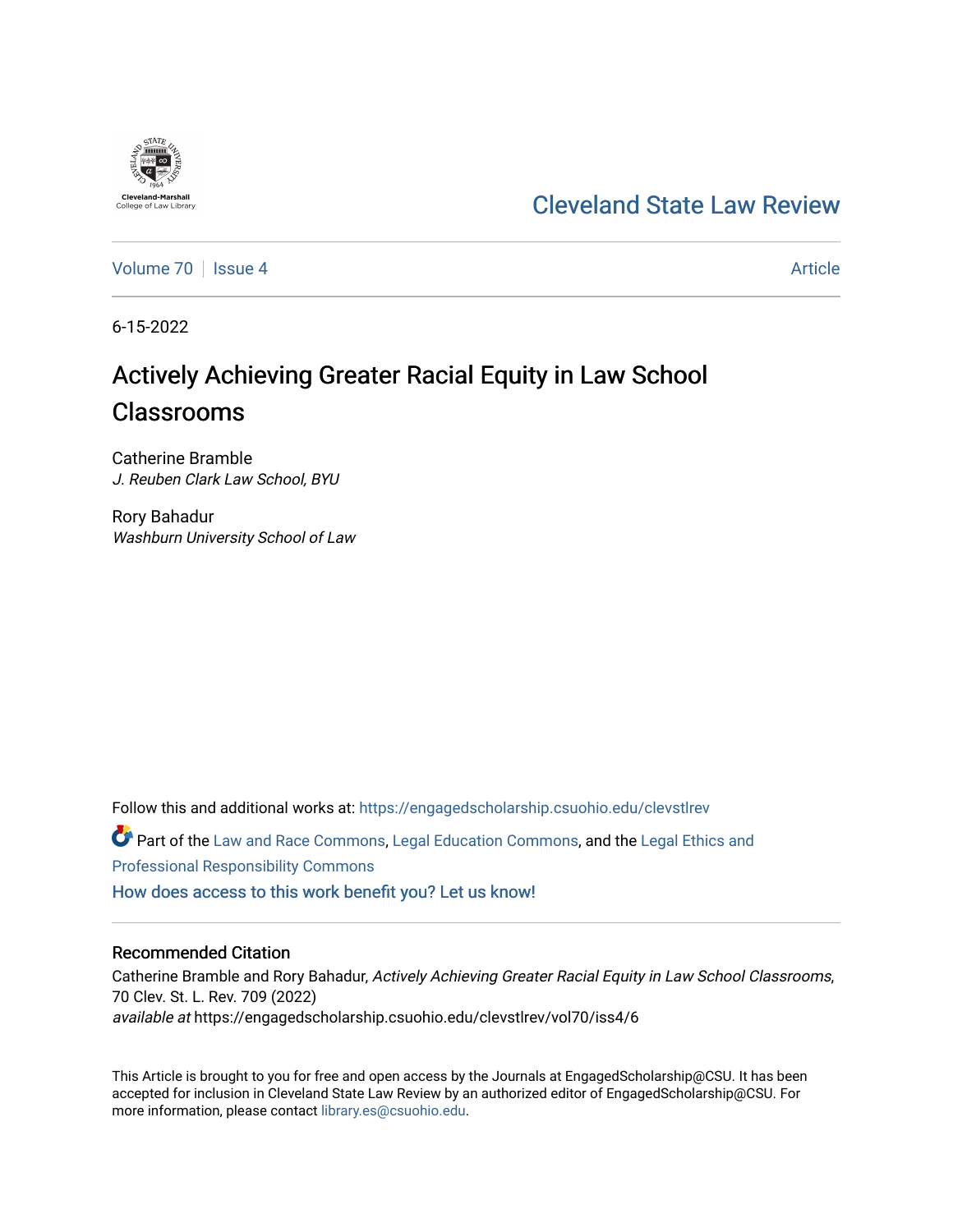Cleveland-Marshall College of Law Library

Cleveland State Law Review

Volume 70 | Issue 4 | Article

6-15-2022

# Actively Achieving Greater Racial Equity in Law School Classrooms

Catherine Bramble
*J. Reuben Clark Law School, BYU*

Rory Bahadur
*Washburn University School of Law*

Follow this and additional works at: https://engagedscholarship.csuohio.edu/clevstlrev

Part of the Law and Race Commons, Legal Education Commons, and the Legal Ethics and Professional Responsibility Commons

How does access to this work benefit you? Let us know!

## Recommended Citation

Catherine Bramble and Rory Bahadur, *Actively Achieving Greater Racial Equity in Law School Classrooms*, 70 Clev. St. L. Rev. 709 (2022)
*available at* https://engagedscholarship.csuohio.edu/clevstlrev/vol70/iss4/6

This Article is brought to you for free and open access by the Journals at EngagedScholarship@CSU. It has been accepted for inclusion in Cleveland State Law Review by an authorized editor of EngagedScholarship@CSU. For more information, please contact library.es@csuohio.edu.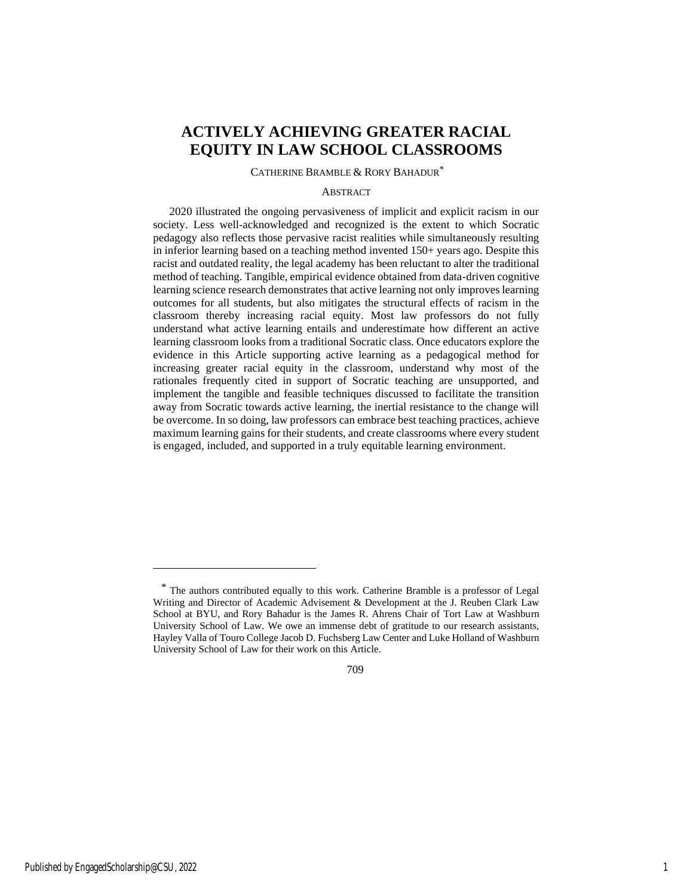# ACTIVELY ACHIEVING GREATER RACIAL EQUITY IN LAW SCHOOL CLASSROOMS

CATHERINE BRAMBLE & RORY BAHADUR[*]

## ABSTRACT

2020 illustrated the ongoing pervasiveness of implicit and explicit racism in our society. Less well-acknowledged and recognized is the extent to which Socratic pedagogy also reflects those pervasive racist realities while simultaneously resulting in inferior learning based on a teaching method invented 150+ years ago. Despite this racist and outdated reality, the legal academy has been reluctant to alter the traditional method of teaching. Tangible, empirical evidence obtained from data-driven cognitive learning science research demonstrates that active learning not only improves learning outcomes for all students, but also mitigates the structural effects of racism in the classroom thereby increasing racial equity. Most law professors do not fully understand what active learning entails and underestimate how different an active learning classroom looks from a traditional Socratic class. Once educators explore the evidence in this Article supporting active learning as a pedagogical method for increasing greater racial equity in the classroom, understand why most of the rationales frequently cited in support of Socratic teaching are unsupported, and implement the tangible and feasible techniques discussed to facilitate the transition away from Socratic towards active learning, the inertial resistance to the change will be overcome. In so doing, law professors can embrace best teaching practices, achieve maximum learning gains for their students, and create classrooms where every student is engaged, included, and supported in a truly equitable learning environment.

---

[*] The authors contributed equally to this work. Catherine Bramble is a professor of Legal Writing and Director of Academic Advisement & Development at the J. Reuben Clark Law School at BYU, and Rory Bahadur is the James R. Ahrens Chair of Tort Law at Washburn University School of Law. We owe an immense debt of gratitude to our research assistants, Hayley Valla of Touro College Jacob D. Fuchsberg Law Center and Luke Holland of Washburn University School of Law for their work on this Article.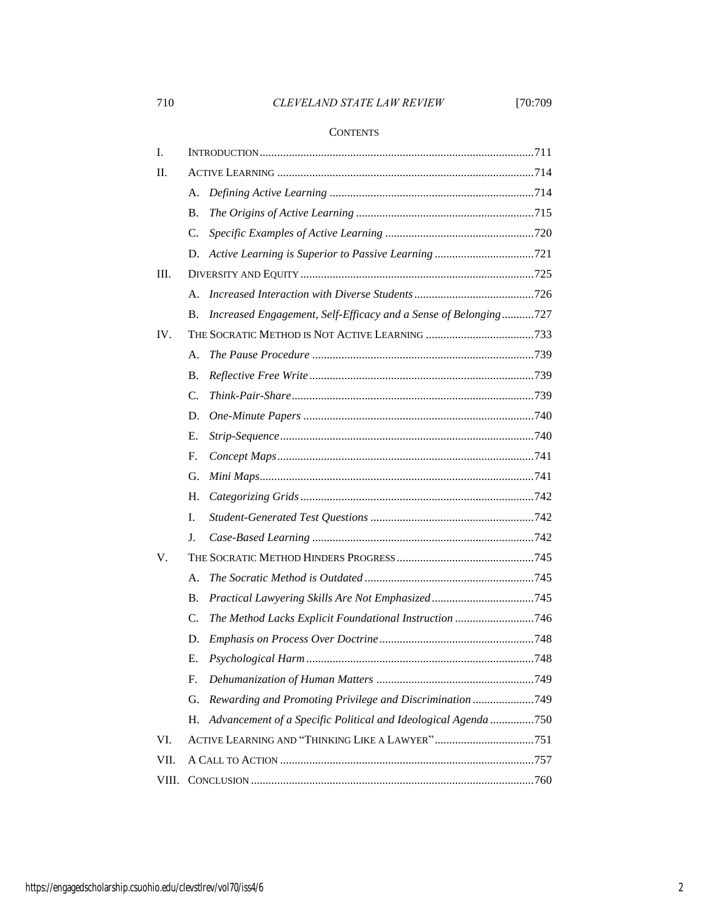## CONTENTS

I. INTRODUCTION ............ 711

II. ACTIVE LEARNING ............ 714

- A. *Defining Active Learning* ............ 714
- B. *The Origins of Active Learning* ............ 715
- C. *Specific Examples of Active Learning* ............ 720
- D. *Active Learning is Superior to Passive Learning* ............ 721

III. DIVERSITY AND EQUITY ............ 725

- A. *Increased Interaction with Diverse Students* ............ 726
- B. *Increased Engagement, Self-Efficacy and a Sense of Belonging* ............ 727

IV. THE SOCRATIC METHOD IS NOT ACTIVE LEARNING ............ 733

- A. *The Pause Procedure* ............ 739
- B. *Reflective Free Write* ............ 739
- C. *Think-Pair-Share* ............ 739
- D. *One-Minute Papers* ............ 740
- E. *Strip-Sequence* ............ 740
- F. *Concept Maps* ............ 741
- G. *Mini Maps* ............ 741
- H. *Categorizing Grids* ............ 742
- I. *Student-Generated Test Questions* ............ 742
- J. *Case-Based Learning* ............ 742

V. THE SOCRATIC METHOD HINDERS PROGRESS ............ 745

- A. *The Socratic Method is Outdated* ............ 745
- B. *Practical Lawyering Skills Are Not Emphasized* ............ 745
- C. *The Method Lacks Explicit Foundational Instruction* ............ 746
- D. *Emphasis on Process Over Doctrine* ............ 748
- E. *Psychological Harm* ............ 748
- F. *Dehumanization of Human Matters* ............ 749
- G. *Rewarding and Promoting Privilege and Discrimination* ............ 749
- H. *Advancement of a Specific Political and Ideological Agenda* ............ 750

VI. ACTIVE LEARNING AND "THINKING LIKE A LAWYER" ............ 751

VII. A CALL TO ACTION ............ 757

VIII. CONCLUSION ............ 760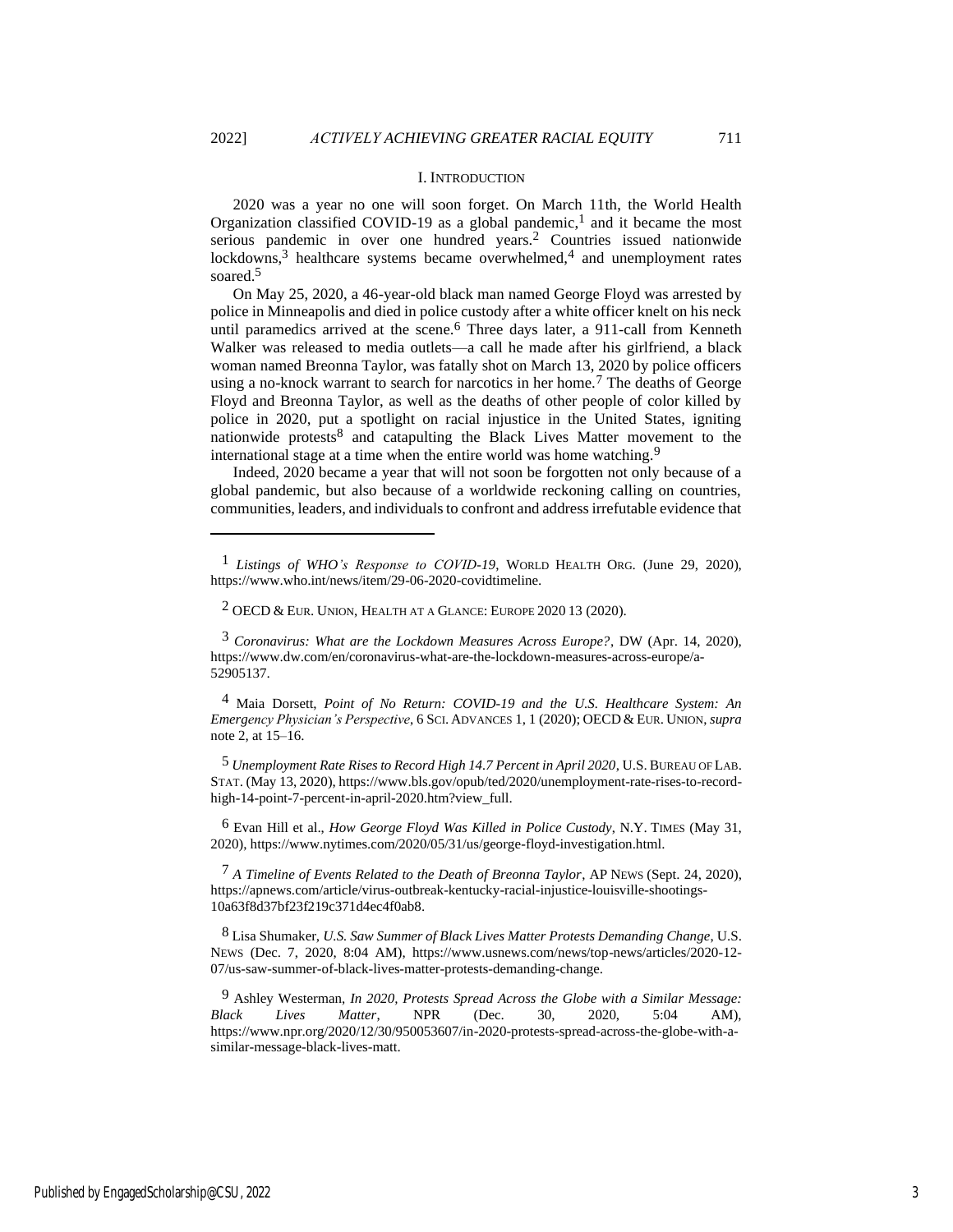## I. INTRODUCTION

2020 was a year no one will soon forget. On March 11th, the World Health Organization classified COVID-19 as a global pandemic,[1] and it became the most serious pandemic in over one hundred years.[2] Countries issued nationwide lockdowns,[3] healthcare systems became overwhelmed,[4] and unemployment rates soared.[5]

On May 25, 2020, a 46-year-old black man named George Floyd was arrested by police in Minneapolis and died in police custody after a white officer knelt on his neck until paramedics arrived at the scene.[6] Three days later, a 911-call from Kenneth Walker was released to media outlets—a call he made after his girlfriend, a black woman named Breonna Taylor, was fatally shot on March 13, 2020 by police officers using a no-knock warrant to search for narcotics in her home.[7] The deaths of George Floyd and Breonna Taylor, as well as the deaths of other people of color killed by police in 2020, put a spotlight on racial injustice in the United States, igniting nationwide protests[8] and catapulting the Black Lives Matter movement to the international stage at a time when the entire world was home watching.[9]

Indeed, 2020 became a year that will not soon be forgotten not only because of a global pandemic, but also because of a worldwide reckoning calling on countries, communities, leaders, and individuals to confront and address irrefutable evidence that

---

[1] *Listings of WHO's Response to COVID-19*, WORLD HEALTH ORG. (June 29, 2020), https://www.who.int/news/item/29-06-2020-covidtimeline.

[2] OECD & EUR. UNION, HEALTH AT A GLANCE: EUROPE 2020 13 (2020).

[3] *Coronavirus: What are the Lockdown Measures Across Europe?*, DW (Apr. 14, 2020), https://www.dw.com/en/coronavirus-what-are-the-lockdown-measures-across-europe/a-52905137.

[4] Maia Dorsett, *Point of No Return: COVID-19 and the U.S. Healthcare System: An Emergency Physician's Perspective*, 6 SCI. ADVANCES 1, 1 (2020); OECD & EUR. UNION, *supra* note 2, at 15–16.

[5] *Unemployment Rate Rises to Record High 14.7 Percent in April 2020*, U.S. BUREAU OF LAB. STAT. (May 13, 2020), https://www.bls.gov/opub/ted/2020/unemployment-rate-rises-to-record-high-14-point-7-percent-in-april-2020.htm?view_full.

[6] Evan Hill et al., *How George Floyd Was Killed in Police Custody*, N.Y. TIMES (May 31, 2020), https://www.nytimes.com/2020/05/31/us/george-floyd-investigation.html.

[7] *A Timeline of Events Related to the Death of Breonna Taylor*, AP NEWS (Sept. 24, 2020), https://apnews.com/article/virus-outbreak-kentucky-racial-injustice-louisville-shootings-10a63f8d37bf23f219c371d4ec4f0ab8.

[8] Lisa Shumaker, *U.S. Saw Summer of Black Lives Matter Protests Demanding Change*, U.S. NEWS (Dec. 7, 2020, 8:04 AM), https://www.usnews.com/news/top-news/articles/2020-12-07/us-saw-summer-of-black-lives-matter-protests-demanding-change.

[9] Ashley Westerman, *In 2020, Protests Spread Across the Globe with a Similar Message: Black Lives Matter*, NPR (Dec. 30, 2020, 5:04 AM), https://www.npr.org/2020/12/30/950053607/in-2020-protests-spread-across-the-globe-with-a-similar-message-black-lives-matt.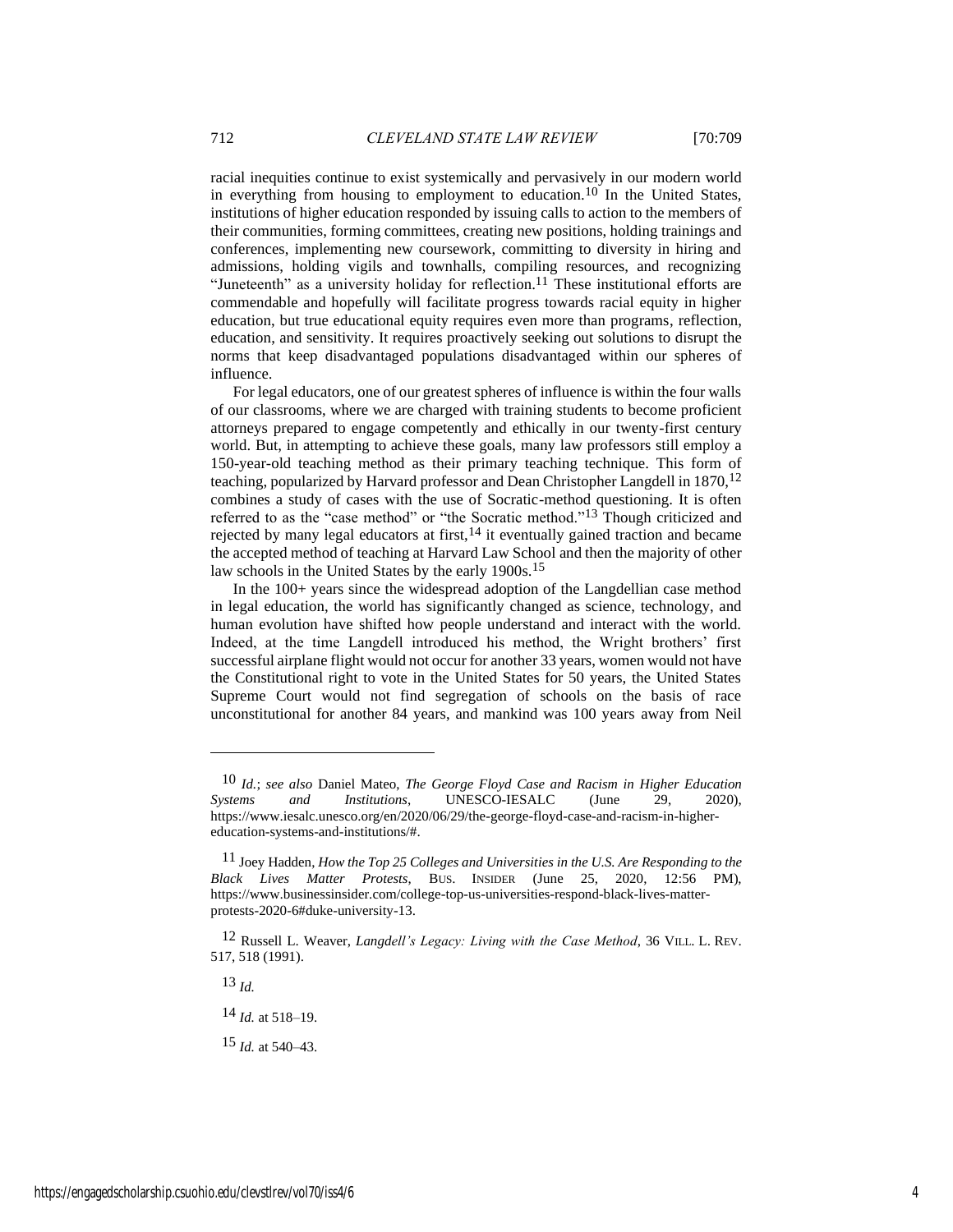racial inequities continue to exist systemically and pervasively in our modern world in everything from housing to employment to education.[10] In the United States, institutions of higher education responded by issuing calls to action to the members of their communities, forming committees, creating new positions, holding trainings and conferences, implementing new coursework, committing to diversity in hiring and admissions, holding vigils and townhalls, compiling resources, and recognizing "Juneteenth" as a university holiday for reflection.[11] These institutional efforts are commendable and hopefully will facilitate progress towards racial equity in higher education, but true educational equity requires even more than programs, reflection, education, and sensitivity. It requires proactively seeking out solutions to disrupt the norms that keep disadvantaged populations disadvantaged within our spheres of influence.

For legal educators, one of our greatest spheres of influence is within the four walls of our classrooms, where we are charged with training students to become proficient attorneys prepared to engage competently and ethically in our twenty-first century world. But, in attempting to achieve these goals, many law professors still employ a 150-year-old teaching method as their primary teaching technique. This form of teaching, popularized by Harvard professor and Dean Christopher Langdell in 1870,[12] combines a study of cases with the use of Socratic-method questioning. It is often referred to as the "case method" or "the Socratic method."[13] Though criticized and rejected by many legal educators at first,[14] it eventually gained traction and became the accepted method of teaching at Harvard Law School and then the majority of other law schools in the United States by the early 1900s.[15]

In the 100+ years since the widespread adoption of the Langdellian case method in legal education, the world has significantly changed as science, technology, and human evolution have shifted how people understand and interact with the world. Indeed, at the time Langdell introduced his method, the Wright brothers' first successful airplane flight would not occur for another 33 years, women would not have the Constitutional right to vote in the United States for 50 years, the United States Supreme Court would not find segregation of schools on the basis of race unconstitutional for another 84 years, and mankind was 100 years away from Neil

---

[10] *Id.*; *see also* Daniel Mateo, *The George Floyd Case and Racism in Higher Education Systems and Institutions*, UNESCO-IESALC (June 29, 2020), https://www.iesalc.unesco.org/en/2020/06/29/the-george-floyd-case-and-racism-in-higher-education-systems-and-institutions/#.

[11] Joey Hadden, *How the Top 25 Colleges and Universities in the U.S. Are Responding to the Black Lives Matter Protests*, BUS. INSIDER (June 25, 2020, 12:56 PM), https://www.businessinsider.com/college-top-us-universities-respond-black-lives-matter-protests-2020-6#duke-university-13.

[12] Russell L. Weaver, *Langdell's Legacy: Living with the Case Method*, 36 VILL. L. REV. 517, 518 (1991).

[13] *Id.*

[14] *Id.* at 518–19.

[15] *Id.* at 540–43.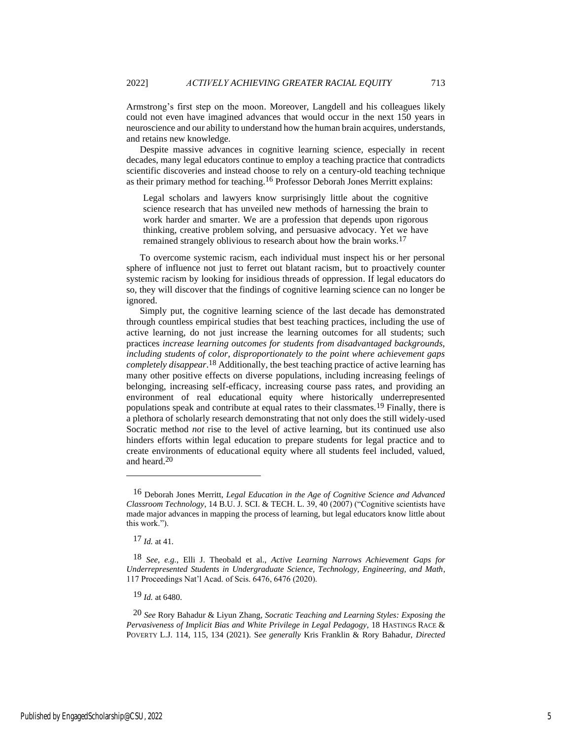Armstrong's first step on the moon. Moreover, Langdell and his colleagues likely could not even have imagined advances that would occur in the next 150 years in neuroscience and our ability to understand how the human brain acquires, understands, and retains new knowledge.

Despite massive advances in cognitive learning science, especially in recent decades, many legal educators continue to employ a teaching practice that contradicts scientific discoveries and instead choose to rely on a century-old teaching technique as their primary method for teaching.[16] Professor Deborah Jones Merritt explains:

> Legal scholars and lawyers know surprisingly little about the cognitive science research that has unveiled new methods of harnessing the brain to work harder and smarter. We are a profession that depends upon rigorous thinking, creative problem solving, and persuasive advocacy. Yet we have remained strangely oblivious to research about how the brain works.[17]

To overcome systemic racism, each individual must inspect his or her personal sphere of influence not just to ferret out blatant racism, but to proactively counter systemic racism by looking for insidious threads of oppression. If legal educators do so, they will discover that the findings of cognitive learning science can no longer be ignored.

Simply put, the cognitive learning science of the last decade has demonstrated through countless empirical studies that best teaching practices, including the use of active learning, do not just increase the learning outcomes for all students; such practices *increase learning outcomes for students from disadvantaged backgrounds, including students of color, disproportionately to the point where achievement gaps completely disappear*.[18] Additionally, the best teaching practice of active learning has many other positive effects on diverse populations, including increasing feelings of belonging, increasing self-efficacy, increasing course pass rates, and providing an environment of real educational equity where historically underrepresented populations speak and contribute at equal rates to their classmates.[19] Finally, there is a plethora of scholarly research demonstrating that not only does the still widely-used Socratic method *not* rise to the level of active learning, but its continued use also hinders efforts within legal education to prepare students for legal practice and to create environments of educational equity where all students feel included, valued, and heard.[20]

---

[16] Deborah Jones Merritt, *Legal Education in the Age of Cognitive Science and Advanced Classroom Technology*, 14 B.U. J. SCI. & TECH. L. 39, 40 (2007) ("Cognitive scientists have made major advances in mapping the process of learning, but legal educators know little about this work.").

[17] *Id.* at 41.

[18] *See, e.g.*, Elli J. Theobald et al., *Active Learning Narrows Achievement Gaps for Underrepresented Students in Undergraduate Science, Technology, Engineering, and Math*, 117 Proceedings Nat'l Acad. of Scis. 6476, 6476 (2020).

[19] *Id.* at 6480.

[20] *See* Rory Bahadur & Liyun Zhang, *Socratic Teaching and Learning Styles: Exposing the Pervasiveness of Implicit Bias and White Privilege in Legal Pedagogy*, 18 HASTINGS RACE & POVERTY L.J. 114, 115, 134 (2021). S*ee generally* Kris Franklin & Rory Bahadur, *Directed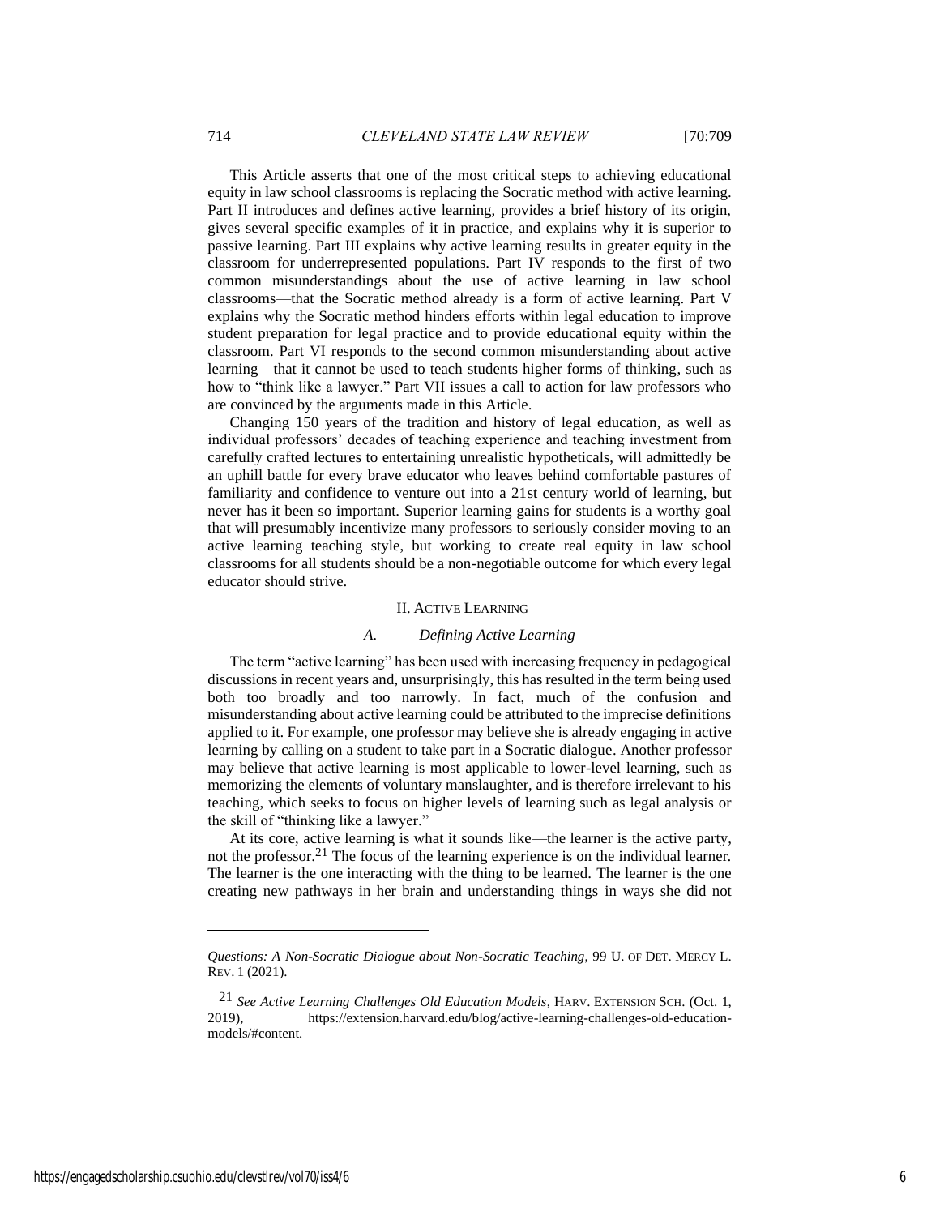This Article asserts that one of the most critical steps to achieving educational equity in law school classrooms is replacing the Socratic method with active learning. Part II introduces and defines active learning, provides a brief history of its origin, gives several specific examples of it in practice, and explains why it is superior to passive learning. Part III explains why active learning results in greater equity in the classroom for underrepresented populations. Part IV responds to the first of two common misunderstandings about the use of active learning in law school classrooms—that the Socratic method already is a form of active learning. Part V explains why the Socratic method hinders efforts within legal education to improve student preparation for legal practice and to provide educational equity within the classroom. Part VI responds to the second common misunderstanding about active learning—that it cannot be used to teach students higher forms of thinking, such as how to "think like a lawyer." Part VII issues a call to action for law professors who are convinced by the arguments made in this Article.

Changing 150 years of the tradition and history of legal education, as well as individual professors' decades of teaching experience and teaching investment from carefully crafted lectures to entertaining unrealistic hypotheticals, will admittedly be an uphill battle for every brave educator who leaves behind comfortable pastures of familiarity and confidence to venture out into a 21st century world of learning, but never has it been so important. Superior learning gains for students is a worthy goal that will presumably incentivize many professors to seriously consider moving to an active learning teaching style, but working to create real equity in law school classrooms for all students should be a non-negotiable outcome for which every legal educator should strive.

## II. Active Learning

### A. *Defining Active Learning*

The term "active learning" has been used with increasing frequency in pedagogical discussions in recent years and, unsurprisingly, this has resulted in the term being used both too broadly and too narrowly. In fact, much of the confusion and misunderstanding about active learning could be attributed to the imprecise definitions applied to it. For example, one professor may believe she is already engaging in active learning by calling on a student to take part in a Socratic dialogue. Another professor may believe that active learning is most applicable to lower-level learning, such as memorizing the elements of voluntary manslaughter, and is therefore irrelevant to his teaching, which seeks to focus on higher levels of learning such as legal analysis or the skill of "thinking like a lawyer."

At its core, active learning is what it sounds like—the learner is the active party, not the professor.[21] The focus of the learning experience is on the individual learner. The learner is the one interacting with the thing to be learned. The learner is the one creating new pathways in her brain and understanding things in ways she did not

---

*Questions: A Non-Socratic Dialogue about Non-Socratic Teaching*, 99 U. OF DET. MERCY L. REV. 1 (2021).

[21] *See Active Learning Challenges Old Education Models*, HARV. EXTENSION SCH. (Oct. 1, 2019), https://extension.harvard.edu/blog/active-learning-challenges-old-education-models/#content.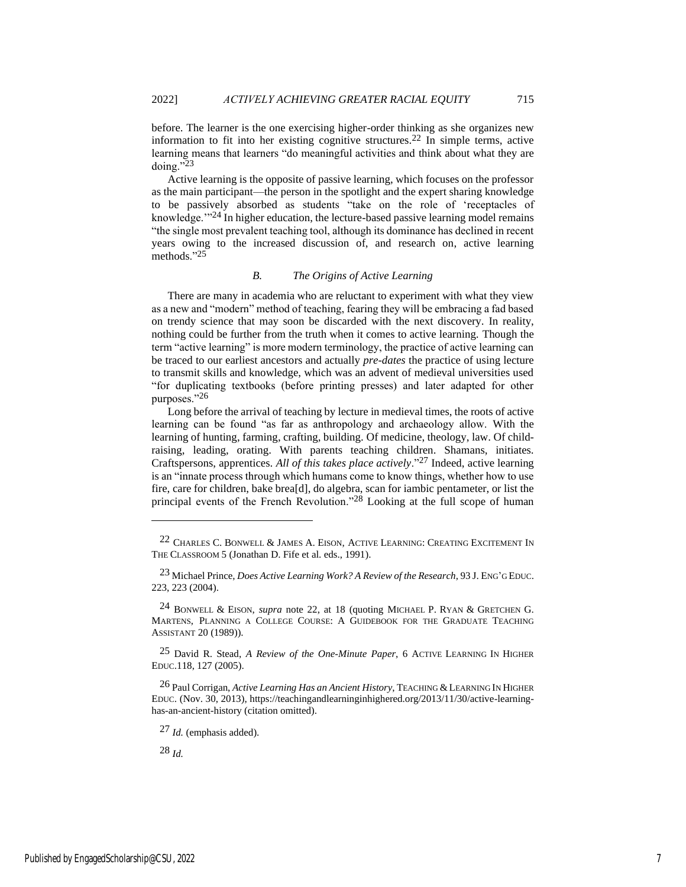before. The learner is the one exercising higher-order thinking as she organizes new information to fit into her existing cognitive structures.[22] In simple terms, active learning means that learners "do meaningful activities and think about what they are doing."[23]

Active learning is the opposite of passive learning, which focuses on the professor as the main participant—the person in the spotlight and the expert sharing knowledge to be passively absorbed as students "take on the role of 'receptacles of knowledge.'"[24] In higher education, the lecture-based passive learning model remains "the single most prevalent teaching tool, although its dominance has declined in recent years owing to the increased discussion of, and research on, active learning methods."[25]

### *B. The Origins of Active Learning*

There are many in academia who are reluctant to experiment with what they view as a new and "modern" method of teaching, fearing they will be embracing a fad based on trendy science that may soon be discarded with the next discovery. In reality, nothing could be further from the truth when it comes to active learning. Though the term "active learning" is more modern terminology, the practice of active learning can be traced to our earliest ancestors and actually *pre-dates* the practice of using lecture to transmit skills and knowledge, which was an advent of medieval universities used "for duplicating textbooks (before printing presses) and later adapted for other purposes."[26]

Long before the arrival of teaching by lecture in medieval times, the roots of active learning can be found "as far as anthropology and archaeology allow. With the learning of hunting, farming, crafting, building. Of medicine, theology, law. Of child-raising, leading, orating. With parents teaching children. Shamans, initiates. Craftspersons, apprentices. *All of this takes place actively*."[27] Indeed, active learning is an "innate process through which humans come to know things, whether how to use fire, care for children, bake brea[d], do algebra, scan for iambic pentameter, or list the principal events of the French Revolution."[28] Looking at the full scope of human

---

[22] CHARLES C. BONWELL & JAMES A. EISON, ACTIVE LEARNING: CREATING EXCITEMENT IN THE CLASSROOM 5 (Jonathan D. Fife et al. eds., 1991).

[23] Michael Prince, *Does Active Learning Work? A Review of the Research*, 93 J. ENG'G EDUC. 223, 223 (2004).

[24] BONWELL & EISON, *supra* note 22, at 18 (quoting MICHAEL P. RYAN & GRETCHEN G. MARTENS, PLANNING A COLLEGE COURSE: A GUIDEBOOK FOR THE GRADUATE TEACHING ASSISTANT 20 (1989)).

[25] David R. Stead, *A Review of the One-Minute Paper*, 6 ACTIVE LEARNING IN HIGHER EDUC.118, 127 (2005).

[26] Paul Corrigan, *Active Learning Has an Ancient History*, TEACHING & LEARNING IN HIGHER EDUC. (Nov. 30, 2013), https://teachingandlearninginhighered.org/2013/11/30/active-learning-has-an-ancient-history (citation omitted).

[27] *Id.* (emphasis added).

[28] *Id.*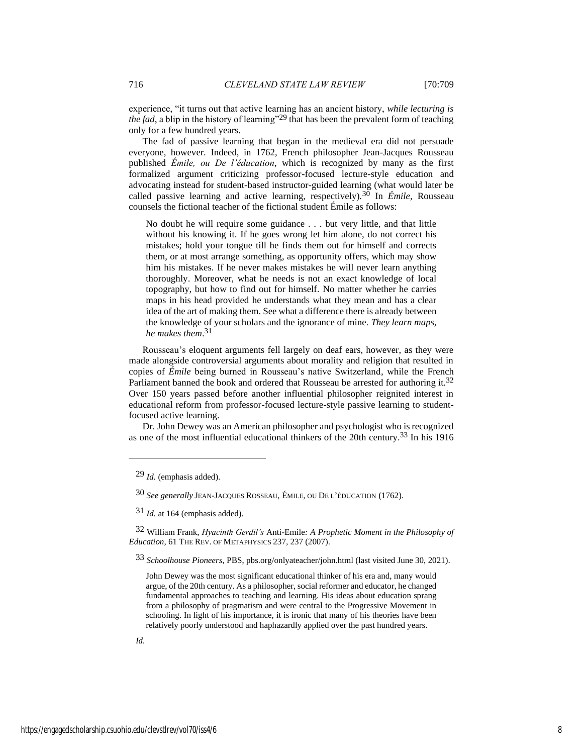experience, "it turns out that active learning has an ancient history, *while lecturing is the fad*, a blip in the history of learning"[29] that has been the prevalent form of teaching only for a few hundred years.

The fad of passive learning that began in the medieval era did not persuade everyone, however. Indeed, in 1762, French philosopher Jean-Jacques Rousseau published *Émile, ou De l'éducation*, which is recognized by many as the first formalized argument criticizing professor-focused lecture-style education and advocating instead for student-based instructor-guided learning (what would later be called passive learning and active learning, respectively).[30] In *Émile*, Rousseau counsels the fictional teacher of the fictional student Émile as follows:

> No doubt he will require some guidance . . . but very little, and that little without his knowing it. If he goes wrong let him alone, do not correct his mistakes; hold your tongue till he finds them out for himself and corrects them, or at most arrange something, as opportunity offers, which may show him his mistakes. If he never makes mistakes he will never learn anything thoroughly. Moreover, what he needs is not an exact knowledge of local topography, but how to find out for himself. No matter whether he carries maps in his head provided he understands what they mean and has a clear idea of the art of making them. See what a difference there is already between the knowledge of your scholars and the ignorance of mine. *They learn maps, he makes them*.[31]

Rousseau's eloquent arguments fell largely on deaf ears, however, as they were made alongside controversial arguments about morality and religion that resulted in copies of *Émile* being burned in Rousseau's native Switzerland, while the French Parliament banned the book and ordered that Rousseau be arrested for authoring it.[32] Over 150 years passed before another influential philosopher reignited interest in educational reform from professor-focused lecture-style passive learning to student-focused active learning.

Dr. John Dewey was an American philosopher and psychologist who is recognized as one of the most influential educational thinkers of the 20th century.[33] In his 1916

---

[29] *Id.* (emphasis added).

[30] *See generally* JEAN-JACQUES ROSSEAU, ÉMILE, OU DE L'ÉDUCATION (1762).

[31] *Id.* at 164 (emphasis added).

[32] William Frank, *Hyacinth Gerdil's* Anti-Emile*: A Prophetic Moment in the Philosophy of Education*, 61 THE REV. OF METAPHYSICS 237, 237 (2007).

[33] *Schoolhouse Pioneers*, PBS, pbs.org/onlyateacher/john.html (last visited June 30, 2021).

> John Dewey was the most significant educational thinker of his era and, many would argue, of the 20th century. As a philosopher, social reformer and educator, he changed fundamental approaches to teaching and learning. His ideas about education sprang from a philosophy of pragmatism and were central to the Progressive Movement in schooling. In light of his importance, it is ironic that many of his theories have been relatively poorly understood and haphazardly applied over the past hundred years.

*Id.*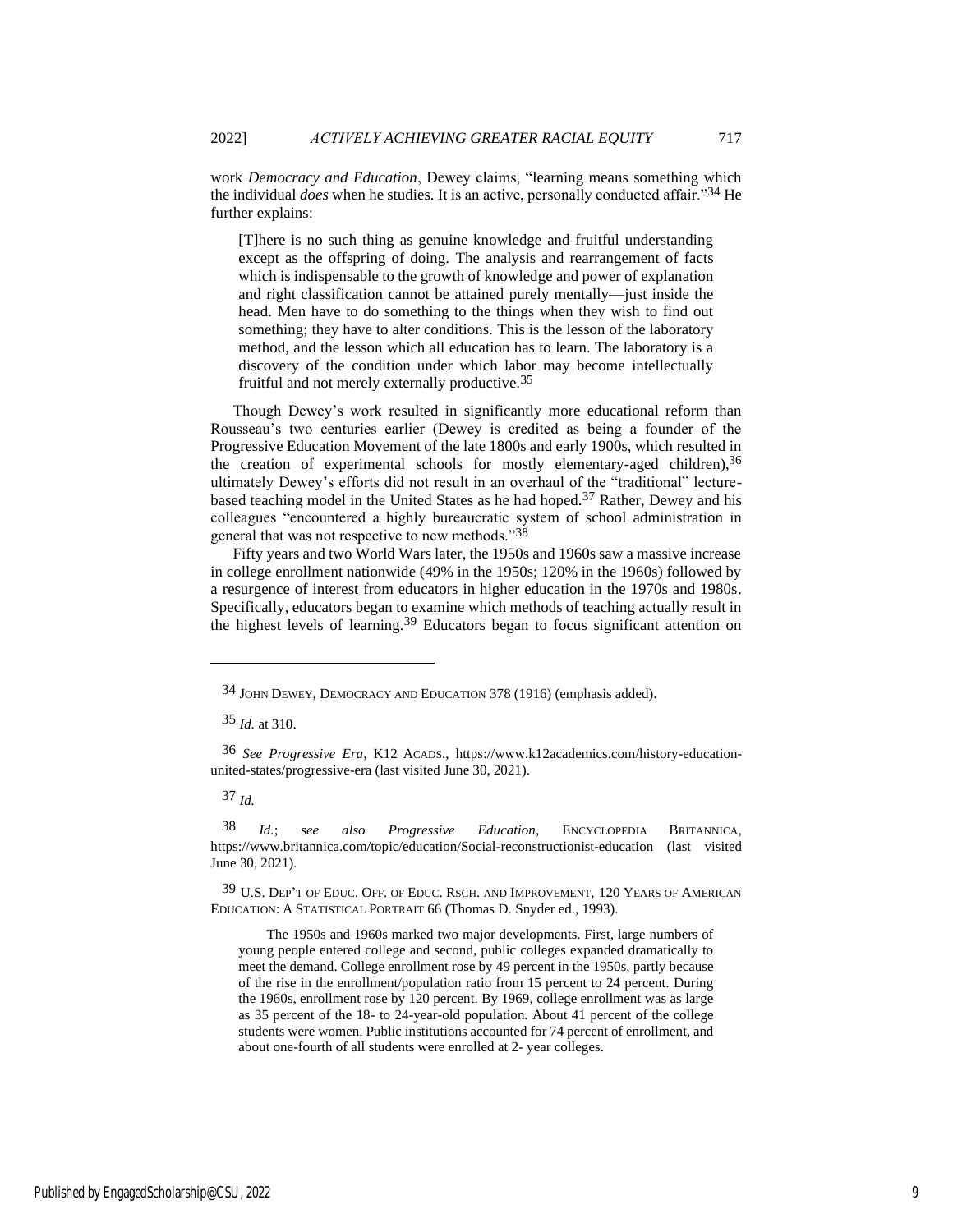work *Democracy and Education*, Dewey claims, "learning means something which the individual *does* when he studies. It is an active, personally conducted affair."[34] He further explains:

> [T]here is no such thing as genuine knowledge and fruitful understanding except as the offspring of doing. The analysis and rearrangement of facts which is indispensable to the growth of knowledge and power of explanation and right classification cannot be attained purely mentally—just inside the head. Men have to do something to the things when they wish to find out something; they have to alter conditions. This is the lesson of the laboratory method, and the lesson which all education has to learn. The laboratory is a discovery of the condition under which labor may become intellectually fruitful and not merely externally productive.[35]

Though Dewey's work resulted in significantly more educational reform than Rousseau's two centuries earlier (Dewey is credited as being a founder of the Progressive Education Movement of the late 1800s and early 1900s, which resulted in the creation of experimental schools for mostly elementary-aged children),[36] ultimately Dewey's efforts did not result in an overhaul of the "traditional" lecture-based teaching model in the United States as he had hoped.[37] Rather, Dewey and his colleagues "encountered a highly bureaucratic system of school administration in general that was not respective to new methods."[38]

Fifty years and two World Wars later, the 1950s and 1960s saw a massive increase in college enrollment nationwide (49% in the 1950s; 120% in the 1960s) followed by a resurgence of interest from educators in higher education in the 1970s and 1980s. Specifically, educators began to examine which methods of teaching actually result in the highest levels of learning.[39] Educators began to focus significant attention on

---

[34] JOHN DEWEY, DEMOCRACY AND EDUCATION 378 (1916) (emphasis added).

[35] *Id.* at 310.

[36] *See Progressive Era*, K12 ACADS., https://www.k12academics.com/history-education-united-states/progressive-era (last visited June 30, 2021).

[37] *Id.*

[38] *Id.*; s*ee also Progressive Education*, ENCYCLOPEDIA BRITANNICA, https://www.britannica.com/topic/education/Social-reconstructionist-education (last visited June 30, 2021).

[39] U.S. DEP'T OF EDUC. OFF. OF EDUC. RSCH. AND IMPROVEMENT, 120 YEARS OF AMERICAN EDUCATION: A STATISTICAL PORTRAIT 66 (Thomas D. Snyder ed., 1993).

> The 1950s and 1960s marked two major developments. First, large numbers of young people entered college and second, public colleges expanded dramatically to meet the demand. College enrollment rose by 49 percent in the 1950s, partly because of the rise in the enrollment/population ratio from 15 percent to 24 percent. During the 1960s, enrollment rose by 120 percent. By 1969, college enrollment was as large as 35 percent of the 18- to 24-year-old population. About 41 percent of the college students were women. Public institutions accounted for 74 percent of enrollment, and about one-fourth of all students were enrolled at 2- year colleges.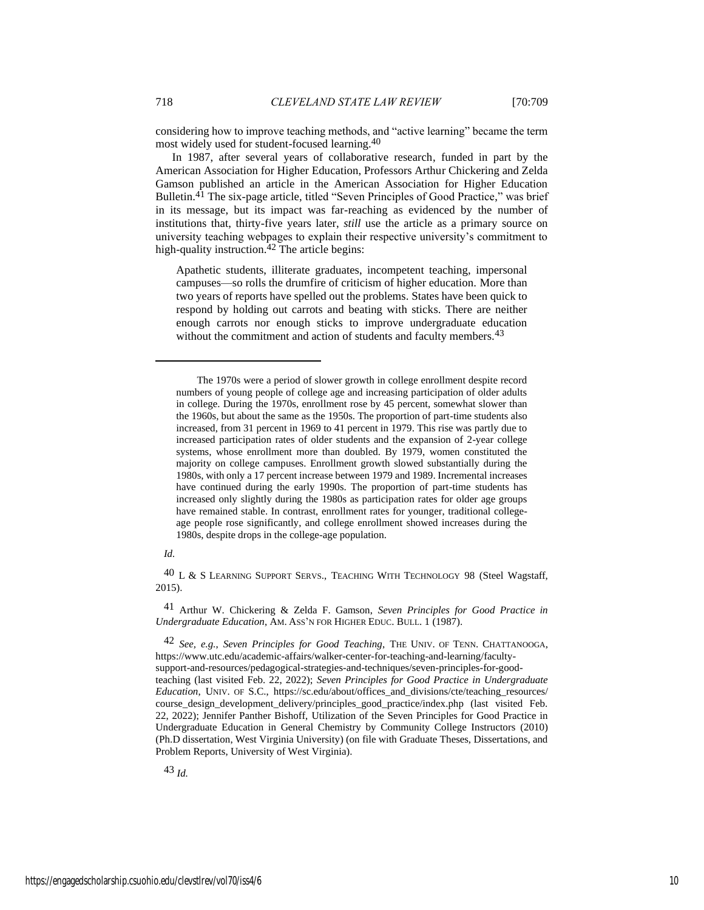considering how to improve teaching methods, and "active learning" became the term most widely used for student-focused learning.[40]

In 1987, after several years of collaborative research, funded in part by the American Association for Higher Education, Professors Arthur Chickering and Zelda Gamson published an article in the American Association for Higher Education Bulletin.[41] The six-page article, titled "Seven Principles of Good Practice," was brief in its message, but its impact was far-reaching as evidenced by the number of institutions that, thirty-five years later, *still* use the article as a primary source on university teaching webpages to explain their respective university's commitment to high-quality instruction.[42] The article begins:

> Apathetic students, illiterate graduates, incompetent teaching, impersonal campuses—so rolls the drumfire of criticism of higher education. More than two years of reports have spelled out the problems. States have been quick to respond by holding out carrots and beating with sticks. There are neither enough carrots nor enough sticks to improve undergraduate education without the commitment and action of students and faculty members.[43]

---

> The 1970s were a period of slower growth in college enrollment despite record numbers of young people of college age and increasing participation of older adults in college. During the 1970s, enrollment rose by 45 percent, somewhat slower than the 1960s, but about the same as the 1950s. The proportion of part-time students also increased, from 31 percent in 1969 to 41 percent in 1979. This rise was partly due to increased participation rates of older students and the expansion of 2-year college systems, whose enrollment more than doubled. By 1979, women constituted the majority on college campuses. Enrollment growth slowed substantially during the 1980s, with only a 17 percent increase between 1979 and 1989. Incremental increases have continued during the early 1990s. The proportion of part-time students has increased only slightly during the 1980s as participation rates for older age groups have remained stable. In contrast, enrollment rates for younger, traditional college-age people rose significantly, and college enrollment showed increases during the 1980s, despite drops in the college-age population.

*Id.*

[40] L & S LEARNING SUPPORT SERVS., TEACHING WITH TECHNOLOGY 98 (Steel Wagstaff, 2015).

[41] Arthur W. Chickering & Zelda F. Gamson, *Seven Principles for Good Practice in Undergraduate Education*, AM. ASS'N FOR HIGHER EDUC. BULL. 1 (1987).

[42] *See, e.g.*, *Seven Principles for Good Teaching*, THE UNIV. OF TENN. CHATTANOOGA, https://www.utc.edu/academic-affairs/walker-center-for-teaching-and-learning/faculty-support-and-resources/pedagogical-strategies-and-techniques/seven-principles-for-good-teaching (last visited Feb. 22, 2022); *Seven Principles for Good Practice in Undergraduate Education*, UNIV. OF S.C., https://sc.edu/about/offices_and_divisions/cte/teaching_resources/course_design_development_delivery/principles_good_practice/index.php (last visited Feb. 22, 2022); Jennifer Panther Bishoff, Utilization of the Seven Principles for Good Practice in Undergraduate Education in General Chemistry by Community College Instructors (2010) (Ph.D dissertation, West Virginia University) (on file with Graduate Theses, Dissertations, and Problem Reports, University of West Virginia).

[43] *Id.*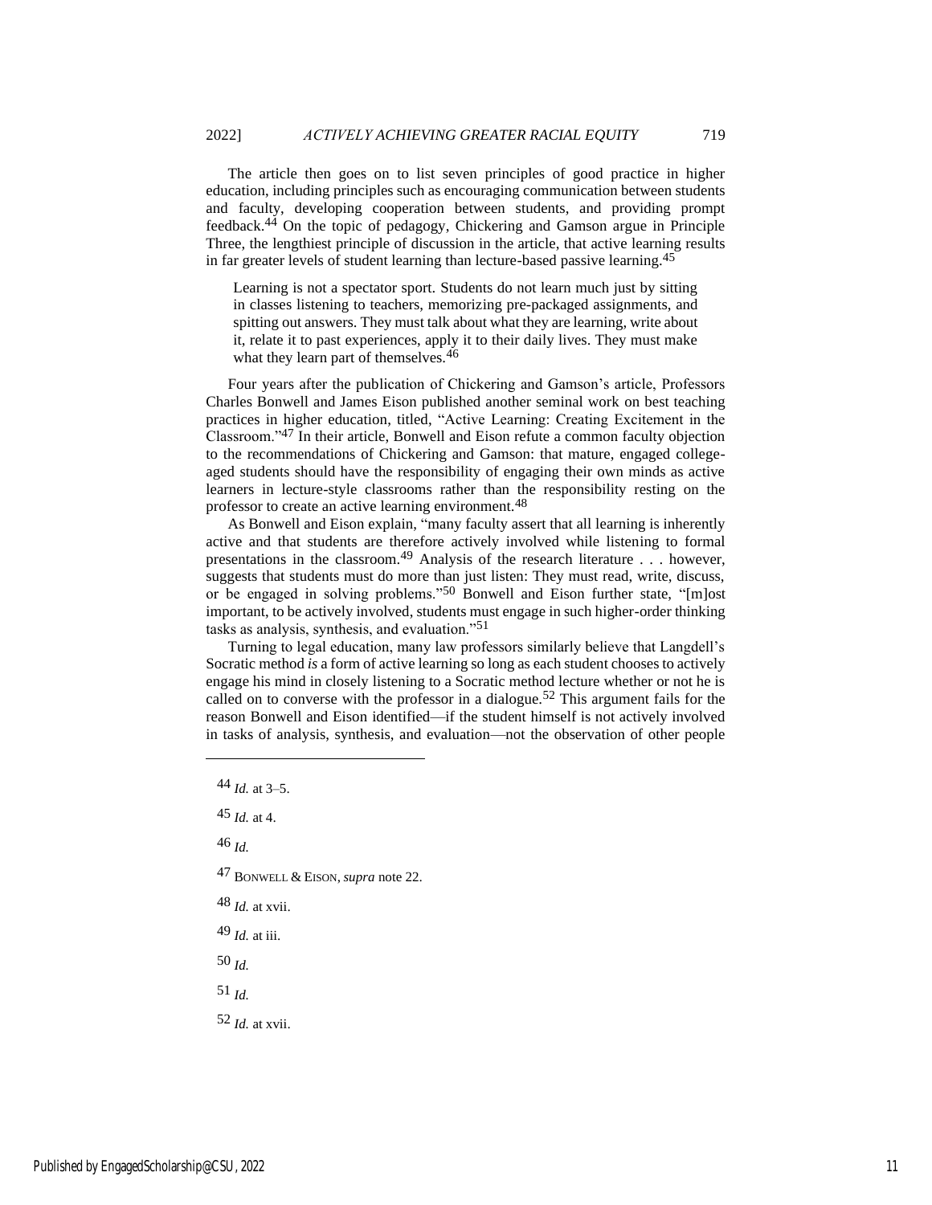The article then goes on to list seven principles of good practice in higher education, including principles such as encouraging communication between students and faculty, developing cooperation between students, and providing prompt feedback.[44] On the topic of pedagogy, Chickering and Gamson argue in Principle Three, the lengthiest principle of discussion in the article, that active learning results in far greater levels of student learning than lecture-based passive learning.[45]

> Learning is not a spectator sport. Students do not learn much just by sitting in classes listening to teachers, memorizing pre-packaged assignments, and spitting out answers. They must talk about what they are learning, write about it, relate it to past experiences, apply it to their daily lives. They must make what they learn part of themselves.[46]

Four years after the publication of Chickering and Gamson's article, Professors Charles Bonwell and James Eison published another seminal work on best teaching practices in higher education, titled, "Active Learning: Creating Excitement in the Classroom."[47] In their article, Bonwell and Eison refute a common faculty objection to the recommendations of Chickering and Gamson: that mature, engaged college-aged students should have the responsibility of engaging their own minds as active learners in lecture-style classrooms rather than the responsibility resting on the professor to create an active learning environment.[48]

As Bonwell and Eison explain, "many faculty assert that all learning is inherently active and that students are therefore actively involved while listening to formal presentations in the classroom.[49] Analysis of the research literature . . . however, suggests that students must do more than just listen: They must read, write, discuss, or be engaged in solving problems."[50] Bonwell and Eison further state, "[m]ost important, to be actively involved, students must engage in such higher-order thinking tasks as analysis, synthesis, and evaluation."[51]

Turning to legal education, many law professors similarly believe that Langdell's Socratic method *is* a form of active learning so long as each student chooses to actively engage his mind in closely listening to a Socratic method lecture whether or not he is called on to converse with the professor in a dialogue.[52] This argument fails for the reason Bonwell and Eison identified—if the student himself is not actively involved in tasks of analysis, synthesis, and evaluation—not the observation of other people

---

[44] *Id.* at 3–5.

[45] *Id.* at 4.

[46] *Id.*

[47] BONWELL & EISON, *supra* note 22.

[48] *Id.* at xvii.

[49] *Id.* at iii.

[50] *Id.*

[51] *Id.*

[52] *Id.* at xvii.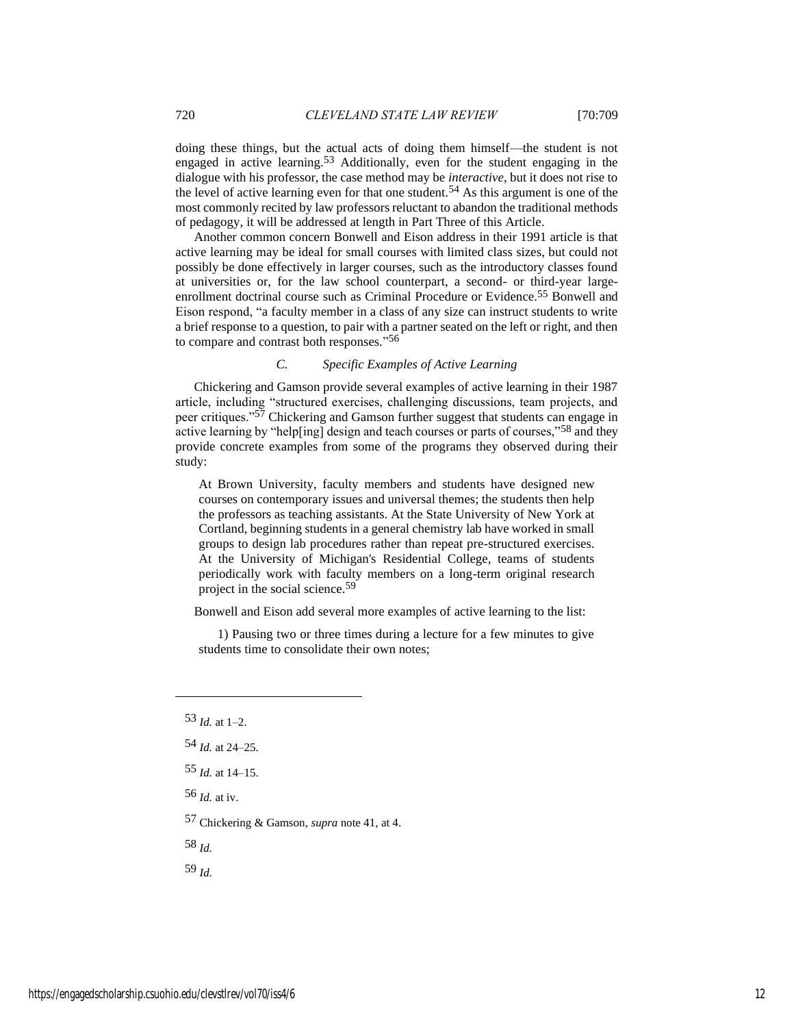doing these things, but the actual acts of doing them himself—the student is not engaged in active learning.[53] Additionally, even for the student engaging in the dialogue with his professor, the case method may be *interactive*, but it does not rise to the level of active learning even for that one student.[54] As this argument is one of the most commonly recited by law professors reluctant to abandon the traditional methods of pedagogy, it will be addressed at length in Part Three of this Article.

Another common concern Bonwell and Eison address in their 1991 article is that active learning may be ideal for small courses with limited class sizes, but could not possibly be done effectively in larger courses, such as the introductory classes found at universities or, for the law school counterpart, a second- or third-year large-enrollment doctrinal course such as Criminal Procedure or Evidence.[55] Bonwell and Eison respond, "a faculty member in a class of any size can instruct students to write a brief response to a question, to pair with a partner seated on the left or right, and then to compare and contrast both responses."[56]

### *C. Specific Examples of Active Learning*

Chickering and Gamson provide several examples of active learning in their 1987 article, including "structured exercises, challenging discussions, team projects, and peer critiques."[57] Chickering and Gamson further suggest that students can engage in active learning by "help[ing] design and teach courses or parts of courses,"[58] and they provide concrete examples from some of the programs they observed during their study:

> At Brown University, faculty members and students have designed new courses on contemporary issues and universal themes; the students then help the professors as teaching assistants. At the State University of New York at Cortland, beginning students in a general chemistry lab have worked in small groups to design lab procedures rather than repeat pre-structured exercises. At the University of Michigan's Residential College, teams of students periodically work with faculty members on a long-term original research project in the social science.[59]

Bonwell and Eison add several more examples of active learning to the list:

> 1) Pausing two or three times during a lecture for a few minutes to give students time to consolidate their own notes;

---

53 *Id.* at 1–2.

54 *Id.* at 24–25.

55 *Id.* at 14–15.

56 *Id.* at iv.

57 Chickering & Gamson, *supra* note 41, at 4.

58 *Id.*

59 *Id.*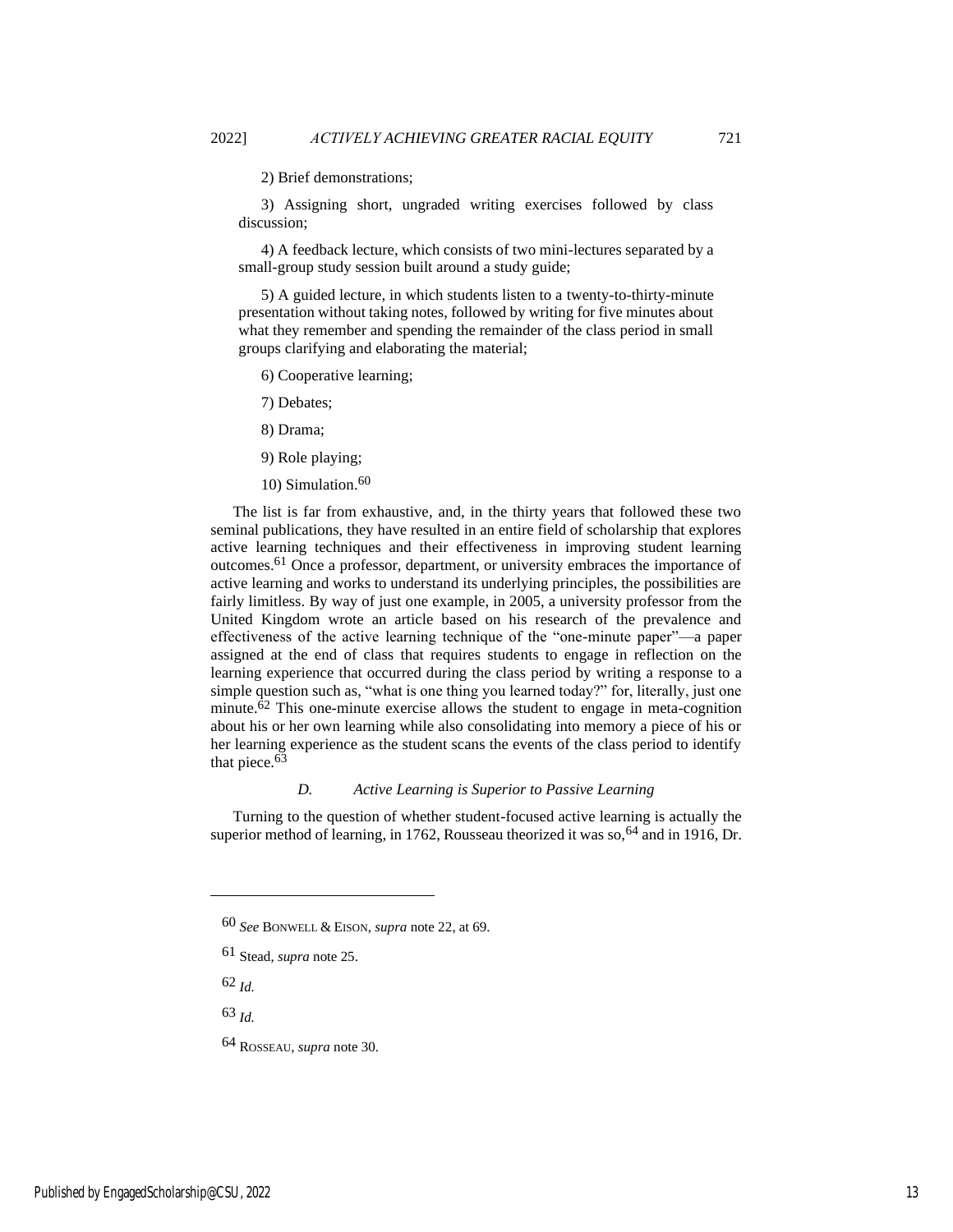2) Brief demonstrations;

3) Assigning short, ungraded writing exercises followed by class discussion;

4) A feedback lecture, which consists of two mini-lectures separated by a small-group study session built around a study guide;

5) A guided lecture, in which students listen to a twenty-to-thirty-minute presentation without taking notes, followed by writing for five minutes about what they remember and spending the remainder of the class period in small groups clarifying and elaborating the material;

6) Cooperative learning;

7) Debates;

8) Drama;

9) Role playing;

10) Simulation.[60]

The list is far from exhaustive, and, in the thirty years that followed these two seminal publications, they have resulted in an entire field of scholarship that explores active learning techniques and their effectiveness in improving student learning outcomes.[61] Once a professor, department, or university embraces the importance of active learning and works to understand its underlying principles, the possibilities are fairly limitless. By way of just one example, in 2005, a university professor from the United Kingdom wrote an article based on his research of the prevalence and effectiveness of the active learning technique of the "one-minute paper"—a paper assigned at the end of class that requires students to engage in reflection on the learning experience that occurred during the class period by writing a response to a simple question such as, "what is one thing you learned today?" for, literally, just one minute.[62] This one-minute exercise allows the student to engage in meta-cognition about his or her own learning while also consolidating into memory a piece of his or her learning experience as the student scans the events of the class period to identify that piece.[63]

### *D. Active Learning is Superior to Passive Learning*

Turning to the question of whether student-focused active learning is actually the superior method of learning, in 1762, Rousseau theorized it was so,[64] and in 1916, Dr.

---

60 *See* BONWELL & EISON, *supra* note 22, at 69.

61 Stead, *supra* note 25.

62 *Id.*

63 *Id.*

64 ROSSEAU, *supra* note 30.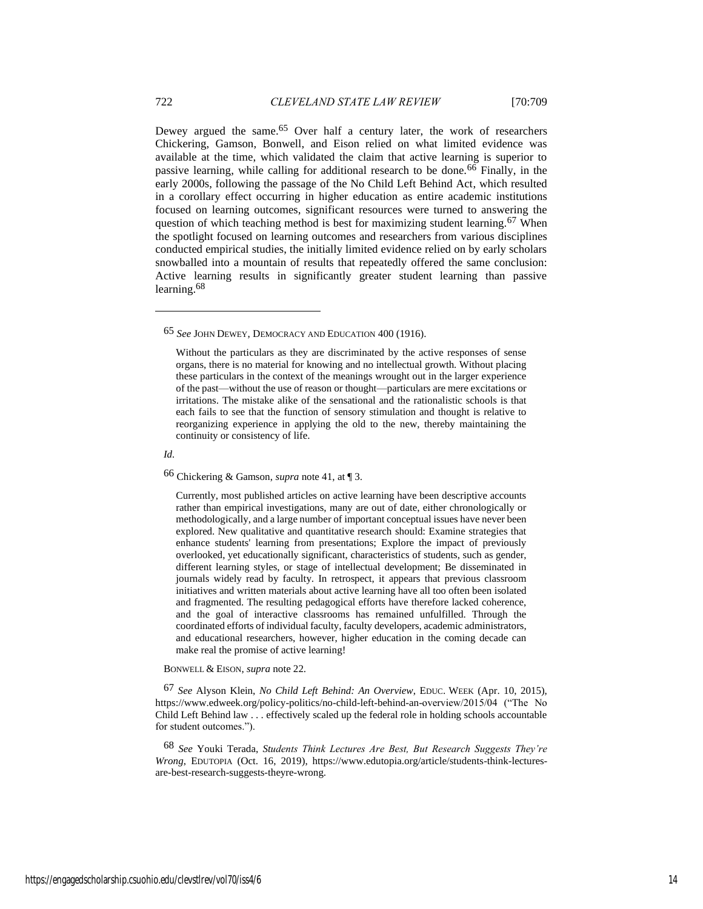Dewey argued the same.[65] Over half a century later, the work of researchers Chickering, Gamson, Bonwell, and Eison relied on what limited evidence was available at the time, which validated the claim that active learning is superior to passive learning, while calling for additional research to be done.[66] Finally, in the early 2000s, following the passage of the No Child Left Behind Act, which resulted in a corollary effect occurring in higher education as entire academic institutions focused on learning outcomes, significant resources were turned to answering the question of which teaching method is best for maximizing student learning.[67] When the spotlight focused on learning outcomes and researchers from various disciplines conducted empirical studies, the initially limited evidence relied on by early scholars snowballed into a mountain of results that repeatedly offered the same conclusion: Active learning results in significantly greater student learning than passive learning.[68]

---

[65] *See* JOHN DEWEY, DEMOCRACY AND EDUCATION 400 (1916).

> Without the particulars as they are discriminated by the active responses of sense organs, there is no material for knowing and no intellectual growth. Without placing these particulars in the context of the meanings wrought out in the larger experience of the past—without the use of reason or thought—particulars are mere excitations or irritations. The mistake alike of the sensational and the rationalistic schools is that each fails to see that the function of sensory stimulation and thought is relative to reorganizing experience in applying the old to the new, thereby maintaining the continuity or consistency of life.

*Id.*

[66] Chickering & Gamson, *supra* note 41, at ¶ 3.

> Currently, most published articles on active learning have been descriptive accounts rather than empirical investigations, many are out of date, either chronologically or methodologically, and a large number of important conceptual issues have never been explored. New qualitative and quantitative research should: Examine strategies that enhance students' learning from presentations; Explore the impact of previously overlooked, yet educationally significant, characteristics of students, such as gender, different learning styles, or stage of intellectual development; Be disseminated in journals widely read by faculty. In retrospect, it appears that previous classroom initiatives and written materials about active learning have all too often been isolated and fragmented. The resulting pedagogical efforts have therefore lacked coherence, and the goal of interactive classrooms has remained unfulfilled. Through the coordinated efforts of individual faculty, faculty developers, academic administrators, and educational researchers, however, higher education in the coming decade can make real the promise of active learning!

BONWELL & EISON, *supra* note 22.

[67] *See* Alyson Klein, *No Child Left Behind: An Overview*, EDUC. WEEK (Apr. 10, 2015), https://www.edweek.org/policy-politics/no-child-left-behind-an-overview/2015/04 ("The No Child Left Behind law . . . effectively scaled up the federal role in holding schools accountable for student outcomes.").

[68] *See* Youki Terada, *Students Think Lectures Are Best, But Research Suggests They're Wrong*, EDUTOPIA (Oct. 16, 2019), https://www.edutopia.org/article/students-think-lectures-are-best-research-suggests-theyre-wrong.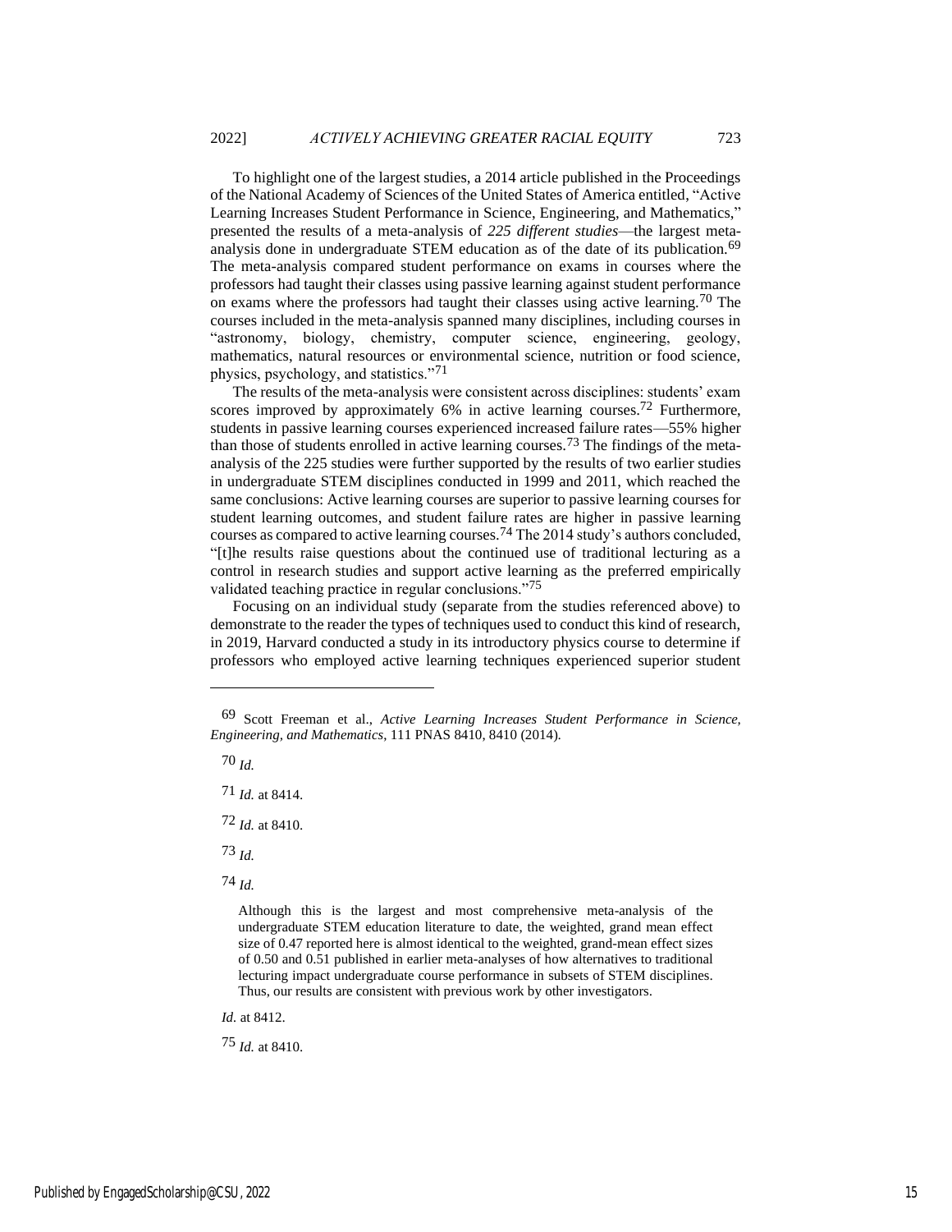To highlight one of the largest studies, a 2014 article published in the Proceedings of the National Academy of Sciences of the United States of America entitled, "Active Learning Increases Student Performance in Science, Engineering, and Mathematics," presented the results of a meta-analysis of *225 different studies*—the largest meta-analysis done in undergraduate STEM education as of the date of its publication.[69] The meta-analysis compared student performance on exams in courses where the professors had taught their classes using passive learning against student performance on exams where the professors had taught their classes using active learning.[70] The courses included in the meta-analysis spanned many disciplines, including courses in "astronomy, biology, chemistry, computer science, engineering, geology, mathematics, natural resources or environmental science, nutrition or food science, physics, psychology, and statistics."[71]

The results of the meta-analysis were consistent across disciplines: students' exam scores improved by approximately 6% in active learning courses.[72] Furthermore, students in passive learning courses experienced increased failure rates—55% higher than those of students enrolled in active learning courses.[73] The findings of the meta-analysis of the 225 studies were further supported by the results of two earlier studies in undergraduate STEM disciplines conducted in 1999 and 2011, which reached the same conclusions: Active learning courses are superior to passive learning courses for student learning outcomes, and student failure rates are higher in passive learning courses as compared to active learning courses.[74] The 2014 study's authors concluded, "[t]he results raise questions about the continued use of traditional lecturing as a control in research studies and support active learning as the preferred empirically validated teaching practice in regular conclusions."[75]

Focusing on an individual study (separate from the studies referenced above) to demonstrate to the reader the types of techniques used to conduct this kind of research, in 2019, Harvard conducted a study in its introductory physics course to determine if professors who employed active learning techniques experienced superior student

---

69 Scott Freeman et al., *Active Learning Increases Student Performance in Science, Engineering, and Mathematics*, 111 PNAS 8410, 8410 (2014).

70 *Id.*

71 *Id.* at 8414.

72 *Id.* at 8410.

73 *Id.*

74 *Id.*

> Although this is the largest and most comprehensive meta-analysis of the undergraduate STEM education literature to date, the weighted, grand mean effect size of 0.47 reported here is almost identical to the weighted, grand-mean effect sizes of 0.50 and 0.51 published in earlier meta-analyses of how alternatives to traditional lecturing impact undergraduate course performance in subsets of STEM disciplines. Thus, our results are consistent with previous work by other investigators.

*Id.* at 8412.

75 *Id.* at 8410.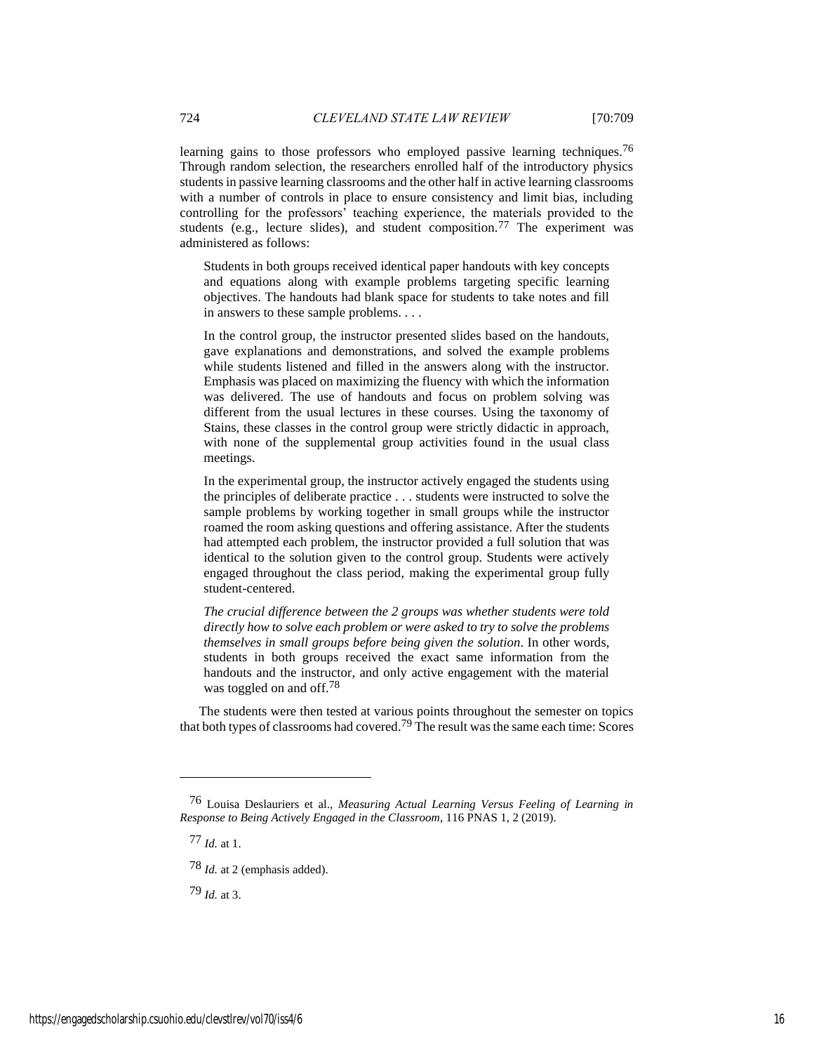learning gains to those professors who employed passive learning techniques.[76] Through random selection, the researchers enrolled half of the introductory physics students in passive learning classrooms and the other half in active learning classrooms with a number of controls in place to ensure consistency and limit bias, including controlling for the professors' teaching experience, the materials provided to the students (e.g., lecture slides), and student composition.[77] The experiment was administered as follows:

> Students in both groups received identical paper handouts with key concepts and equations along with example problems targeting specific learning objectives. The handouts had blank space for students to take notes and fill in answers to these sample problems. . . .
>
> In the control group, the instructor presented slides based on the handouts, gave explanations and demonstrations, and solved the example problems while students listened and filled in the answers along with the instructor. Emphasis was placed on maximizing the fluency with which the information was delivered. The use of handouts and focus on problem solving was different from the usual lectures in these courses. Using the taxonomy of Stains, these classes in the control group were strictly didactic in approach, with none of the supplemental group activities found in the usual class meetings.
>
> In the experimental group, the instructor actively engaged the students using the principles of deliberate practice . . . students were instructed to solve the sample problems by working together in small groups while the instructor roamed the room asking questions and offering assistance. After the students had attempted each problem, the instructor provided a full solution that was identical to the solution given to the control group. Students were actively engaged throughout the class period, making the experimental group fully student-centered.
>
> *The crucial difference between the 2 groups was whether students were told directly how to solve each problem or were asked to try to solve the problems themselves in small groups before being given the solution*. In other words, students in both groups received the exact same information from the handouts and the instructor, and only active engagement with the material was toggled on and off.[78]

The students were then tested at various points throughout the semester on topics that both types of classrooms had covered.[79] The result was the same each time: Scores

---

[76] Louisa Deslauriers et al., *Measuring Actual Learning Versus Feeling of Learning in Response to Being Actively Engaged in the Classroom*, 116 PNAS 1, 2 (2019).

[77] *Id.* at 1.

[78] *Id.* at 2 (emphasis added).

[79] *Id.* at 3.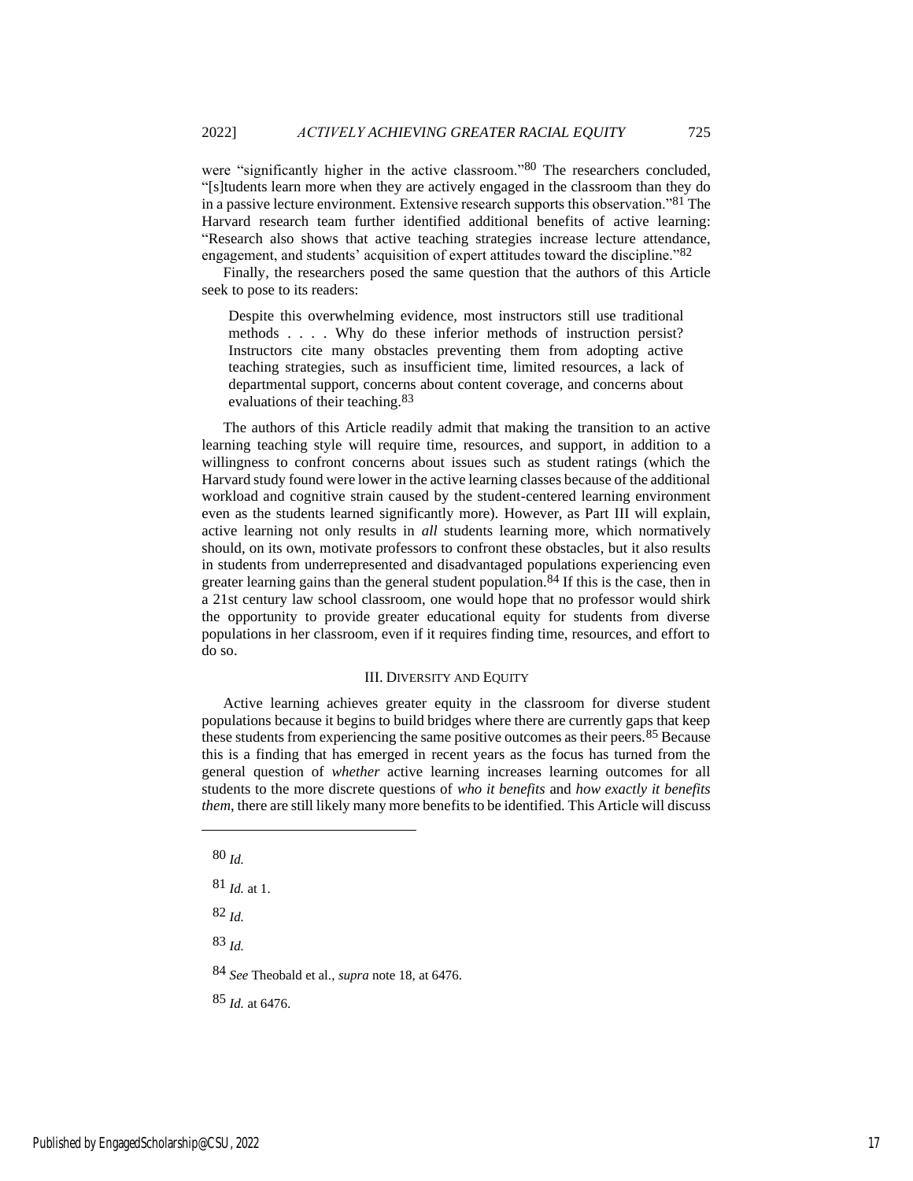were "significantly higher in the active classroom."[80] The researchers concluded, "[s]tudents learn more when they are actively engaged in the classroom than they do in a passive lecture environment. Extensive research supports this observation."[81] The Harvard research team further identified additional benefits of active learning: "Research also shows that active teaching strategies increase lecture attendance, engagement, and students' acquisition of expert attitudes toward the discipline."[82]

Finally, the researchers posed the same question that the authors of this Article seek to pose to its readers:

> Despite this overwhelming evidence, most instructors still use traditional methods . . . . Why do these inferior methods of instruction persist? Instructors cite many obstacles preventing them from adopting active teaching strategies, such as insufficient time, limited resources, a lack of departmental support, concerns about content coverage, and concerns about evaluations of their teaching.[83]

The authors of this Article readily admit that making the transition to an active learning teaching style will require time, resources, and support, in addition to a willingness to confront concerns about issues such as student ratings (which the Harvard study found were lower in the active learning classes because of the additional workload and cognitive strain caused by the student-centered learning environment even as the students learned significantly more). However, as Part III will explain, active learning not only results in *all* students learning more, which normatively should, on its own, motivate professors to confront these obstacles, but it also results in students from underrepresented and disadvantaged populations experiencing even greater learning gains than the general student population.[84] If this is the case, then in a 21st century law school classroom, one would hope that no professor would shirk the opportunity to provide greater educational equity for students from diverse populations in her classroom, even if it requires finding time, resources, and effort to do so.

## III. Diversity and Equity

Active learning achieves greater equity in the classroom for diverse student populations because it begins to build bridges where there are currently gaps that keep these students from experiencing the same positive outcomes as their peers.[85] Because this is a finding that has emerged in recent years as the focus has turned from the general question of *whether* active learning increases learning outcomes for all students to the more discrete questions of *who it benefits* and *how exactly it benefits them*, there are still likely many more benefits to be identified. This Article will discuss

---

80 *Id.*

81 *Id.* at 1.

82 *Id.*

83 *Id.*

84 *See* Theobald et al., *supra* note 18, at 6476.

85 *Id.* at 6476.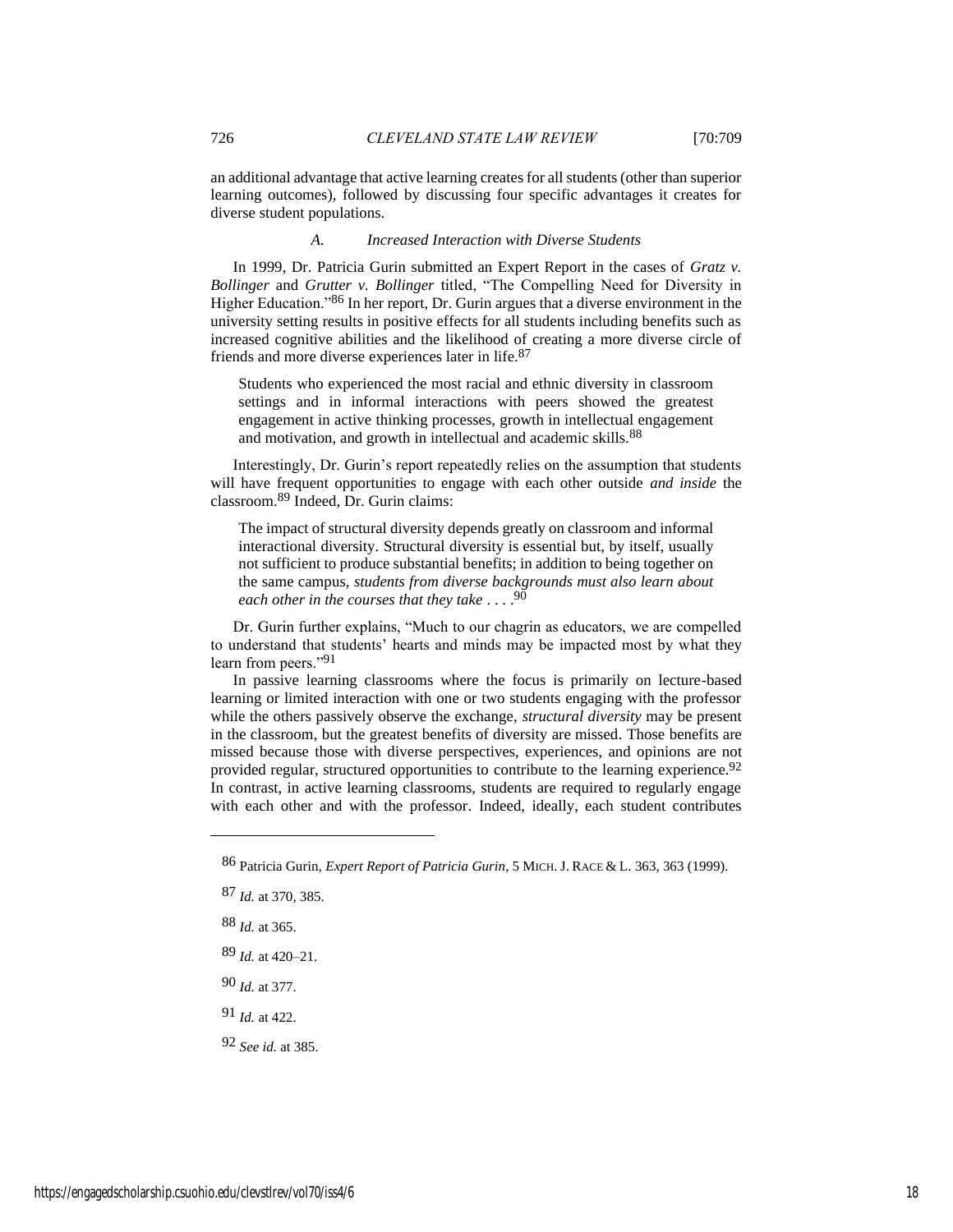an additional advantage that active learning creates for all students (other than superior learning outcomes), followed by discussing four specific advantages it creates for diverse student populations.

### *A. Increased Interaction with Diverse Students*

In 1999, Dr. Patricia Gurin submitted an Expert Report in the cases of *Gratz v. Bollinger* and *Grutter v. Bollinger* titled, "The Compelling Need for Diversity in Higher Education."[86] In her report, Dr. Gurin argues that a diverse environment in the university setting results in positive effects for all students including benefits such as increased cognitive abilities and the likelihood of creating a more diverse circle of friends and more diverse experiences later in life.[87]

> Students who experienced the most racial and ethnic diversity in classroom settings and in informal interactions with peers showed the greatest engagement in active thinking processes, growth in intellectual engagement and motivation, and growth in intellectual and academic skills.[88]

Interestingly, Dr. Gurin's report repeatedly relies on the assumption that students will have frequent opportunities to engage with each other outside *and inside* the classroom.[89] Indeed, Dr. Gurin claims:

> The impact of structural diversity depends greatly on classroom and informal interactional diversity. Structural diversity is essential but, by itself, usually not sufficient to produce substantial benefits; in addition to being together on the same campus, *students from diverse backgrounds must also learn about each other in the courses that they take* . . . .[90]

Dr. Gurin further explains, "Much to our chagrin as educators, we are compelled to understand that students' hearts and minds may be impacted most by what they learn from peers."[91]

In passive learning classrooms where the focus is primarily on lecture-based learning or limited interaction with one or two students engaging with the professor while the others passively observe the exchange, *structural diversity* may be present in the classroom, but the greatest benefits of diversity are missed. Those benefits are missed because those with diverse perspectives, experiences, and opinions are not provided regular, structured opportunities to contribute to the learning experience.[92] In contrast, in active learning classrooms, students are required to regularly engage with each other and with the professor. Indeed, ideally, each student contributes

---

[86] Patricia Gurin, *Expert Report of Patricia Gurin*, 5 MICH. J. RACE & L. 363, 363 (1999).

[87] *Id.* at 370, 385.

[88] *Id.* at 365.

[89] *Id.* at 420–21.

[90] *Id.* at 377.

[91] *Id.* at 422.

[92] *See id.* at 385.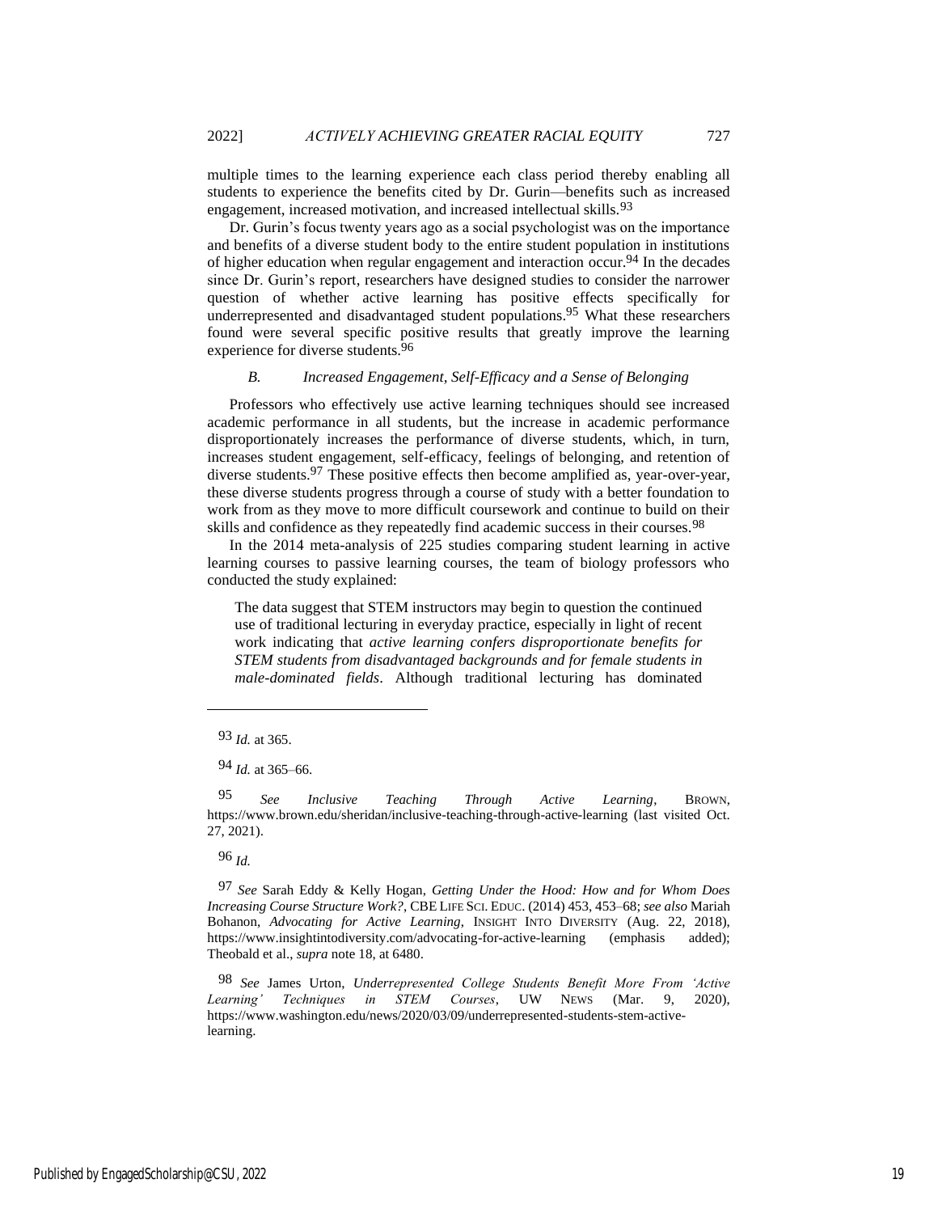multiple times to the learning experience each class period thereby enabling all students to experience the benefits cited by Dr. Gurin—benefits such as increased engagement, increased motivation, and increased intellectual skills.[93]

Dr. Gurin's focus twenty years ago as a social psychologist was on the importance and benefits of a diverse student body to the entire student population in institutions of higher education when regular engagement and interaction occur.[94] In the decades since Dr. Gurin's report, researchers have designed studies to consider the narrower question of whether active learning has positive effects specifically for underrepresented and disadvantaged student populations.[95] What these researchers found were several specific positive results that greatly improve the learning experience for diverse students.[96]

### *B. Increased Engagement, Self-Efficacy and a Sense of Belonging*

Professors who effectively use active learning techniques should see increased academic performance in all students, but the increase in academic performance disproportionately increases the performance of diverse students, which, in turn, increases student engagement, self-efficacy, feelings of belonging, and retention of diverse students.[97] These positive effects then become amplified as, year-over-year, these diverse students progress through a course of study with a better foundation to work from as they move to more difficult coursework and continue to build on their skills and confidence as they repeatedly find academic success in their courses.[98]

In the 2014 meta-analysis of 225 studies comparing student learning in active learning courses to passive learning courses, the team of biology professors who conducted the study explained:

> The data suggest that STEM instructors may begin to question the continued use of traditional lecturing in everyday practice, especially in light of recent work indicating that *active learning confers disproportionate benefits for STEM students from disadvantaged backgrounds and for female students in male-dominated fields*. Although traditional lecturing has dominated

---

[93] *Id.* at 365.

[94] *Id.* at 365–66.

[95] *See Inclusive Teaching Through Active Learning*, BROWN, https://www.brown.edu/sheridan/inclusive-teaching-through-active-learning (last visited Oct. 27, 2021).

[96] *Id.*

[97] *See* Sarah Eddy & Kelly Hogan, *Getting Under the Hood: How and for Whom Does Increasing Course Structure Work?*, CBE LIFE SCI. EDUC. (2014) 453, 453–68; *see also* Mariah Bohanon, *Advocating for Active Learning*, INSIGHT INTO DIVERSITY (Aug. 22, 2018), https://www.insightintodiversity.com/advocating-for-active-learning (emphasis added); Theobald et al., *supra* note 18, at 6480.

[98] *See* James Urton, *Underrepresented College Students Benefit More From 'Active Learning' Techniques in STEM Courses*, UW NEWS (Mar. 9, 2020), https://www.washington.edu/news/2020/03/09/underrepresented-students-stem-active-learning.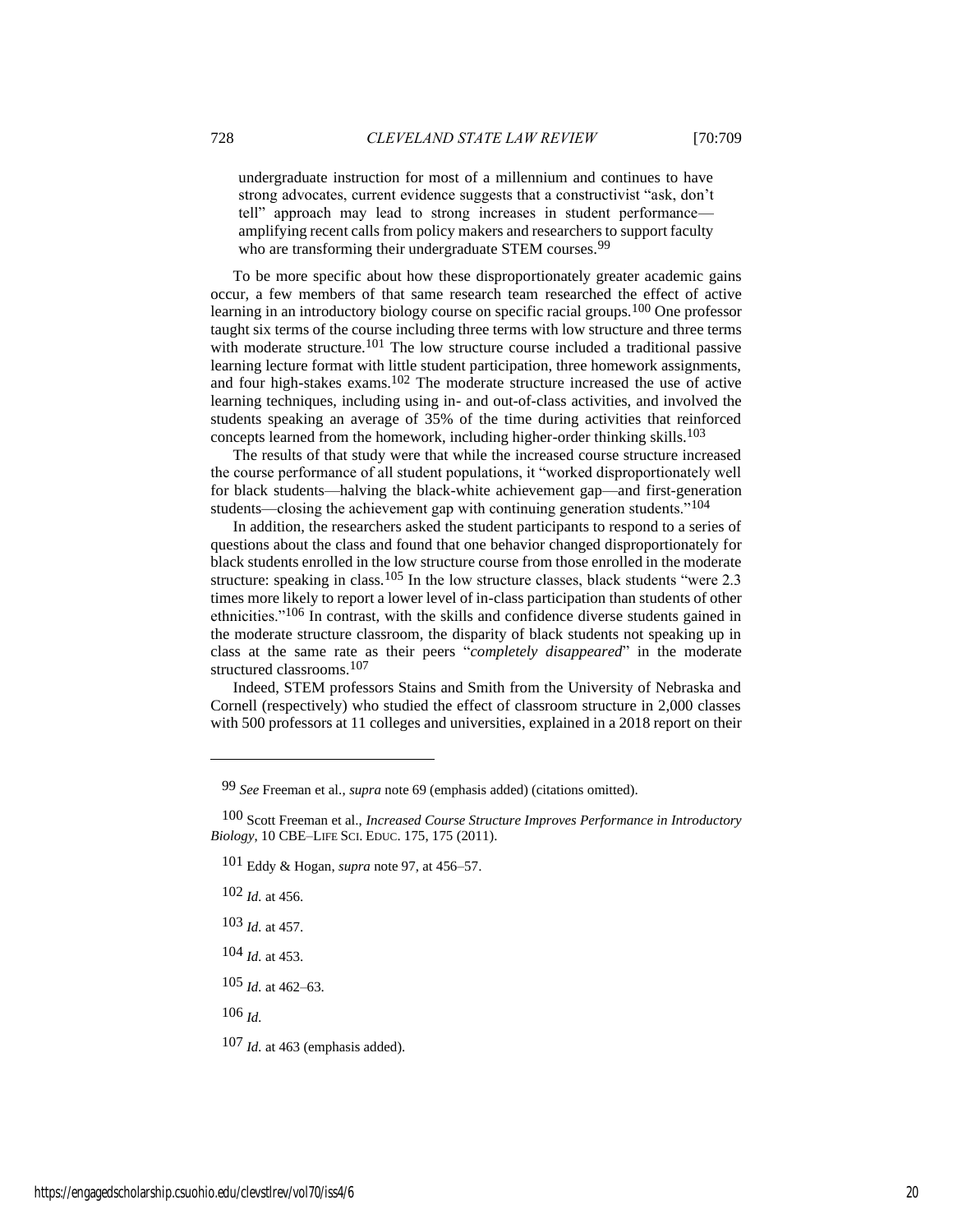undergraduate instruction for most of a millennium and continues to have strong advocates, current evidence suggests that a constructivist "ask, don't tell" approach may lead to strong increases in student performance—amplifying recent calls from policy makers and researchers to support faculty who are transforming their undergraduate STEM courses.[99]

To be more specific about how these disproportionately greater academic gains occur, a few members of that same research team researched the effect of active learning in an introductory biology course on specific racial groups.[100] One professor taught six terms of the course including three terms with low structure and three terms with moderate structure.[101] The low structure course included a traditional passive learning lecture format with little student participation, three homework assignments, and four high-stakes exams.[102] The moderate structure increased the use of active learning techniques, including using in- and out-of-class activities, and involved the students speaking an average of 35% of the time during activities that reinforced concepts learned from the homework, including higher-order thinking skills.[103]

The results of that study were that while the increased course structure increased the course performance of all student populations, it "worked disproportionately well for black students—halving the black-white achievement gap—and first-generation students—closing the achievement gap with continuing generation students."[104]

In addition, the researchers asked the student participants to respond to a series of questions about the class and found that one behavior changed disproportionately for black students enrolled in the low structure course from those enrolled in the moderate structure: speaking in class.[105] In the low structure classes, black students "were 2.3 times more likely to report a lower level of in-class participation than students of other ethnicities."[106] In contrast, with the skills and confidence diverse students gained in the moderate structure classroom, the disparity of black students not speaking up in class at the same rate as their peers "*completely disappeared*" in the moderate structured classrooms.[107]

Indeed, STEM professors Stains and Smith from the University of Nebraska and Cornell (respectively) who studied the effect of classroom structure in 2,000 classes with 500 professors at 11 colleges and universities, explained in a 2018 report on their

---

99 *See* Freeman et al., *supra* note 69 (emphasis added) (citations omitted).

100 Scott Freeman et al., *Increased Course Structure Improves Performance in Introductory Biology*, 10 CBE–LIFE SCI. EDUC. 175, 175 (2011).

101 Eddy & Hogan, *supra* note 97, at 456–57.

102 *Id.* at 456.

103 *Id.* at 457.

104 *Id.* at 453.

105 *Id.* at 462–63.

106 *Id.*

107 *Id.* at 463 (emphasis added).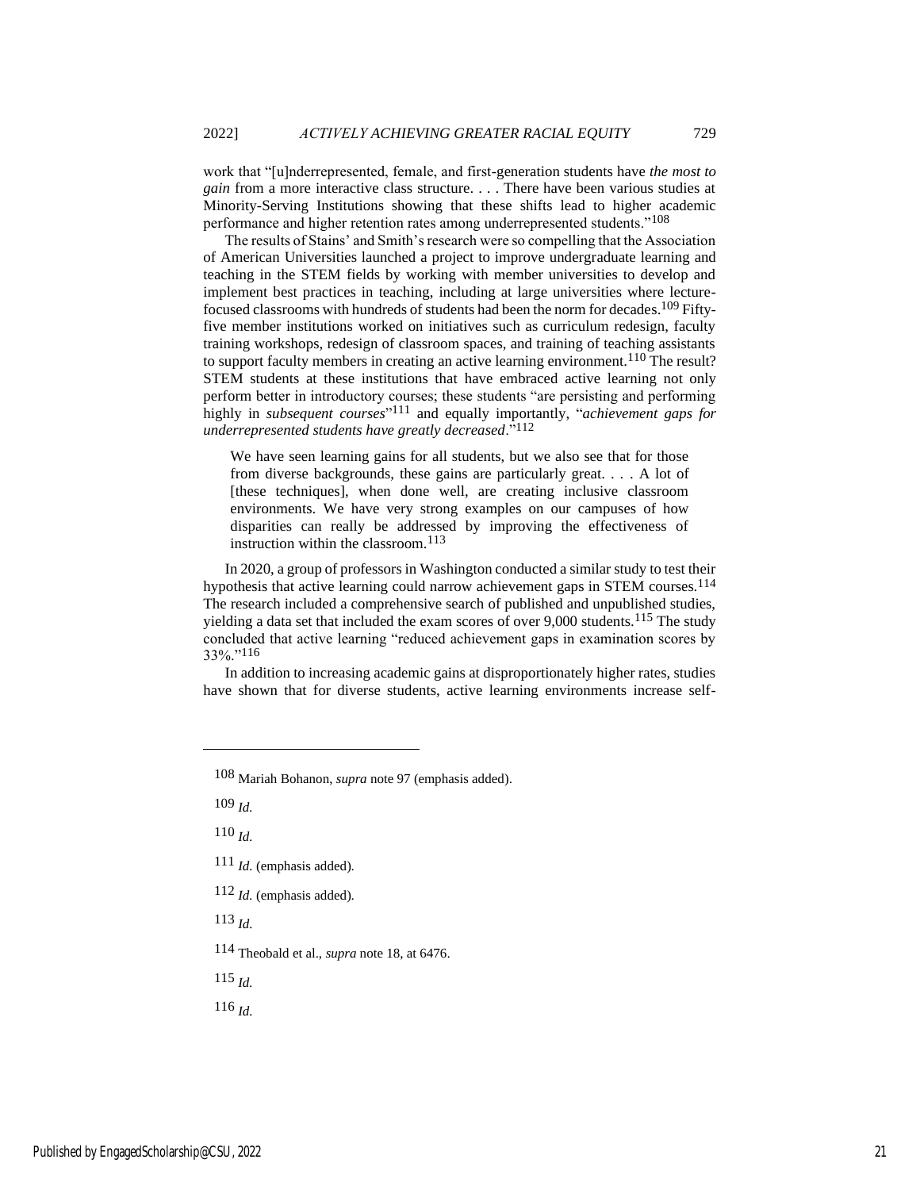work that "[u]nderrepresented, female, and first-generation students have *the most to gain* from a more interactive class structure. . . . There have been various studies at Minority-Serving Institutions showing that these shifts lead to higher academic performance and higher retention rates among underrepresented students."[108]

The results of Stains' and Smith's research were so compelling that the Association of American Universities launched a project to improve undergraduate learning and teaching in the STEM fields by working with member universities to develop and implement best practices in teaching, including at large universities where lecture-focused classrooms with hundreds of students had been the norm for decades.[109] Fifty-five member institutions worked on initiatives such as curriculum redesign, faculty training workshops, redesign of classroom spaces, and training of teaching assistants to support faculty members in creating an active learning environment.[110] The result? STEM students at these institutions that have embraced active learning not only perform better in introductory courses; these students "are persisting and performing highly in *subsequent courses*"[111] and equally importantly, "*achievement gaps for underrepresented students have greatly decreased*."[112]

> We have seen learning gains for all students, but we also see that for those from diverse backgrounds, these gains are particularly great. . . . A lot of [these techniques], when done well, are creating inclusive classroom environments. We have very strong examples on our campuses of how disparities can really be addressed by improving the effectiveness of instruction within the classroom.[113]

In 2020, a group of professors in Washington conducted a similar study to test their hypothesis that active learning could narrow achievement gaps in STEM courses.[114] The research included a comprehensive search of published and unpublished studies, yielding a data set that included the exam scores of over 9,000 students.[115] The study concluded that active learning "reduced achievement gaps in examination scores by 33%."[116]

In addition to increasing academic gains at disproportionately higher rates, studies have shown that for diverse students, active learning environments increase self-

---

[108] Mariah Bohanon, *supra* note 97 (emphasis added).

[109] *Id.*

[110] *Id.*

[111] *Id.* (emphasis added).

[112] *Id.* (emphasis added).

[113] *Id.*

[114] Theobald et al., *supra* note 18, at 6476.

[115] *Id.*

[116] *Id.*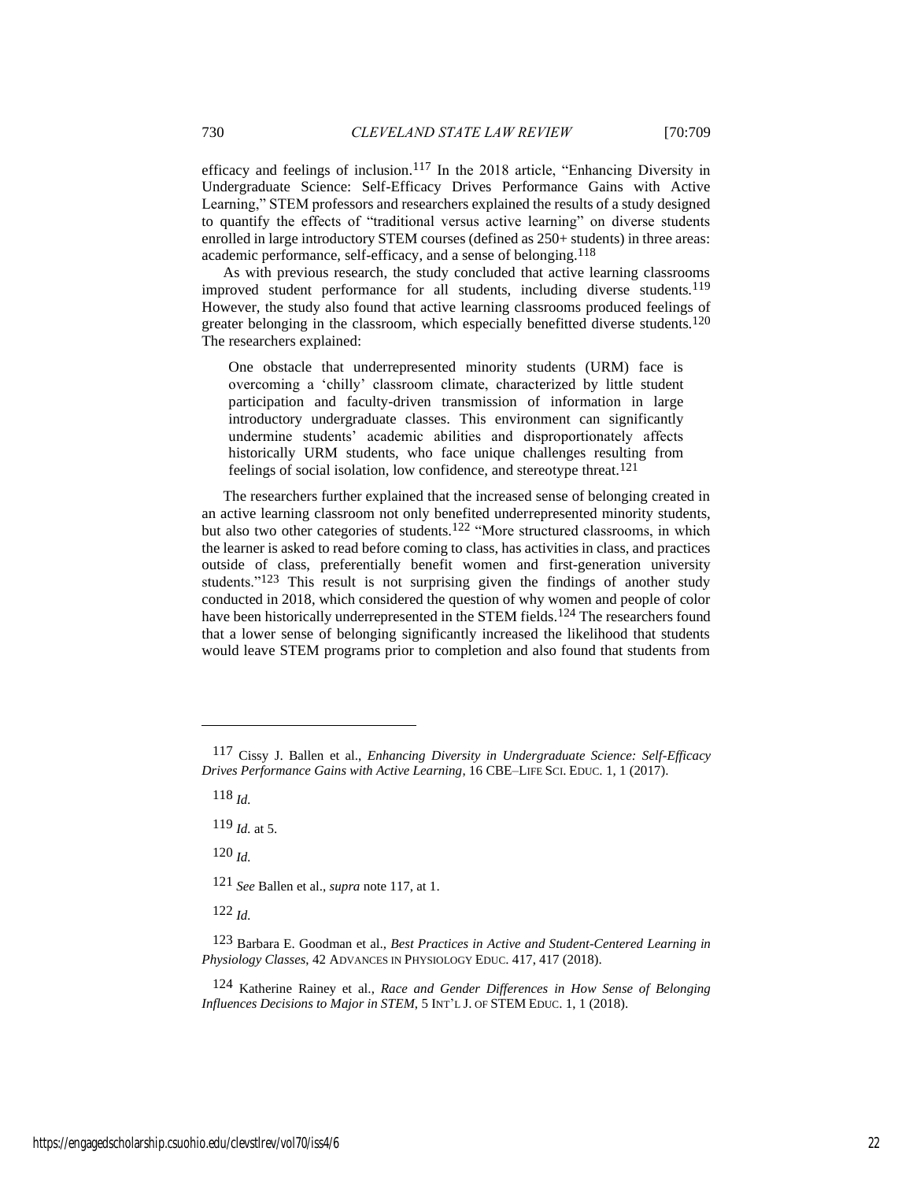efficacy and feelings of inclusion.[117] In the 2018 article, "Enhancing Diversity in Undergraduate Science: Self-Efficacy Drives Performance Gains with Active Learning," STEM professors and researchers explained the results of a study designed to quantify the effects of "traditional versus active learning" on diverse students enrolled in large introductory STEM courses (defined as 250+ students) in three areas: academic performance, self-efficacy, and a sense of belonging.[118]

As with previous research, the study concluded that active learning classrooms improved student performance for all students, including diverse students.[119] However, the study also found that active learning classrooms produced feelings of greater belonging in the classroom, which especially benefitted diverse students.[120] The researchers explained:

> One obstacle that underrepresented minority students (URM) face is overcoming a 'chilly' classroom climate, characterized by little student participation and faculty-driven transmission of information in large introductory undergraduate classes. This environment can significantly undermine students' academic abilities and disproportionately affects historically URM students, who face unique challenges resulting from feelings of social isolation, low confidence, and stereotype threat.[121]

The researchers further explained that the increased sense of belonging created in an active learning classroom not only benefited underrepresented minority students, but also two other categories of students.[122] "More structured classrooms, in which the learner is asked to read before coming to class, has activities in class, and practices outside of class, preferentially benefit women and first-generation university students."[123] This result is not surprising given the findings of another study conducted in 2018, which considered the question of why women and people of color have been historically underrepresented in the STEM fields.[124] The researchers found that a lower sense of belonging significantly increased the likelihood that students would leave STEM programs prior to completion and also found that students from

---

117 Cissy J. Ballen et al., *Enhancing Diversity in Undergraduate Science: Self-Efficacy Drives Performance Gains with Active Learning*, 16 CBE–LIFE SCI. EDUC. 1, 1 (2017).

118 *Id.*

119 *Id.* at 5.

120 *Id.*

121 *See* Ballen et al., *supra* note 117, at 1.

122 *Id.*

123 Barbara E. Goodman et al., *Best Practices in Active and Student-Centered Learning in Physiology Classes*, 42 ADVANCES IN PHYSIOLOGY EDUC. 417, 417 (2018).

124 Katherine Rainey et al., *Race and Gender Differences in How Sense of Belonging Influences Decisions to Major in STEM*, 5 INT'L J. OF STEM EDUC. 1, 1 (2018).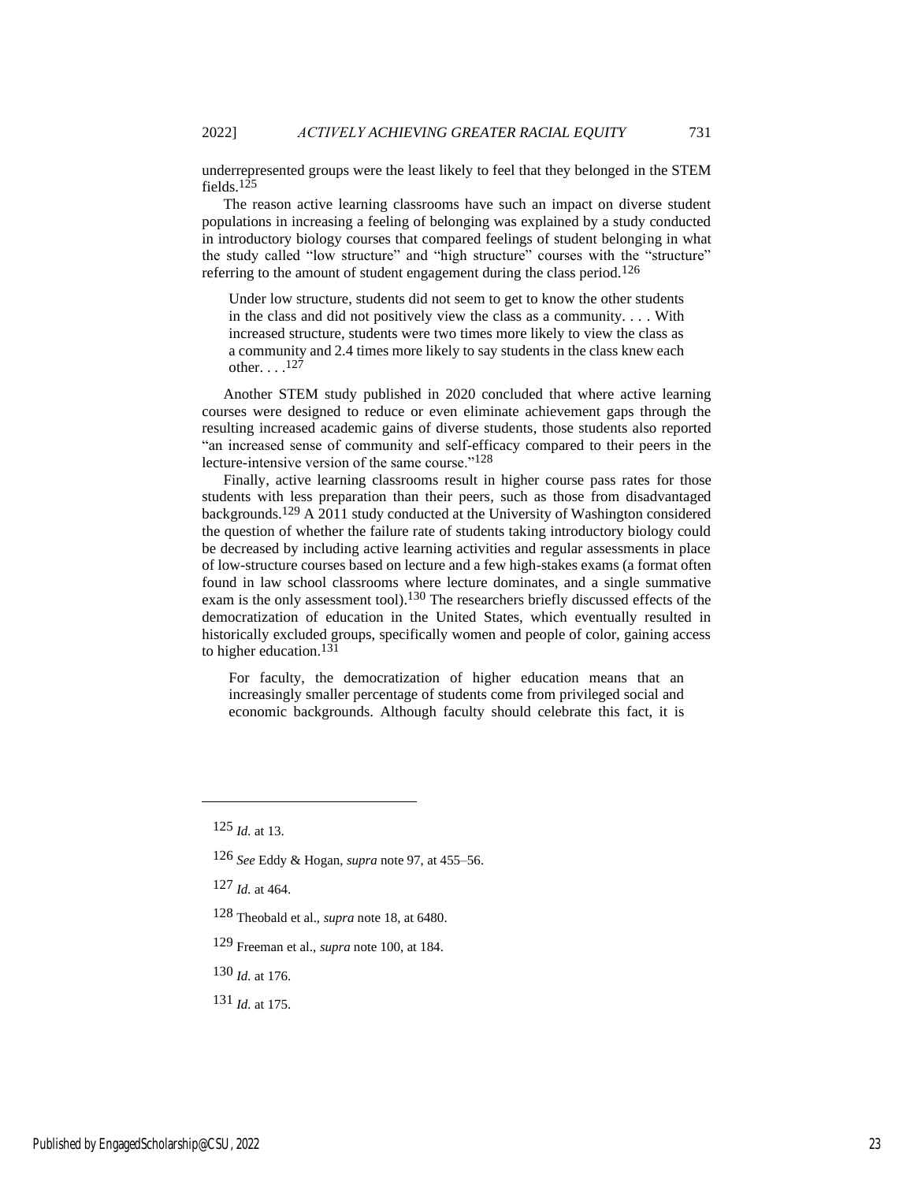underrepresented groups were the least likely to feel that they belonged in the STEM fields.[125]

The reason active learning classrooms have such an impact on diverse student populations in increasing a feeling of belonging was explained by a study conducted in introductory biology courses that compared feelings of student belonging in what the study called "low structure" and "high structure" courses with the "structure" referring to the amount of student engagement during the class period.[126]

> Under low structure, students did not seem to get to know the other students in the class and did not positively view the class as a community. . . . With increased structure, students were two times more likely to view the class as a community and 2.4 times more likely to say students in the class knew each other. . . .[127]

Another STEM study published in 2020 concluded that where active learning courses were designed to reduce or even eliminate achievement gaps through the resulting increased academic gains of diverse students, those students also reported "an increased sense of community and self-efficacy compared to their peers in the lecture-intensive version of the same course."[128]

Finally, active learning classrooms result in higher course pass rates for those students with less preparation than their peers, such as those from disadvantaged backgrounds.[129] A 2011 study conducted at the University of Washington considered the question of whether the failure rate of students taking introductory biology could be decreased by including active learning activities and regular assessments in place of low-structure courses based on lecture and a few high-stakes exams (a format often found in law school classrooms where lecture dominates, and a single summative exam is the only assessment tool).[130] The researchers briefly discussed effects of the democratization of education in the United States, which eventually resulted in historically excluded groups, specifically women and people of color, gaining access to higher education.[131]

> For faculty, the democratization of higher education means that an increasingly smaller percentage of students come from privileged social and economic backgrounds. Although faculty should celebrate this fact, it is

---

125 *Id.* at 13.

126 *See* Eddy & Hogan, *supra* note 97, at 455–56.

127 *Id.* at 464.

128 Theobald et al., *supra* note 18, at 6480.

129 Freeman et al., *supra* note 100, at 184.

130 *Id.* at 176.

131 *Id.* at 175.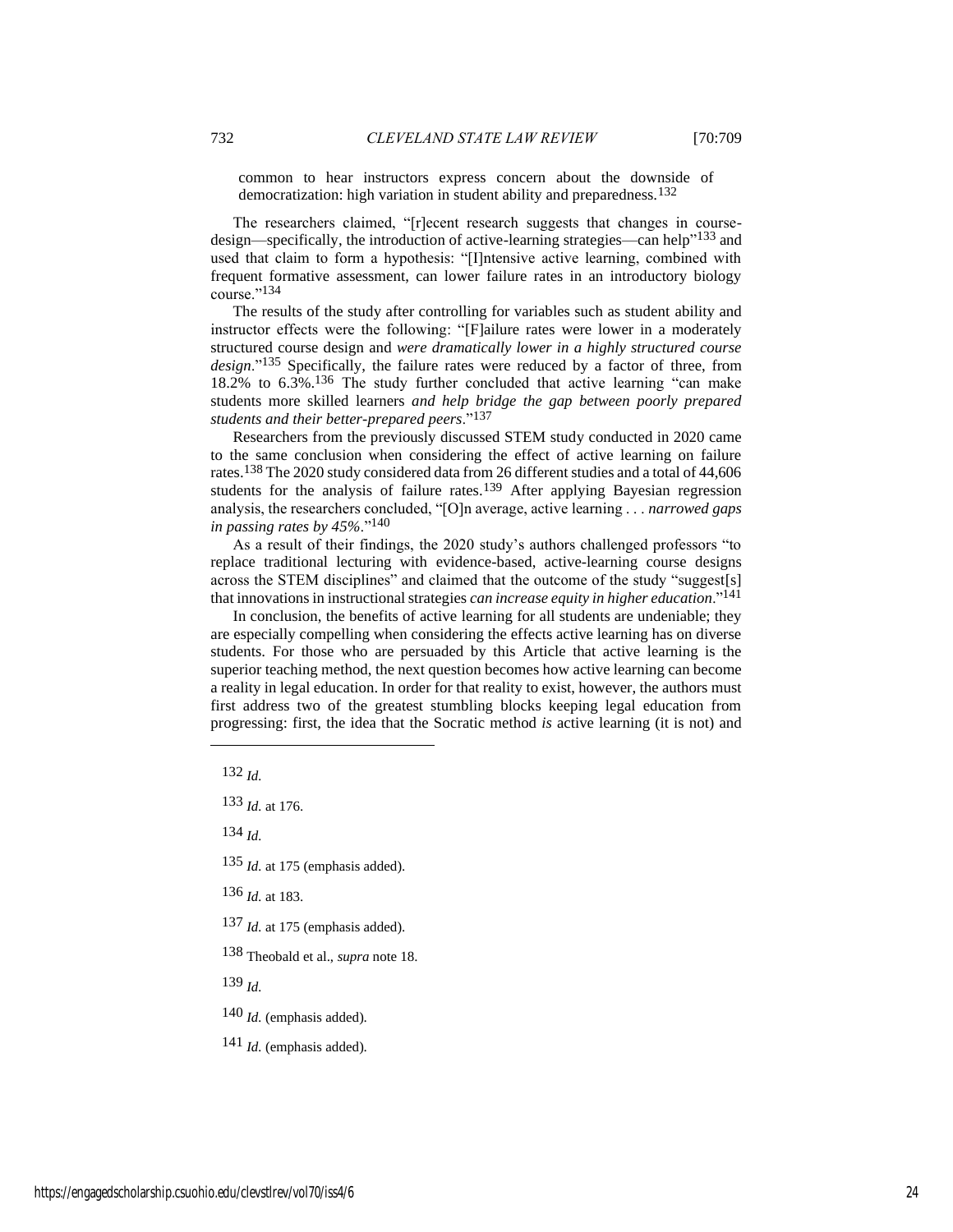common to hear instructors express concern about the downside of democratization: high variation in student ability and preparedness.[132]

The researchers claimed, "[r]ecent research suggests that changes in course-design—specifically, the introduction of active-learning strategies—can help"[133] and used that claim to form a hypothesis: "[I]ntensive active learning, combined with frequent formative assessment, can lower failure rates in an introductory biology course."[134]

The results of the study after controlling for variables such as student ability and instructor effects were the following: "[F]ailure rates were lower in a moderately structured course design and *were dramatically lower in a highly structured course design*."[135] Specifically, the failure rates were reduced by a factor of three, from 18.2% to 6.3%.[136] The study further concluded that active learning "can make students more skilled learners *and help bridge the gap between poorly prepared students and their better-prepared peers*."[137]

Researchers from the previously discussed STEM study conducted in 2020 came to the same conclusion when considering the effect of active learning on failure rates.[138] The 2020 study considered data from 26 different studies and a total of 44,606 students for the analysis of failure rates.[139] After applying Bayesian regression analysis, the researchers concluded, "[O]n average, active learning . . . *narrowed gaps in passing rates by 45%*."[140]

As a result of their findings, the 2020 study's authors challenged professors "to replace traditional lecturing with evidence-based, active-learning course designs across the STEM disciplines" and claimed that the outcome of the study "suggest[s] that innovations in instructional strategies *can increase equity in higher education*."[141]

In conclusion, the benefits of active learning for all students are undeniable; they are especially compelling when considering the effects active learning has on diverse students. For those who are persuaded by this Article that active learning is the superior teaching method, the next question becomes how active learning can become a reality in legal education. In order for that reality to exist, however, the authors must first address two of the greatest stumbling blocks keeping legal education from progressing: first, the idea that the Socratic method *is* active learning (it is not) and

---

132 *Id.*

133 *Id.* at 176.

134 *Id.*

135 *Id.* at 175 (emphasis added).

136 *Id.* at 183.

137 *Id.* at 175 (emphasis added).

138 Theobald et al., *supra* note 18.

139 *Id.*

140 *Id.* (emphasis added).

141 *Id.* (emphasis added).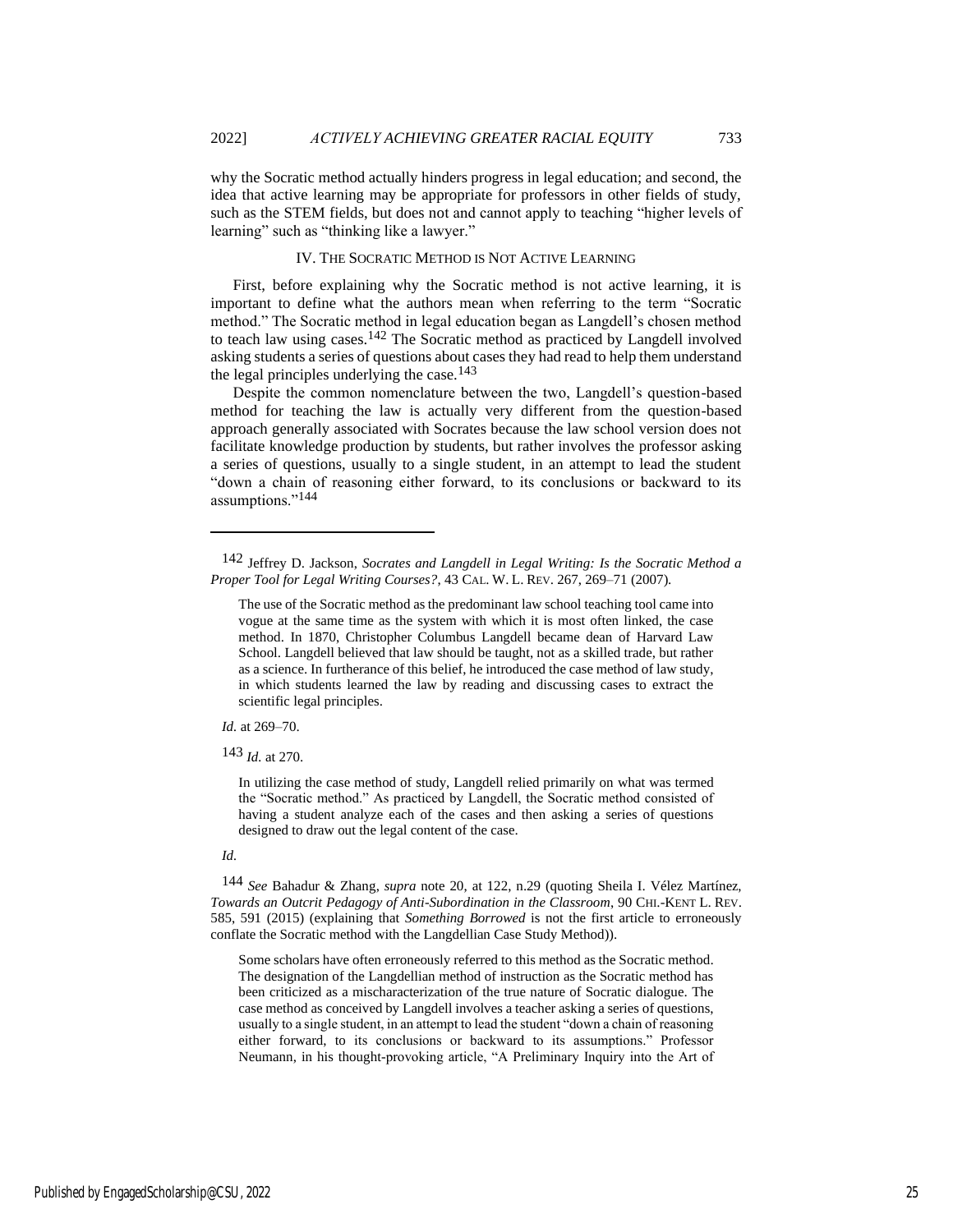why the Socratic method actually hinders progress in legal education; and second, the idea that active learning may be appropriate for professors in other fields of study, such as the STEM fields, but does not and cannot apply to teaching "higher levels of learning" such as "thinking like a lawyer."

## IV. The Socratic Method is Not Active Learning

First, before explaining why the Socratic method is not active learning, it is important to define what the authors mean when referring to the term "Socratic method." The Socratic method in legal education began as Langdell's chosen method to teach law using cases.[142] The Socratic method as practiced by Langdell involved asking students a series of questions about cases they had read to help them understand the legal principles underlying the case.[143]

Despite the common nomenclature between the two, Langdell's question-based method for teaching the law is actually very different from the question-based approach generally associated with Socrates because the law school version does not facilitate knowledge production by students, but rather involves the professor asking a series of questions, usually to a single student, in an attempt to lead the student "down a chain of reasoning either forward, to its conclusions or backward to its assumptions."[144]

---

[142] Jeffrey D. Jackson, *Socrates and Langdell in Legal Writing: Is the Socratic Method a Proper Tool for Legal Writing Courses?*, 43 Cal. W. L. Rev. 267, 269–71 (2007).

> The use of the Socratic method as the predominant law school teaching tool came into vogue at the same time as the system with which it is most often linked, the case method. In 1870, Christopher Columbus Langdell became dean of Harvard Law School. Langdell believed that law should be taught, not as a skilled trade, but rather as a science. In furtherance of this belief, he introduced the case method of law study, in which students learned the law by reading and discussing cases to extract the scientific legal principles.

*Id.* at 269–70.

[143] *Id.* at 270.

> In utilizing the case method of study, Langdell relied primarily on what was termed the "Socratic method." As practiced by Langdell, the Socratic method consisted of having a student analyze each of the cases and then asking a series of questions designed to draw out the legal content of the case.

*Id.*

[144] *See* Bahadur & Zhang, *supra* note 20, at 122, n.29 (quoting Sheila I. Vélez Martínez, *Towards an Outcrit Pedagogy of Anti-Subordination in the Classroom*, 90 Chi.-Kent L. Rev. 585, 591 (2015) (explaining that *Something Borrowed* is not the first article to erroneously conflate the Socratic method with the Langdellian Case Study Method)).

> Some scholars have often erroneously referred to this method as the Socratic method. The designation of the Langdellian method of instruction as the Socratic method has been criticized as a mischaracterization of the true nature of Socratic dialogue. The case method as conceived by Langdell involves a teacher asking a series of questions, usually to a single student, in an attempt to lead the student "down a chain of reasoning either forward, to its conclusions or backward to its assumptions." Professor Neumann, in his thought-provoking article, "A Preliminary Inquiry into the Art of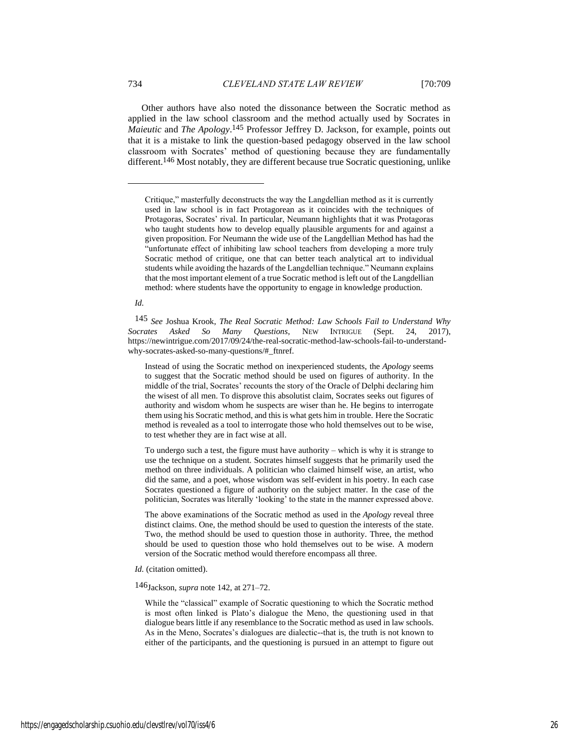Other authors have also noted the dissonance between the Socratic method as applied in the law school classroom and the method actually used by Socrates in *Maieutic* and *The Apology*.[145] Professor Jeffrey D. Jackson, for example, points out that it is a mistake to link the question-based pedagogy observed in the law school classroom with Socrates' method of questioning because they are fundamentally different.[146] Most notably, they are different because true Socratic questioning, unlike

---

> Critique," masterfully deconstructs the way the Langdellian method as it is currently used in law school is in fact Protagorean as it coincides with the techniques of Protagoras, Socrates' rival. In particular, Neumann highlights that it was Protagoras who taught students how to develop equally plausible arguments for and against a given proposition. For Neumann the wide use of the Langdellian Method has had the "unfortunate effect of inhibiting law school teachers from developing a more truly Socratic method of critique, one that can better teach analytical art to individual students while avoiding the hazards of the Langdellian technique." Neumann explains that the most important element of a true Socratic method is left out of the Langdellian method: where students have the opportunity to engage in knowledge production.

*Id.*

[145] *See* Joshua Krook, *The Real Socratic Method: Law Schools Fail to Understand Why Socrates Asked So Many Questions*, NEW INTRIGUE (Sept. 24, 2017), https://newintrigue.com/2017/09/24/the-real-socratic-method-law-schools-fail-to-understand-why-socrates-asked-so-many-questions/#_ftnref.

> Instead of using the Socratic method on inexperienced students, the *Apology* seems to suggest that the Socratic method should be used on figures of authority. In the middle of the trial, Socrates' recounts the story of the Oracle of Delphi declaring him the wisest of all men. To disprove this absolutist claim, Socrates seeks out figures of authority and wisdom whom he suspects are wiser than he. He begins to interrogate them using his Socratic method, and this is what gets him in trouble. Here the Socratic method is revealed as a tool to interrogate those who hold themselves out to be wise, to test whether they are in fact wise at all.
>
> To undergo such a test, the figure must have authority – which is why it is strange to use the technique on a student. Socrates himself suggests that he primarily used the method on three individuals. A politician who claimed himself wise, an artist, who did the same, and a poet, whose wisdom was self-evident in his poetry. In each case Socrates questioned a figure of authority on the subject matter. In the case of the politician, Socrates was literally 'looking' to the state in the manner expressed above.
>
> The above examinations of the Socratic method as used in the *Apology* reveal three distinct claims. One, the method should be used to question the interests of the state. Two, the method should be used to question those in authority. Three, the method should be used to question those who hold themselves out to be wise. A modern version of the Socratic method would therefore encompass all three.

*Id.* (citation omitted).

[146] Jackson, *supra* note 142, at 271–72.

> While the "classical" example of Socratic questioning to which the Socratic method is most often linked is Plato's dialogue the Meno, the questioning used in that dialogue bears little if any resemblance to the Socratic method as used in law schools. As in the Meno, Socrates's dialogues are dialectic--that is, the truth is not known to either of the participants, and the questioning is pursued in an attempt to figure out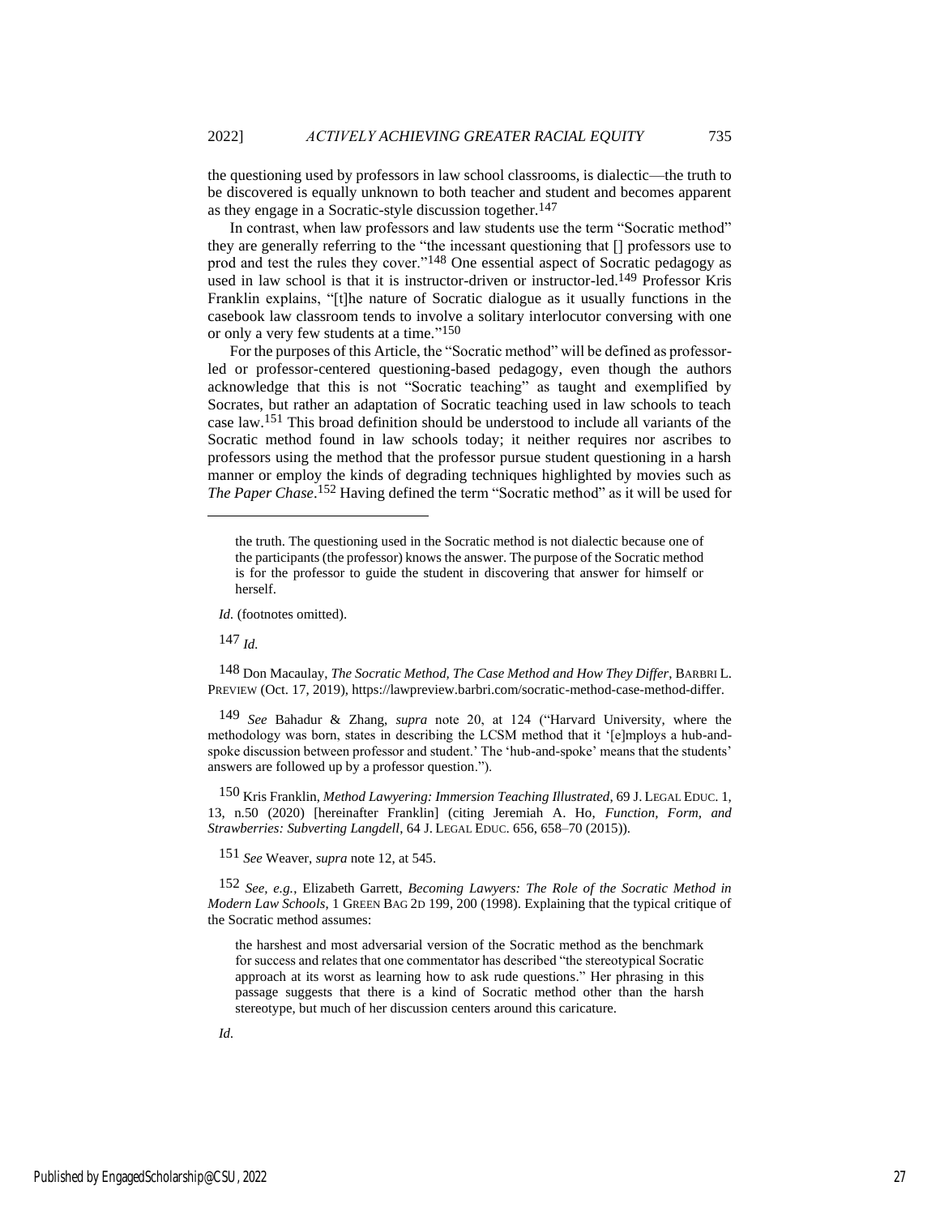the questioning used by professors in law school classrooms, is dialectic—the truth to be discovered is equally unknown to both teacher and student and becomes apparent as they engage in a Socratic-style discussion together.[147]

In contrast, when law professors and law students use the term "Socratic method" they are generally referring to the "the incessant questioning that [] professors use to prod and test the rules they cover."[148] One essential aspect of Socratic pedagogy as used in law school is that it is instructor-driven or instructor-led.[149] Professor Kris Franklin explains, "[t]he nature of Socratic dialogue as it usually functions in the casebook law classroom tends to involve a solitary interlocutor conversing with one or only a very few students at a time."[150]

For the purposes of this Article, the "Socratic method" will be defined as professor-led or professor-centered questioning-based pedagogy, even though the authors acknowledge that this is not "Socratic teaching" as taught and exemplified by Socrates, but rather an adaptation of Socratic teaching used in law schools to teach case law.[151] This broad definition should be understood to include all variants of the Socratic method found in law schools today; it neither requires nor ascribes to professors using the method that the professor pursue student questioning in a harsh manner or employ the kinds of degrading techniques highlighted by movies such as *The Paper Chase*.[152] Having defined the term "Socratic method" as it will be used for

---

> the truth. The questioning used in the Socratic method is not dialectic because one of the participants (the professor) knows the answer. The purpose of the Socratic method is for the professor to guide the student in discovering that answer for himself or herself.

*Id.* (footnotes omitted).

[147] *Id.*

[148] Don Macaulay, *The Socratic Method, The Case Method and How They Differ*, BARBRI L. PREVIEW (Oct. 17, 2019), https://lawpreview.barbri.com/socratic-method-case-method-differ.

[149] *See* Bahadur & Zhang, *supra* note 20, at 124 ("Harvard University, where the methodology was born, states in describing the LCSM method that it '[e]mploys a hub-and-spoke discussion between professor and student.' The 'hub-and-spoke' means that the students' answers are followed up by a professor question.").

[150] Kris Franklin, *Method Lawyering: Immersion Teaching Illustrated*, 69 J. LEGAL EDUC. 1, 13, n.50 (2020) [hereinafter Franklin] (citing Jeremiah A. Ho, *Function, Form, and Strawberries: Subverting Langdell*, 64 J. LEGAL EDUC. 656, 658–70 (2015)).

[151] *See* Weaver, *supra* note 12, at 545.

[152] *See, e.g.*, Elizabeth Garrett, *Becoming Lawyers: The Role of the Socratic Method in Modern Law Schools*, 1 GREEN BAG 2D 199, 200 (1998). Explaining that the typical critique of the Socratic method assumes:

> the harshest and most adversarial version of the Socratic method as the benchmark for success and relates that one commentator has described "the stereotypical Socratic approach at its worst as learning how to ask rude questions." Her phrasing in this passage suggests that there is a kind of Socratic method other than the harsh stereotype, but much of her discussion centers around this caricature.

*Id.*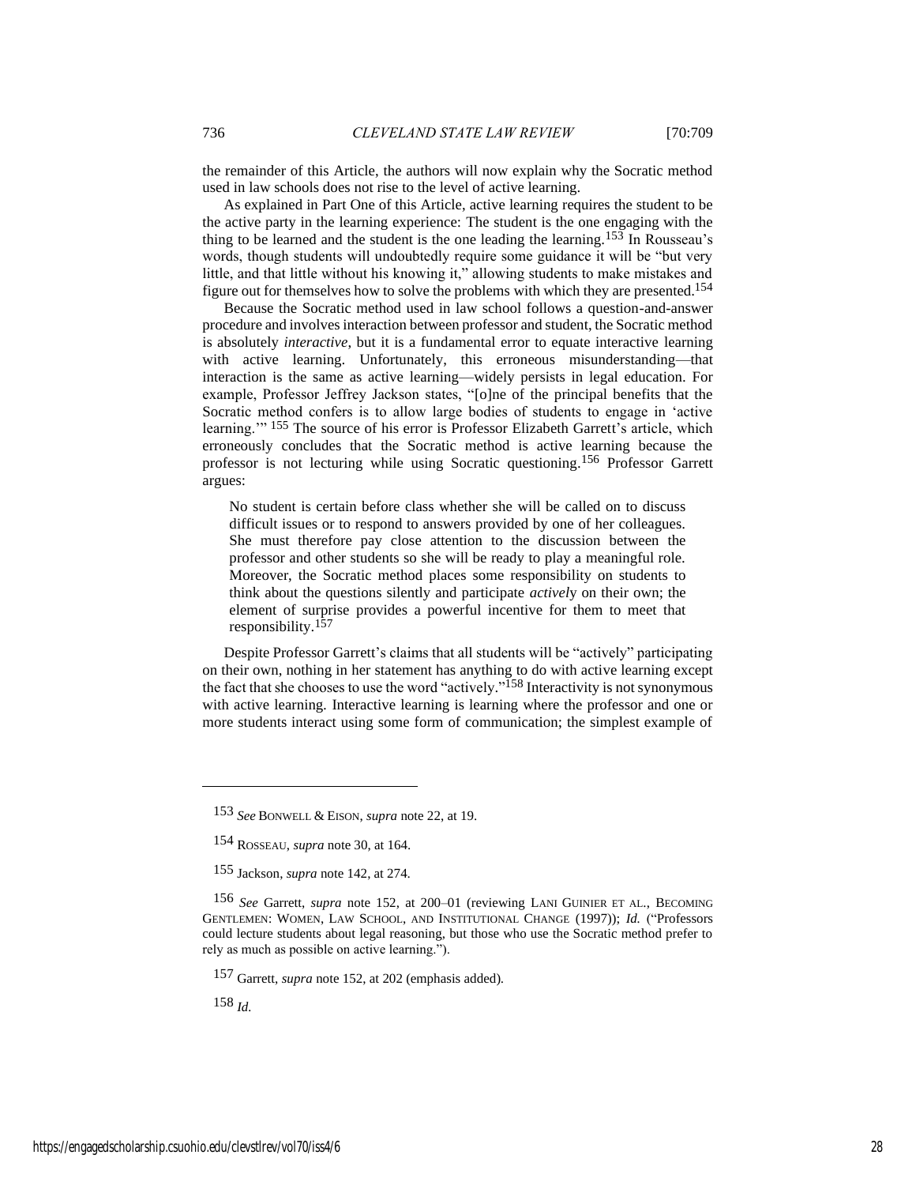the remainder of this Article, the authors will now explain why the Socratic method used in law schools does not rise to the level of active learning.

As explained in Part One of this Article, active learning requires the student to be the active party in the learning experience: The student is the one engaging with the thing to be learned and the student is the one leading the learning.[153] In Rousseau's words, though students will undoubtedly require some guidance it will be "but very little, and that little without his knowing it," allowing students to make mistakes and figure out for themselves how to solve the problems with which they are presented.[154]

Because the Socratic method used in law school follows a question-and-answer procedure and involves interaction between professor and student, the Socratic method is absolutely *interactive*, but it is a fundamental error to equate interactive learning with active learning. Unfortunately, this erroneous misunderstanding—that interaction is the same as active learning—widely persists in legal education. For example, Professor Jeffrey Jackson states, "[o]ne of the principal benefits that the Socratic method confers is to allow large bodies of students to engage in 'active learning.'" [155] The source of his error is Professor Elizabeth Garrett's article, which erroneously concludes that the Socratic method is active learning because the professor is not lecturing while using Socratic questioning.[156] Professor Garrett argues:

> No student is certain before class whether she will be called on to discuss difficult issues or to respond to answers provided by one of her colleagues. She must therefore pay close attention to the discussion between the professor and other students so she will be ready to play a meaningful role. Moreover, the Socratic method places some responsibility on students to think about the questions silently and participate *activel*y on their own; the element of surprise provides a powerful incentive for them to meet that responsibility.[157]

Despite Professor Garrett's claims that all students will be "actively" participating on their own, nothing in her statement has anything to do with active learning except the fact that she chooses to use the word "actively."[158] Interactivity is not synonymous with active learning. Interactive learning is learning where the professor and one or more students interact using some form of communication; the simplest example of

---

[153] *See* BONWELL & EISON, *supra* note 22, at 19.

[154] ROSSEAU, *supra* note 30, at 164.

[155] Jackson, *supra* note 142, at 274.

[156] *See* Garrett, *supra* note 152, at 200–01 (reviewing LANI GUINIER ET AL., BECOMING GENTLEMEN: WOMEN, LAW SCHOOL, AND INSTITUTIONAL CHANGE (1997)); *Id.* ("Professors could lecture students about legal reasoning, but those who use the Socratic method prefer to rely as much as possible on active learning.").

[157] Garrett, *supra* note 152, at 202 (emphasis added).

[158] *Id.*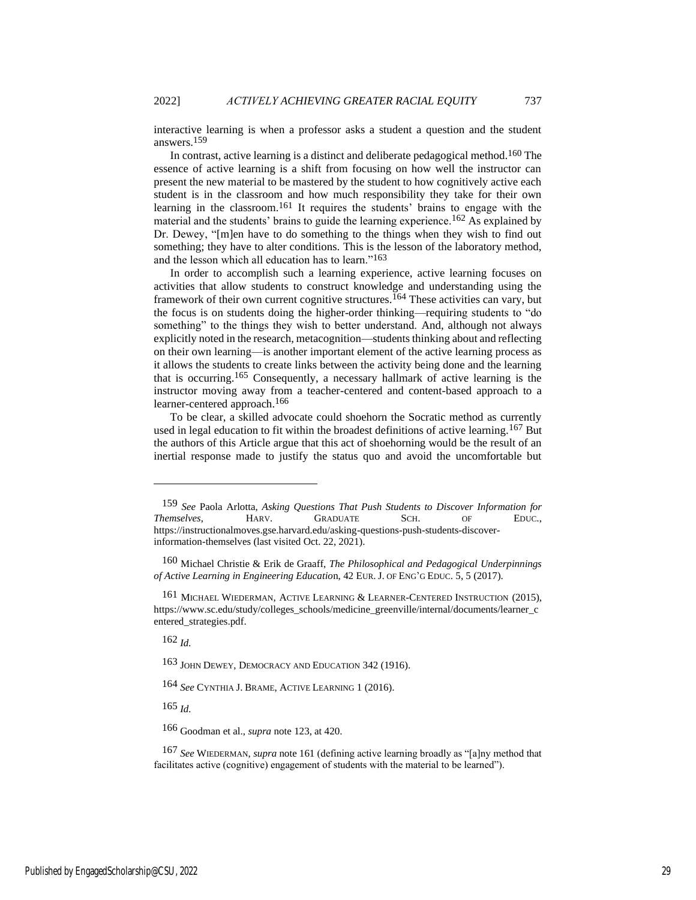interactive learning is when a professor asks a student a question and the student answers.[159]

In contrast, active learning is a distinct and deliberate pedagogical method.[160] The essence of active learning is a shift from focusing on how well the instructor can present the new material to be mastered by the student to how cognitively active each student is in the classroom and how much responsibility they take for their own learning in the classroom.[161] It requires the students' brains to engage with the material and the students' brains to guide the learning experience.[162] As explained by Dr. Dewey, "[m]en have to do something to the things when they wish to find out something; they have to alter conditions. This is the lesson of the laboratory method, and the lesson which all education has to learn."[163]

In order to accomplish such a learning experience, active learning focuses on activities that allow students to construct knowledge and understanding using the framework of their own current cognitive structures.[164] These activities can vary, but the focus is on students doing the higher-order thinking—requiring students to "do something" to the things they wish to better understand. And, although not always explicitly noted in the research, metacognition—students thinking about and reflecting on their own learning—is another important element of the active learning process as it allows the students to create links between the activity being done and the learning that is occurring.[165] Consequently, a necessary hallmark of active learning is the instructor moving away from a teacher-centered and content-based approach to a learner-centered approach.[166]

To be clear, a skilled advocate could shoehorn the Socratic method as currently used in legal education to fit within the broadest definitions of active learning.[167] But the authors of this Article argue that this act of shoehorning would be the result of an inertial response made to justify the status quo and avoid the uncomfortable but

---

[159] *See* Paola Arlotta, *Asking Questions That Push Students to Discover Information for Themselves*, HARV. GRADUATE SCH. OF EDUC., https://instructionalmoves.gse.harvard.edu/asking-questions-push-students-discover-information-themselves (last visited Oct. 22, 2021).

[160] Michael Christie & Erik de Graaff, *The Philosophical and Pedagogical Underpinnings of Active Learning in Engineering Education*, 42 EUR. J. OF ENG'G EDUC. 5, 5 (2017).

[161] MICHAEL WIEDERMAN, ACTIVE LEARNING & LEARNER-CENTERED INSTRUCTION (2015), https://www.sc.edu/study/colleges_schools/medicine_greenville/internal/documents/learner_centered_strategies.pdf.

[162] *Id.*

[163] JOHN DEWEY, DEMOCRACY AND EDUCATION 342 (1916).

[164] *See* CYNTHIA J. BRAME, ACTIVE LEARNING 1 (2016).

[165] *Id.*

[166] Goodman et al., *supra* note 123, at 420.

[167] *See* WIEDERMAN, *supra* note 161 (defining active learning broadly as "[a]ny method that facilitates active (cognitive) engagement of students with the material to be learned").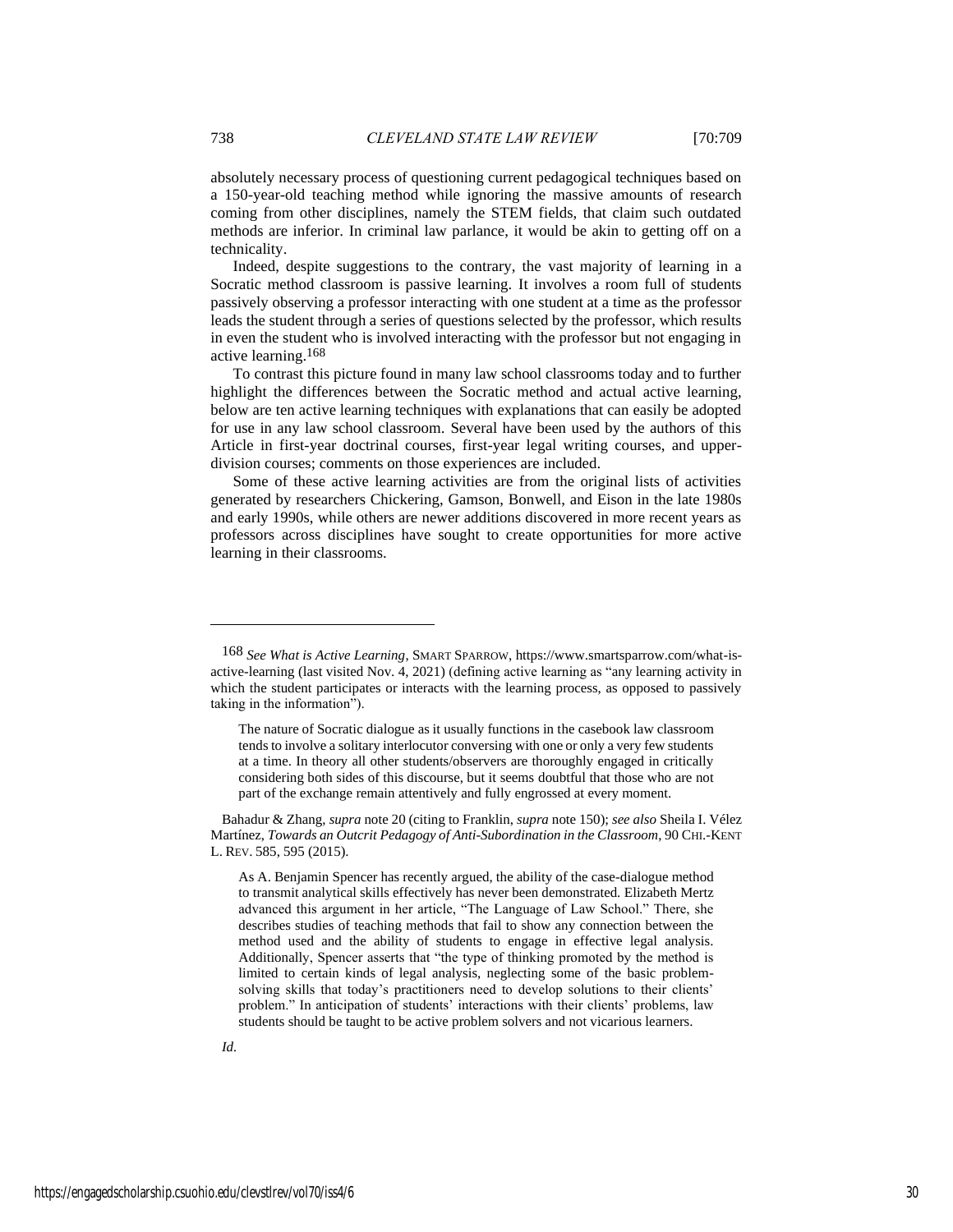absolutely necessary process of questioning current pedagogical techniques based on a 150-year-old teaching method while ignoring the massive amounts of research coming from other disciplines, namely the STEM fields, that claim such outdated methods are inferior. In criminal law parlance, it would be akin to getting off on a technicality.

Indeed, despite suggestions to the contrary, the vast majority of learning in a Socratic method classroom is passive learning. It involves a room full of students passively observing a professor interacting with one student at a time as the professor leads the student through a series of questions selected by the professor, which results in even the student who is involved interacting with the professor but not engaging in active learning.[168]

To contrast this picture found in many law school classrooms today and to further highlight the differences between the Socratic method and actual active learning, below are ten active learning techniques with explanations that can easily be adopted for use in any law school classroom. Several have been used by the authors of this Article in first-year doctrinal courses, first-year legal writing courses, and upper-division courses; comments on those experiences are included.

Some of these active learning activities are from the original lists of activities generated by researchers Chickering, Gamson, Bonwell, and Eison in the late 1980s and early 1990s, while others are newer additions discovered in more recent years as professors across disciplines have sought to create opportunities for more active learning in their classrooms.

---

[168] *See What is Active Learning*, SMART SPARROW, https://www.smartsparrow.com/what-is-active-learning (last visited Nov. 4, 2021) (defining active learning as "any learning activity in which the student participates or interacts with the learning process, as opposed to passively taking in the information").

> The nature of Socratic dialogue as it usually functions in the casebook law classroom tends to involve a solitary interlocutor conversing with one or only a very few students at a time. In theory all other students/observers are thoroughly engaged in critically considering both sides of this discourse, but it seems doubtful that those who are not part of the exchange remain attentively and fully engrossed at every moment.

Bahadur & Zhang, *supra* note 20 (citing to Franklin, *supra* note 150); *see also* Sheila I. Vélez Martínez, *Towards an Outcrit Pedagogy of Anti-Subordination in the Classroom*, 90 CHI.-KENT L. REV. 585, 595 (2015).

> As A. Benjamin Spencer has recently argued, the ability of the case-dialogue method to transmit analytical skills effectively has never been demonstrated. Elizabeth Mertz advanced this argument in her article, "The Language of Law School." There, she describes studies of teaching methods that fail to show any connection between the method used and the ability of students to engage in effective legal analysis. Additionally, Spencer asserts that "the type of thinking promoted by the method is limited to certain kinds of legal analysis, neglecting some of the basic problem-solving skills that today's practitioners need to develop solutions to their clients' problem." In anticipation of students' interactions with their clients' problems, law students should be taught to be active problem solvers and not vicarious learners.

*Id.*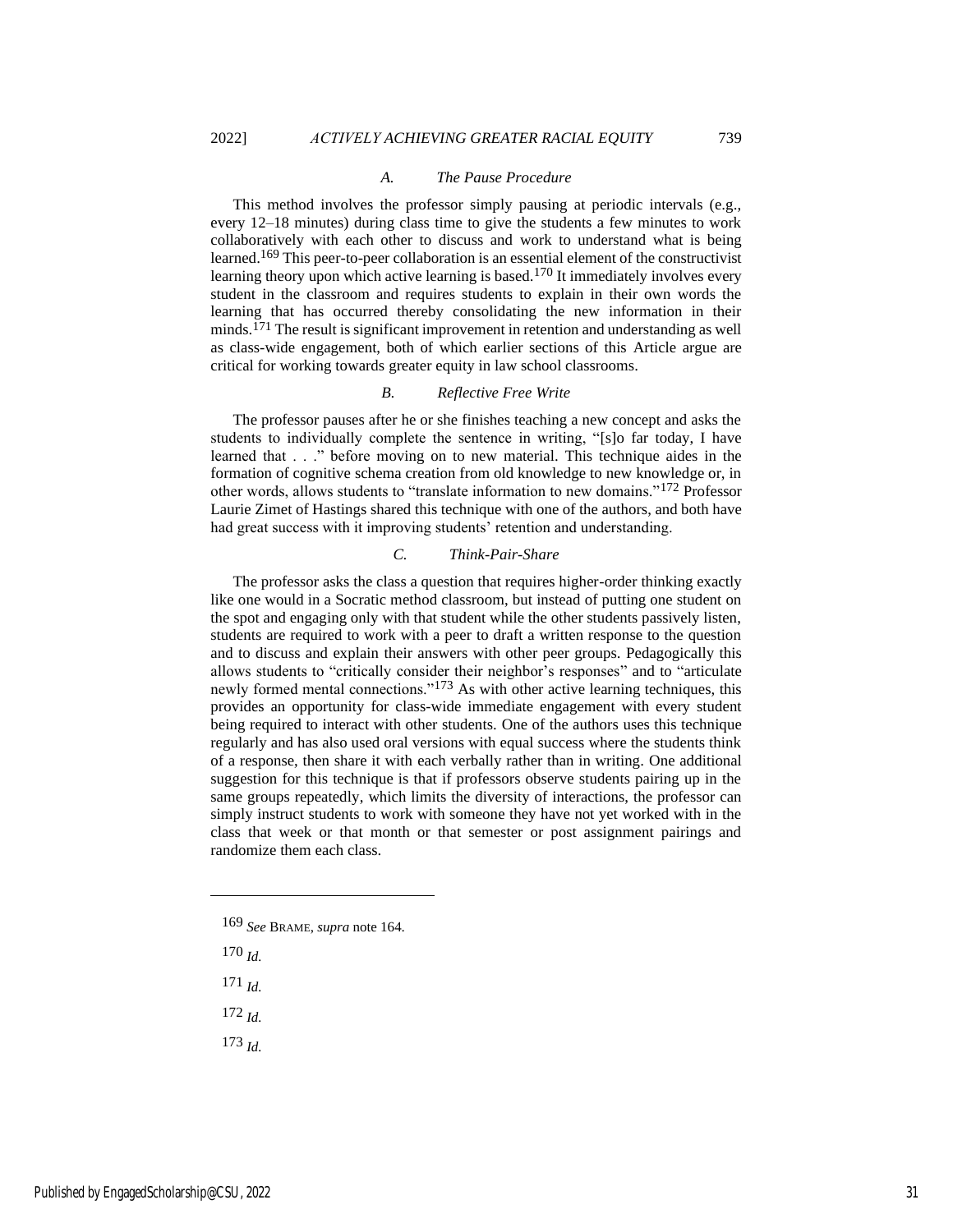### A. The Pause Procedure

This method involves the professor simply pausing at periodic intervals (e.g., every 12–18 minutes) during class time to give the students a few minutes to work collaboratively with each other to discuss and work to understand what is being learned.[169] This peer-to-peer collaboration is an essential element of the constructivist learning theory upon which active learning is based.[170] It immediately involves every student in the classroom and requires students to explain in their own words the learning that has occurred thereby consolidating the new information in their minds.[171] The result is significant improvement in retention and understanding as well as class-wide engagement, both of which earlier sections of this Article argue are critical for working towards greater equity in law school classrooms.

### B. Reflective Free Write

The professor pauses after he or she finishes teaching a new concept and asks the students to individually complete the sentence in writing, "[s]o far today, I have learned that . . ." before moving on to new material. This technique aides in the formation of cognitive schema creation from old knowledge to new knowledge or, in other words, allows students to "translate information to new domains."[172] Professor Laurie Zimet of Hastings shared this technique with one of the authors, and both have had great success with it improving students' retention and understanding.

### C. Think-Pair-Share

The professor asks the class a question that requires higher-order thinking exactly like one would in a Socratic method classroom, but instead of putting one student on the spot and engaging only with that student while the other students passively listen, students are required to work with a peer to draft a written response to the question and to discuss and explain their answers with other peer groups. Pedagogically this allows students to "critically consider their neighbor's responses" and to "articulate newly formed mental connections."[173] As with other active learning techniques, this provides an opportunity for class-wide immediate engagement with every student being required to interact with other students. One of the authors uses this technique regularly and has also used oral versions with equal success where the students think of a response, then share it with each verbally rather than in writing. One additional suggestion for this technique is that if professors observe students pairing up in the same groups repeatedly, which limits the diversity of interactions, the professor can simply instruct students to work with someone they have not yet worked with in the class that week or that month or that semester or post assignment pairings and randomize them each class.

---

169 *See* BRAME, *supra* note 164.

170 *Id.*

171 *Id.*

172 *Id.*

173 *Id.*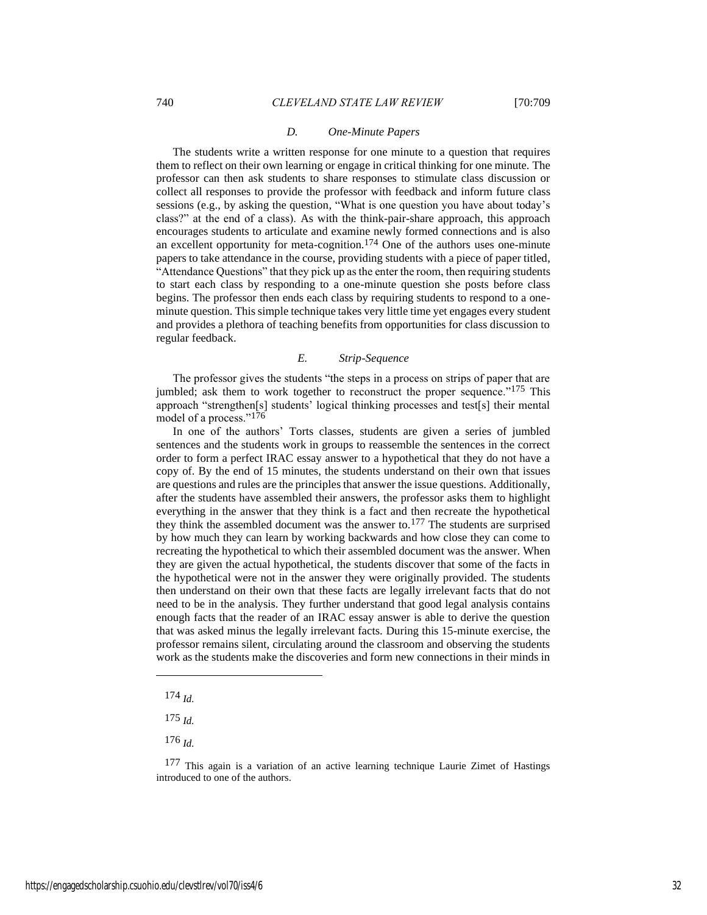### D. One-Minute Papers

The students write a written response for one minute to a question that requires them to reflect on their own learning or engage in critical thinking for one minute. The professor can then ask students to share responses to stimulate class discussion or collect all responses to provide the professor with feedback and inform future class sessions (e.g., by asking the question, "What is one question you have about today's class?" at the end of a class). As with the think-pair-share approach, this approach encourages students to articulate and examine newly formed connections and is also an excellent opportunity for meta-cognition.[174] One of the authors uses one-minute papers to take attendance in the course, providing students with a piece of paper titled, "Attendance Questions" that they pick up as the enter the room, then requiring students to start each class by responding to a one-minute question she posts before class begins. The professor then ends each class by requiring students to respond to a one-minute question. This simple technique takes very little time yet engages every student and provides a plethora of teaching benefits from opportunities for class discussion to regular feedback.

### E. Strip-Sequence

The professor gives the students "the steps in a process on strips of paper that are jumbled; ask them to work together to reconstruct the proper sequence."[175] This approach "strengthen[s] students' logical thinking processes and test[s] their mental model of a process."[176]

In one of the authors' Torts classes, students are given a series of jumbled sentences and the students work in groups to reassemble the sentences in the correct order to form a perfect IRAC essay answer to a hypothetical that they do not have a copy of. By the end of 15 minutes, the students understand on their own that issues are questions and rules are the principles that answer the issue questions. Additionally, after the students have assembled their answers, the professor asks them to highlight everything in the answer that they think is a fact and then recreate the hypothetical they think the assembled document was the answer to.[177] The students are surprised by how much they can learn by working backwards and how close they can come to recreating the hypothetical to which their assembled document was the answer. When they are given the actual hypothetical, the students discover that some of the facts in the hypothetical were not in the answer they were originally provided. The students then understand on their own that these facts are legally irrelevant facts that do not need to be in the analysis. They further understand that good legal analysis contains enough facts that the reader of an IRAC essay answer is able to derive the question that was asked minus the legally irrelevant facts. During this 15-minute exercise, the professor remains silent, circulating around the classroom and observing the students work as the students make the discoveries and form new connections in their minds in

---

[174] *Id.*

[175] *Id.*

[176] *Id.*

[177] This again is a variation of an active learning technique Laurie Zimet of Hastings introduced to one of the authors.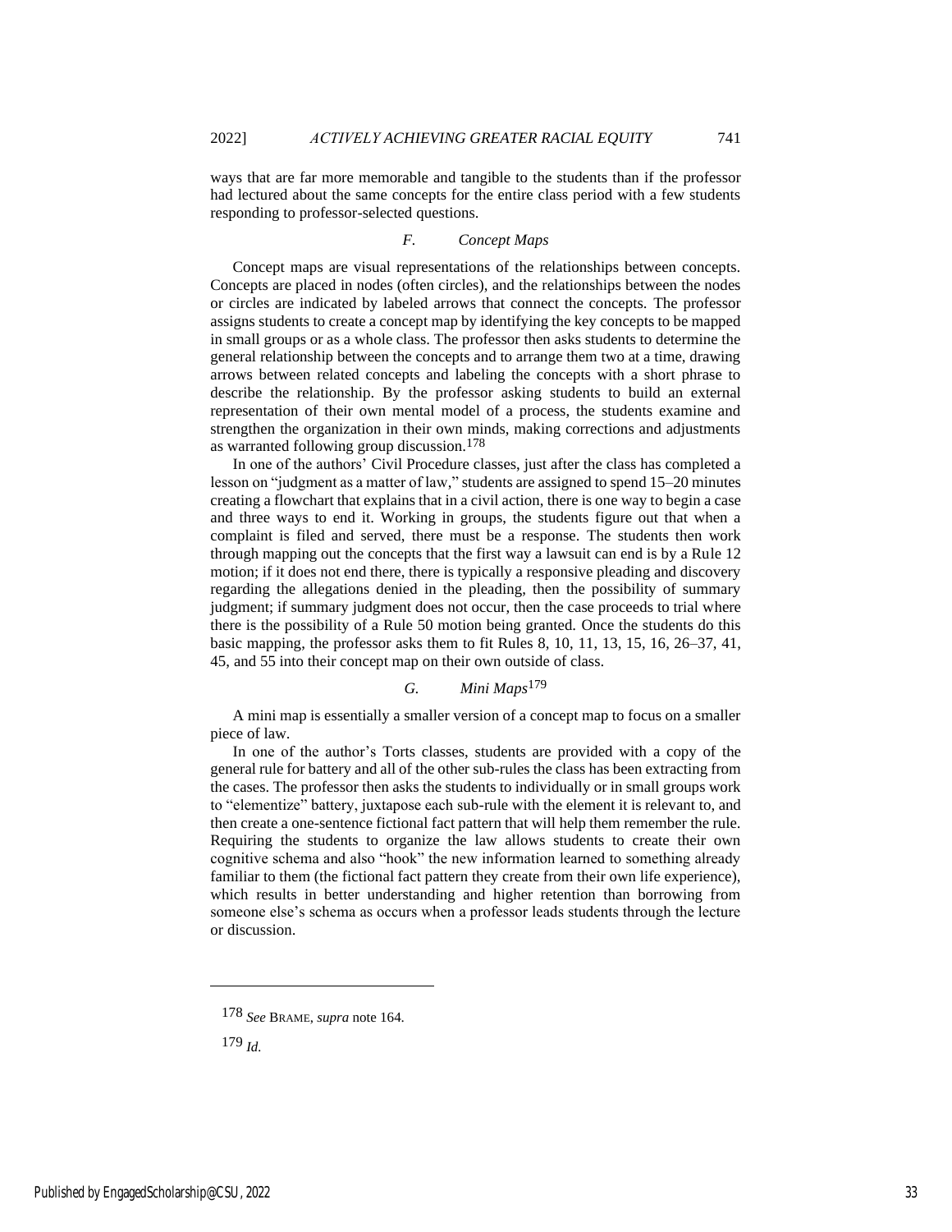ways that are far more memorable and tangible to the students than if the professor had lectured about the same concepts for the entire class period with a few students responding to professor-selected questions.

### *F. Concept Maps*

Concept maps are visual representations of the relationships between concepts. Concepts are placed in nodes (often circles), and the relationships between the nodes or circles are indicated by labeled arrows that connect the concepts. The professor assigns students to create a concept map by identifying the key concepts to be mapped in small groups or as a whole class. The professor then asks students to determine the general relationship between the concepts and to arrange them two at a time, drawing arrows between related concepts and labeling the concepts with a short phrase to describe the relationship. By the professor asking students to build an external representation of their own mental model of a process, the students examine and strengthen the organization in their own minds, making corrections and adjustments as warranted following group discussion.[178]

In one of the authors' Civil Procedure classes, just after the class has completed a lesson on "judgment as a matter of law," students are assigned to spend 15–20 minutes creating a flowchart that explains that in a civil action, there is one way to begin a case and three ways to end it. Working in groups, the students figure out that when a complaint is filed and served, there must be a response. The students then work through mapping out the concepts that the first way a lawsuit can end is by a Rule 12 motion; if it does not end there, there is typically a responsive pleading and discovery regarding the allegations denied in the pleading, then the possibility of summary judgment; if summary judgment does not occur, then the case proceeds to trial where there is the possibility of a Rule 50 motion being granted. Once the students do this basic mapping, the professor asks them to fit Rules 8, 10, 11, 13, 15, 16, 26–37, 41, 45, and 55 into their concept map on their own outside of class.

### *G. Mini Maps*[179]

A mini map is essentially a smaller version of a concept map to focus on a smaller piece of law.

In one of the author's Torts classes, students are provided with a copy of the general rule for battery and all of the other sub-rules the class has been extracting from the cases. The professor then asks the students to individually or in small groups work to "elementize" battery, juxtapose each sub-rule with the element it is relevant to, and then create a one-sentence fictional fact pattern that will help them remember the rule. Requiring the students to organize the law allows students to create their own cognitive schema and also "hook" the new information learned to something already familiar to them (the fictional fact pattern they create from their own life experience), which results in better understanding and higher retention than borrowing from someone else's schema as occurs when a professor leads students through the lecture or discussion.

---

[178] *See* BRAME, *supra* note 164.

[179] *Id.*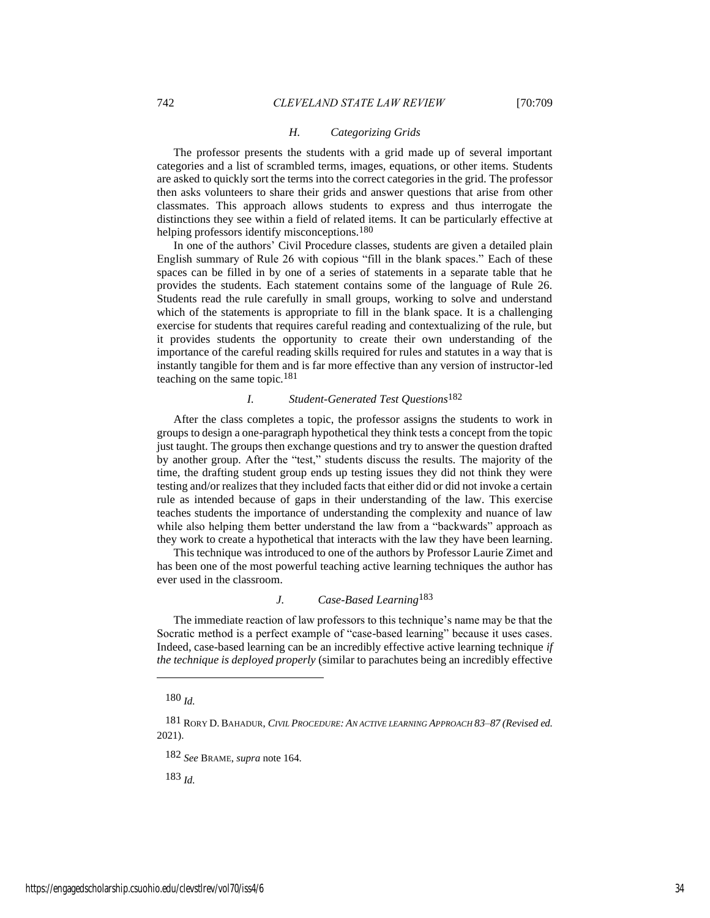### H. Categorizing Grids

The professor presents the students with a grid made up of several important categories and a list of scrambled terms, images, equations, or other items. Students are asked to quickly sort the terms into the correct categories in the grid. The professor then asks volunteers to share their grids and answer questions that arise from other classmates. This approach allows students to express and thus interrogate the distinctions they see within a field of related items. It can be particularly effective at helping professors identify misconceptions.[180]

In one of the authors' Civil Procedure classes, students are given a detailed plain English summary of Rule 26 with copious "fill in the blank spaces." Each of these spaces can be filled in by one of a series of statements in a separate table that he provides the students. Each statement contains some of the language of Rule 26. Students read the rule carefully in small groups, working to solve and understand which of the statements is appropriate to fill in the blank space. It is a challenging exercise for students that requires careful reading and contextualizing of the rule, but it provides students the opportunity to create their own understanding of the importance of the careful reading skills required for rules and statutes in a way that is instantly tangible for them and is far more effective than any version of instructor-led teaching on the same topic.[181]

### I. Student-Generated Test Questions[182]

After the class completes a topic, the professor assigns the students to work in groups to design a one-paragraph hypothetical they think tests a concept from the topic just taught. The groups then exchange questions and try to answer the question drafted by another group. After the "test," students discuss the results. The majority of the time, the drafting student group ends up testing issues they did not think they were testing and/or realizes that they included facts that either did or did not invoke a certain rule as intended because of gaps in their understanding of the law. This exercise teaches students the importance of understanding the complexity and nuance of law while also helping them better understand the law from a "backwards" approach as they work to create a hypothetical that interacts with the law they have been learning.

This technique was introduced to one of the authors by Professor Laurie Zimet and has been one of the most powerful teaching active learning techniques the author has ever used in the classroom.

### J. Case-Based Learning[183]

The immediate reaction of law professors to this technique's name may be that the Socratic method is a perfect example of "case-based learning" because it uses cases. Indeed, case-based learning can be an incredibly effective active learning technique *if the technique is deployed properly* (similar to parachutes being an incredibly effective

---

[180] *Id.*

[181] RORY D. BAHADUR, *CIVIL PROCEDURE: AN ACTIVE LEARNING APPROACH 83–87 (Revised ed.* 2021).

[182] *See* BRAME, *supra* note 164.

[183] *Id.*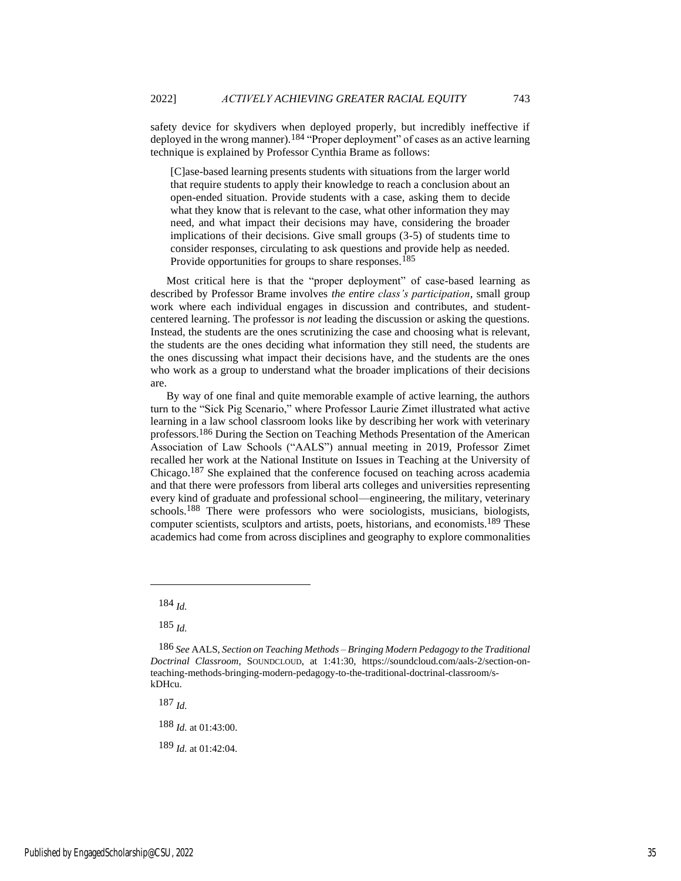safety device for skydivers when deployed properly, but incredibly ineffective if deployed in the wrong manner).[184] "Proper deployment" of cases as an active learning technique is explained by Professor Cynthia Brame as follows:

> [C]ase-based learning presents students with situations from the larger world that require students to apply their knowledge to reach a conclusion about an open-ended situation. Provide students with a case, asking them to decide what they know that is relevant to the case, what other information they may need, and what impact their decisions may have, considering the broader implications of their decisions. Give small groups (3-5) of students time to consider responses, circulating to ask questions and provide help as needed. Provide opportunities for groups to share responses.[185]

Most critical here is that the "proper deployment" of case-based learning as described by Professor Brame involves *the entire class's participation*, small group work where each individual engages in discussion and contributes, and student-centered learning. The professor is *not* leading the discussion or asking the questions. Instead, the students are the ones scrutinizing the case and choosing what is relevant, the students are the ones deciding what information they still need, the students are the ones discussing what impact their decisions have, and the students are the ones who work as a group to understand what the broader implications of their decisions are.

By way of one final and quite memorable example of active learning, the authors turn to the "Sick Pig Scenario," where Professor Laurie Zimet illustrated what active learning in a law school classroom looks like by describing her work with veterinary professors.[186] During the Section on Teaching Methods Presentation of the American Association of Law Schools ("AALS") annual meeting in 2019, Professor Zimet recalled her work at the National Institute on Issues in Teaching at the University of Chicago.[187] She explained that the conference focused on teaching across academia and that there were professors from liberal arts colleges and universities representing every kind of graduate and professional school—engineering, the military, veterinary schools.[188] There were professors who were sociologists, musicians, biologists, computer scientists, sculptors and artists, poets, historians, and economists.[189] These academics had come from across disciplines and geography to explore commonalities

---

184 *Id.*

185 *Id.*

186 *See* AALS, *Section on Teaching Methods – Bringing Modern Pedagogy to the Traditional Doctrinal Classroom*, SOUNDCLOUD, at 1:41:30, https://soundcloud.com/aals-2/section-on-teaching-methods-bringing-modern-pedagogy-to-the-traditional-doctrinal-classroom/s-kDHcu.

187 *Id.*

188 *Id.* at 01:43:00.

189 *Id.* at 01:42:04.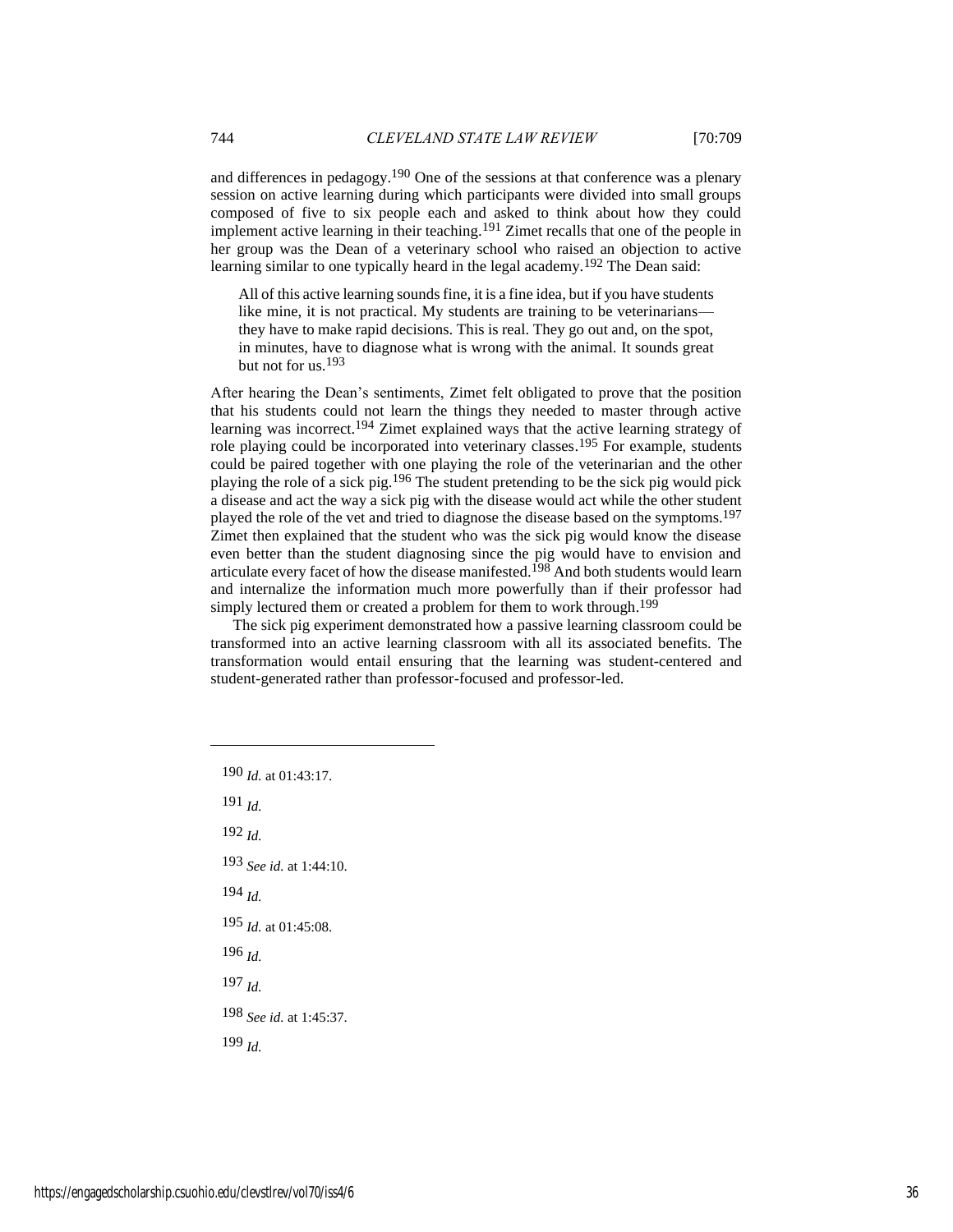and differences in pedagogy.[190] One of the sessions at that conference was a plenary session on active learning during which participants were divided into small groups composed of five to six people each and asked to think about how they could implement active learning in their teaching.[191] Zimet recalls that one of the people in her group was the Dean of a veterinary school who raised an objection to active learning similar to one typically heard in the legal academy.[192] The Dean said:

> All of this active learning sounds fine, it is a fine idea, but if you have students like mine, it is not practical. My students are training to be veterinarians—they have to make rapid decisions. This is real. They go out and, on the spot, in minutes, have to diagnose what is wrong with the animal. It sounds great but not for us.[193]

After hearing the Dean's sentiments, Zimet felt obligated to prove that the position that his students could not learn the things they needed to master through active learning was incorrect.[194] Zimet explained ways that the active learning strategy of role playing could be incorporated into veterinary classes.[195] For example, students could be paired together with one playing the role of the veterinarian and the other playing the role of a sick pig.[196] The student pretending to be the sick pig would pick a disease and act the way a sick pig with the disease would act while the other student played the role of the vet and tried to diagnose the disease based on the symptoms.[197] Zimet then explained that the student who was the sick pig would know the disease even better than the student diagnosing since the pig would have to envision and articulate every facet of how the disease manifested.[198] And both students would learn and internalize the information much more powerfully than if their professor had simply lectured them or created a problem for them to work through.[199]

The sick pig experiment demonstrated how a passive learning classroom could be transformed into an active learning classroom with all its associated benefits. The transformation would entail ensuring that the learning was student-centered and student-generated rather than professor-focused and professor-led.

---

[190] *Id.* at 01:43:17.

[191] *Id.*

[192] *Id.*

[193] *See id.* at 1:44:10.

[194] *Id.*

[195] *Id.* at 01:45:08.

[196] *Id.*

[197] *Id.*

[198] *See id.* at 1:45:37.

[199] *Id.*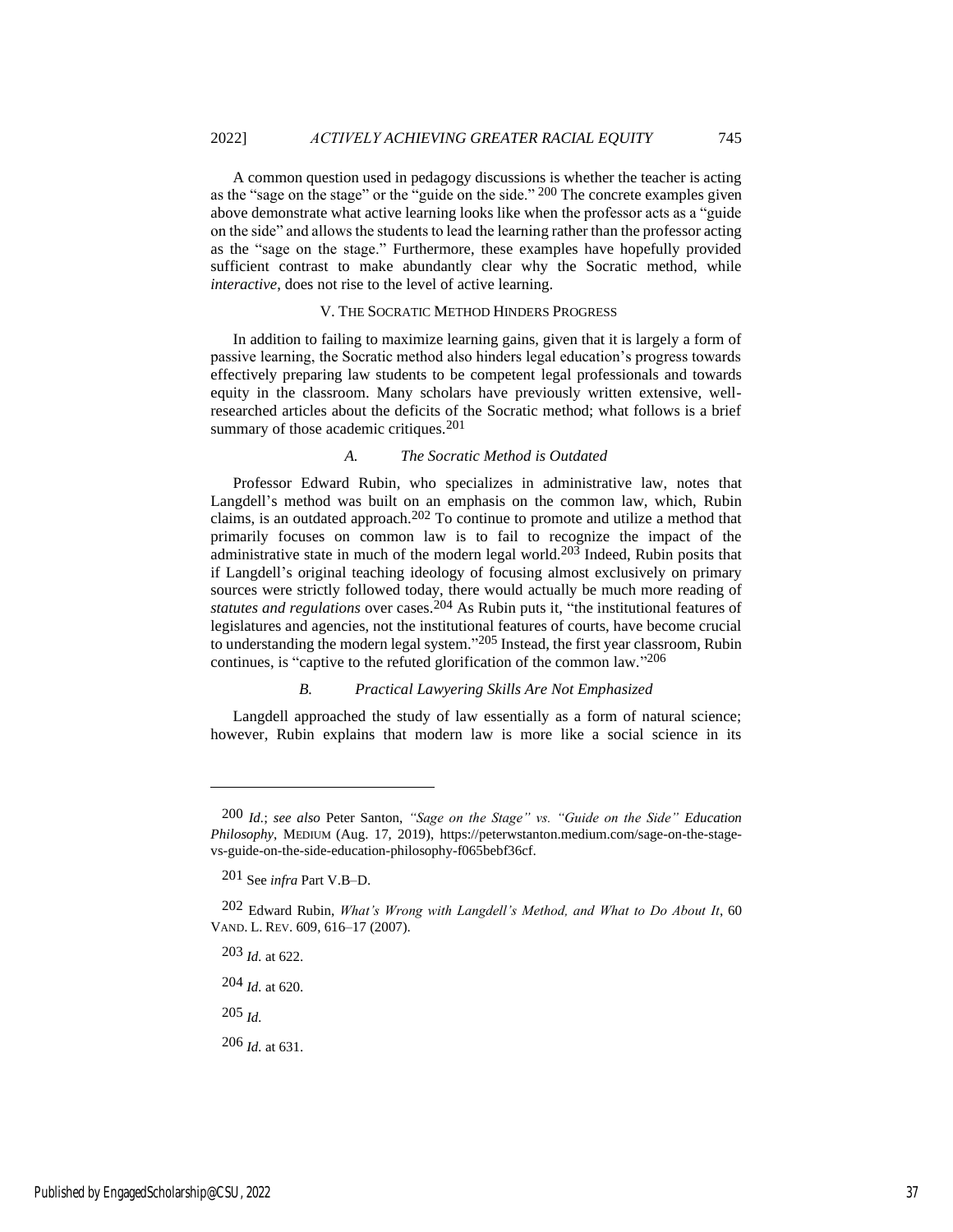A common question used in pedagogy discussions is whether the teacher is acting as the "sage on the stage" or the "guide on the side." [200] The concrete examples given above demonstrate what active learning looks like when the professor acts as a "guide on the side" and allows the students to lead the learning rather than the professor acting as the "sage on the stage." Furthermore, these examples have hopefully provided sufficient contrast to make abundantly clear why the Socratic method, while *interactive*, does not rise to the level of active learning.

## V. The Socratic Method Hinders Progress

In addition to failing to maximize learning gains, given that it is largely a form of passive learning, the Socratic method also hinders legal education's progress towards effectively preparing law students to be competent legal professionals and towards equity in the classroom. Many scholars have previously written extensive, well-researched articles about the deficits of the Socratic method; what follows is a brief summary of those academic critiques.[201]

### *A. The Socratic Method is Outdated*

Professor Edward Rubin, who specializes in administrative law, notes that Langdell's method was built on an emphasis on the common law, which, Rubin claims, is an outdated approach.[202] To continue to promote and utilize a method that primarily focuses on common law is to fail to recognize the impact of the administrative state in much of the modern legal world.[203] Indeed, Rubin posits that if Langdell's original teaching ideology of focusing almost exclusively on primary sources were strictly followed today, there would actually be much more reading of *statutes and regulations* over cases.[204] As Rubin puts it, "the institutional features of legislatures and agencies, not the institutional features of courts, have become crucial to understanding the modern legal system."[205] Instead, the first year classroom, Rubin continues, is "captive to the refuted glorification of the common law."[206]

### *B. Practical Lawyering Skills Are Not Emphasized*

Langdell approached the study of law essentially as a form of natural science; however, Rubin explains that modern law is more like a social science in its

---

[200] *Id.*; *see also* Peter Santon, *"Sage on the Stage" vs. "Guide on the Side" Education Philosophy*, MEDIUM (Aug. 17, 2019), https://peterwstanton.medium.com/sage-on-the-stage-vs-guide-on-the-side-education-philosophy-f065bebf36cf.

[201] See *infra* Part V.B–D.

[202] Edward Rubin, *What's Wrong with Langdell's Method, and What to Do About It*, 60 VAND. L. REV. 609, 616–17 (2007).

[203] *Id.* at 622.

[204] *Id.* at 620.

[205] *Id.*

[206] *Id.* at 631.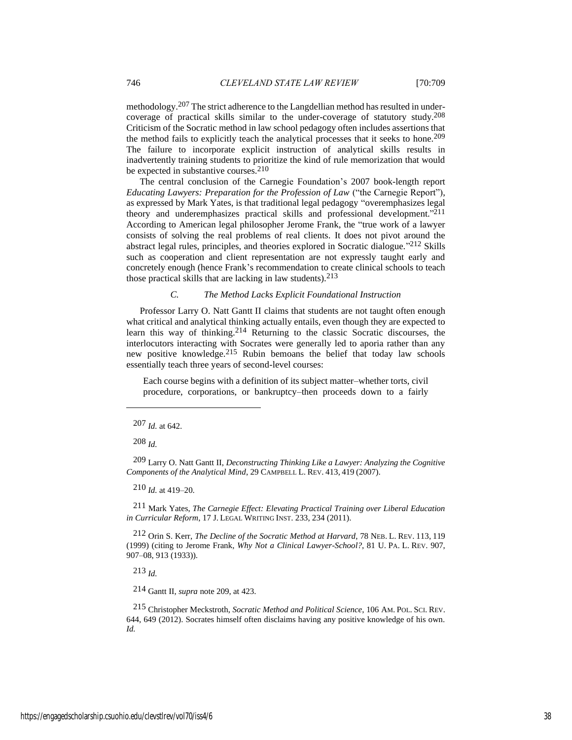methodology.[207] The strict adherence to the Langdellian method has resulted in under-coverage of practical skills similar to the under-coverage of statutory study.[208] Criticism of the Socratic method in law school pedagogy often includes assertions that the method fails to explicitly teach the analytical processes that it seeks to hone.[209] The failure to incorporate explicit instruction of analytical skills results in inadvertently training students to prioritize the kind of rule memorization that would be expected in substantive courses.[210]

The central conclusion of the Carnegie Foundation's 2007 book-length report *Educating Lawyers: Preparation for the Profession of Law* ("the Carnegie Report"), as expressed by Mark Yates, is that traditional legal pedagogy "overemphasizes legal theory and underemphasizes practical skills and professional development."[211] According to American legal philosopher Jerome Frank, the "true work of a lawyer consists of solving the real problems of real clients. It does not pivot around the abstract legal rules, principles, and theories explored in Socratic dialogue."[212] Skills such as cooperation and client representation are not expressly taught early and concretely enough (hence Frank's recommendation to create clinical schools to teach those practical skills that are lacking in law students).[213]

### *C. The Method Lacks Explicit Foundational Instruction*

Professor Larry O. Natt Gantt II claims that students are not taught often enough what critical and analytical thinking actually entails, even though they are expected to learn this way of thinking.[214] Returning to the classic Socratic discourses, the interlocutors interacting with Socrates were generally led to aporia rather than any new positive knowledge.[215] Rubin bemoans the belief that today law schools essentially teach three years of second-level courses:

> Each course begins with a definition of its subject matter–whether torts, civil procedure, corporations, or bankruptcy–then proceeds down to a fairly

---

[207] *Id.* at 642.

[208] *Id.*

[209] Larry O. Natt Gantt II, *Deconstructing Thinking Like a Lawyer: Analyzing the Cognitive Components of the Analytical Mind*, 29 CAMPBELL L. REV. 413, 419 (2007).

[210] *Id.* at 419–20.

[211] Mark Yates, *The Carnegie Effect: Elevating Practical Training over Liberal Education in Curricular Reform*, 17 J. LEGAL WRITING INST. 233, 234 (2011).

[212] Orin S. Kerr, *The Decline of the Socratic Method at Harvard*, 78 NEB. L. REV. 113, 119 (1999) (citing to Jerome Frank, *Why Not a Clinical Lawyer-School?*, 81 U. PA. L. REV. 907, 907–08, 913 (1933)).

[213] *Id.*

[214] Gantt II, *supra* note 209, at 423.

[215] Christopher Meckstroth, *Socratic Method and Political Science*, 106 AM. POL. SCI. REV. 644, 649 (2012). Socrates himself often disclaims having any positive knowledge of his own. *Id.*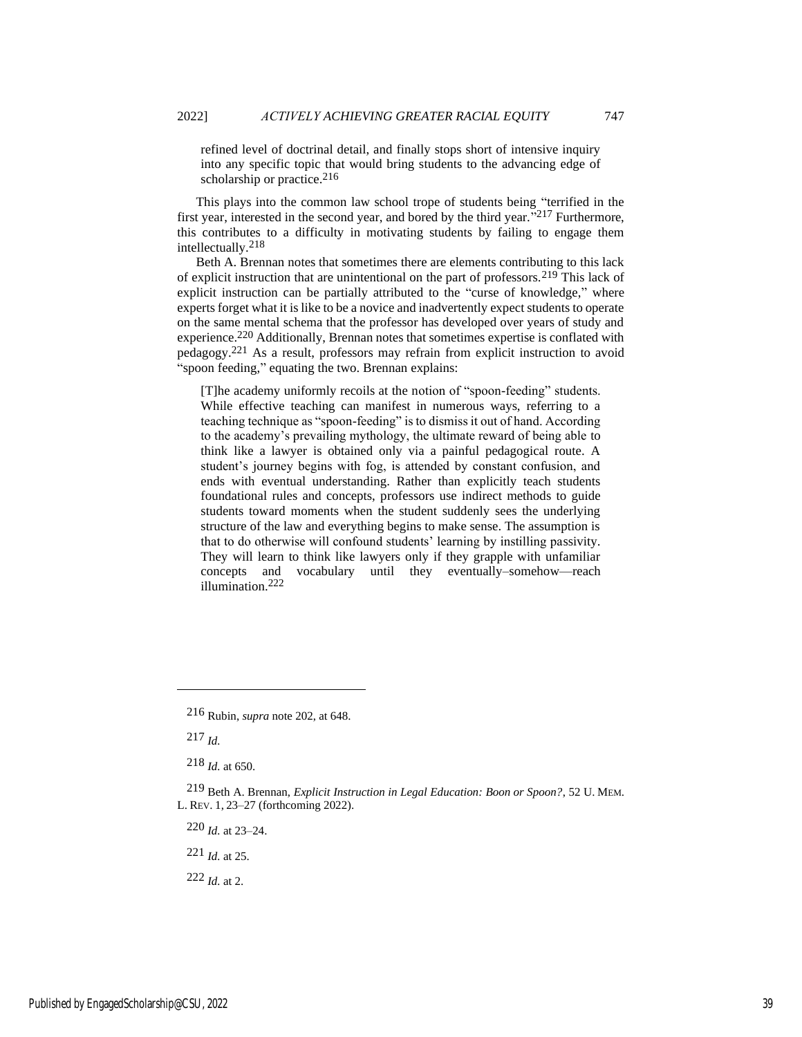> refined level of doctrinal detail, and finally stops short of intensive inquiry into any specific topic that would bring students to the advancing edge of scholarship or practice.[216]

This plays into the common law school trope of students being "terrified in the first year, interested in the second year, and bored by the third year."[217] Furthermore, this contributes to a difficulty in motivating students by failing to engage them intellectually.[218]

Beth A. Brennan notes that sometimes there are elements contributing to this lack of explicit instruction that are unintentional on the part of professors.[219] This lack of explicit instruction can be partially attributed to the "curse of knowledge," where experts forget what it is like to be a novice and inadvertently expect students to operate on the same mental schema that the professor has developed over years of study and experience.[220] Additionally, Brennan notes that sometimes expertise is conflated with pedagogy.[221] As a result, professors may refrain from explicit instruction to avoid "spoon feeding," equating the two. Brennan explains:

> [T]he academy uniformly recoils at the notion of "spoon-feeding" students. While effective teaching can manifest in numerous ways, referring to a teaching technique as "spoon-feeding" is to dismiss it out of hand. According to the academy's prevailing mythology, the ultimate reward of being able to think like a lawyer is obtained only via a painful pedagogical route. A student's journey begins with fog, is attended by constant confusion, and ends with eventual understanding. Rather than explicitly teach students foundational rules and concepts, professors use indirect methods to guide students toward moments when the student suddenly sees the underlying structure of the law and everything begins to make sense. The assumption is that to do otherwise will confound students' learning by instilling passivity. They will learn to think like lawyers only if they grapple with unfamiliar concepts and vocabulary until they eventually–somehow—reach illumination.[222]

---

216 Rubin, *supra* note 202, at 648.

217 *Id.*

218 *Id.* at 650.

219 Beth A. Brennan, *Explicit Instruction in Legal Education: Boon or Spoon?*, 52 U. MEM. L. REV. 1, 23–27 (forthcoming 2022).

220 *Id.* at 23–24.

221 *Id.* at 25.

222 *Id.* at 2.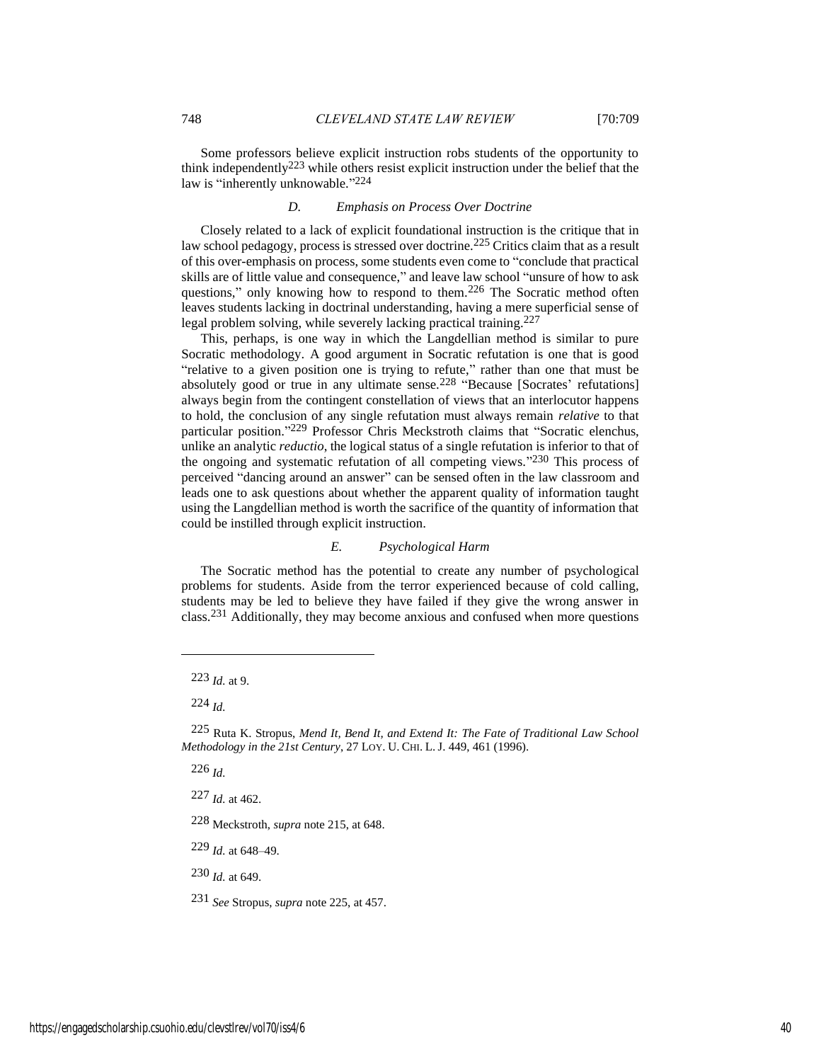Some professors believe explicit instruction robs students of the opportunity to think independently[223] while others resist explicit instruction under the belief that the law is "inherently unknowable."[224]

### D. Emphasis on Process Over Doctrine

Closely related to a lack of explicit foundational instruction is the critique that in law school pedagogy, process is stressed over doctrine.[225] Critics claim that as a result of this over-emphasis on process, some students even come to "conclude that practical skills are of little value and consequence," and leave law school "unsure of how to ask questions," only knowing how to respond to them.[226] The Socratic method often leaves students lacking in doctrinal understanding, having a mere superficial sense of legal problem solving, while severely lacking practical training.[227]

This, perhaps, is one way in which the Langdellian method is similar to pure Socratic methodology. A good argument in Socratic refutation is one that is good "relative to a given position one is trying to refute," rather than one that must be absolutely good or true in any ultimate sense.[228] "Because [Socrates' refutations] always begin from the contingent constellation of views that an interlocutor happens to hold, the conclusion of any single refutation must always remain *relative* to that particular position."[229] Professor Chris Meckstroth claims that "Socratic elenchus, unlike an analytic *reductio*, the logical status of a single refutation is inferior to that of the ongoing and systematic refutation of all competing views."[230] This process of perceived "dancing around an answer" can be sensed often in the law classroom and leads one to ask questions about whether the apparent quality of information taught using the Langdellian method is worth the sacrifice of the quantity of information that could be instilled through explicit instruction.

### E. Psychological Harm

The Socratic method has the potential to create any number of psychological problems for students. Aside from the terror experienced because of cold calling, students may be led to believe they have failed if they give the wrong answer in class.[231] Additionally, they may become anxious and confused when more questions

---

[223] *Id.* at 9.

[224] *Id.*

[225] Ruta K. Stropus, *Mend It, Bend It, and Extend It: The Fate of Traditional Law School Methodology in the 21st Century*, 27 LOY. U. CHI. L. J. 449, 461 (1996).

[226] *Id.*

[227] *Id.* at 462.

[228] Meckstroth, *supra* note 215, at 648.

[229] *Id.* at 648–49.

[230] *Id.* at 649.

[231] *See* Stropus, *supra* note 225, at 457.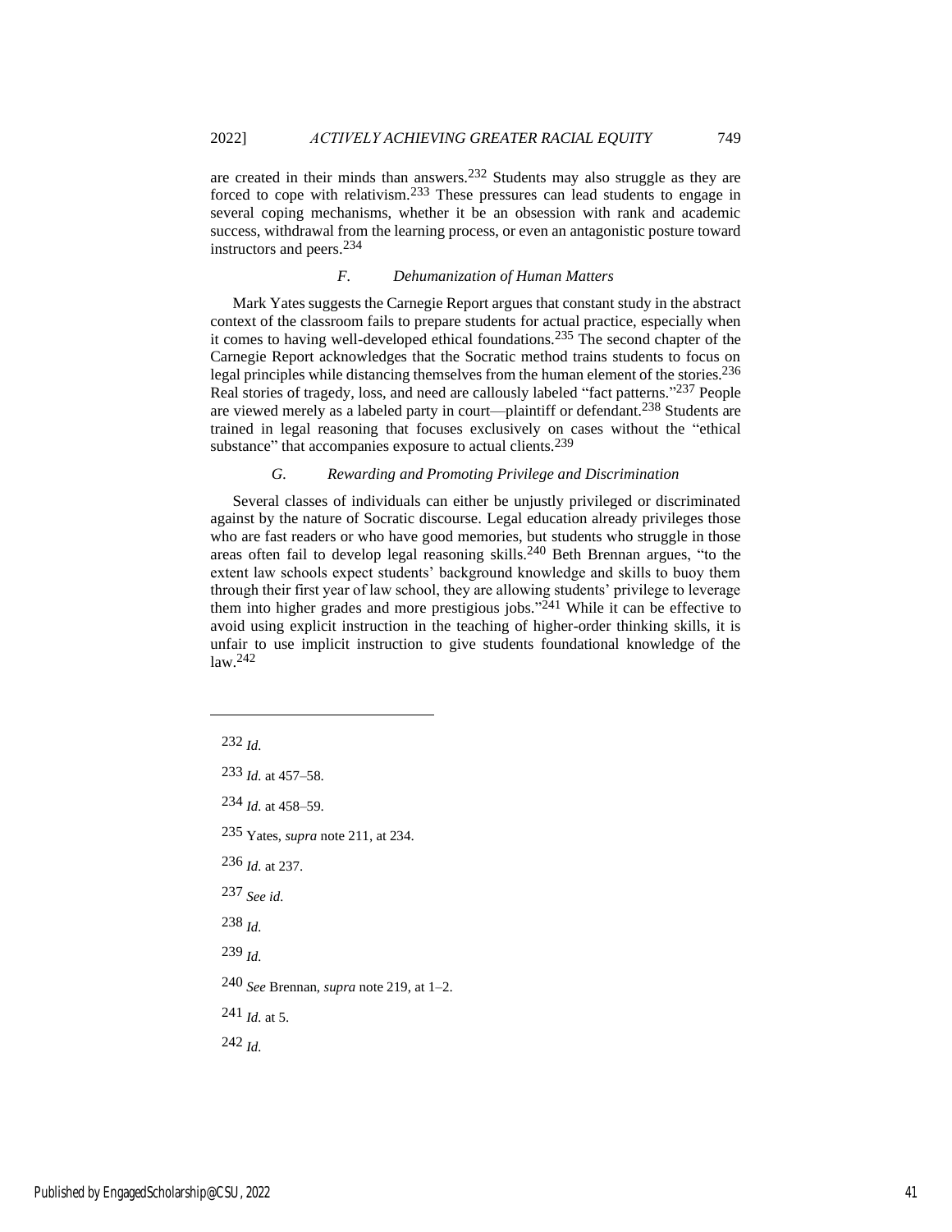are created in their minds than answers.[232] Students may also struggle as they are forced to cope with relativism.[233] These pressures can lead students to engage in several coping mechanisms, whether it be an obsession with rank and academic success, withdrawal from the learning process, or even an antagonistic posture toward instructors and peers.[234]

### *F. Dehumanization of Human Matters*

Mark Yates suggests the Carnegie Report argues that constant study in the abstract context of the classroom fails to prepare students for actual practice, especially when it comes to having well-developed ethical foundations.[235] The second chapter of the Carnegie Report acknowledges that the Socratic method trains students to focus on legal principles while distancing themselves from the human element of the stories.[236] Real stories of tragedy, loss, and need are callously labeled "fact patterns."[237] People are viewed merely as a labeled party in court—plaintiff or defendant.[238] Students are trained in legal reasoning that focuses exclusively on cases without the "ethical substance" that accompanies exposure to actual clients.[239]

### *G. Rewarding and Promoting Privilege and Discrimination*

Several classes of individuals can either be unjustly privileged or discriminated against by the nature of Socratic discourse. Legal education already privileges those who are fast readers or who have good memories, but students who struggle in those areas often fail to develop legal reasoning skills.[240] Beth Brennan argues, "to the extent law schools expect students' background knowledge and skills to buoy them through their first year of law school, they are allowing students' privilege to leverage them into higher grades and more prestigious jobs."[241] While it can be effective to avoid using explicit instruction in the teaching of higher-order thinking skills, it is unfair to use implicit instruction to give students foundational knowledge of the law.[242]

---

232 *Id.*

233 *Id.* at 457–58.

234 *Id.* at 458–59.

235 Yates, *supra* note 211, at 234.

236 *Id.* at 237.

237 *See id.*

238 *Id.*

239 *Id.*

240 *See* Brennan, *supra* note 219, at 1–2.

241 *Id.* at 5.

242 *Id.*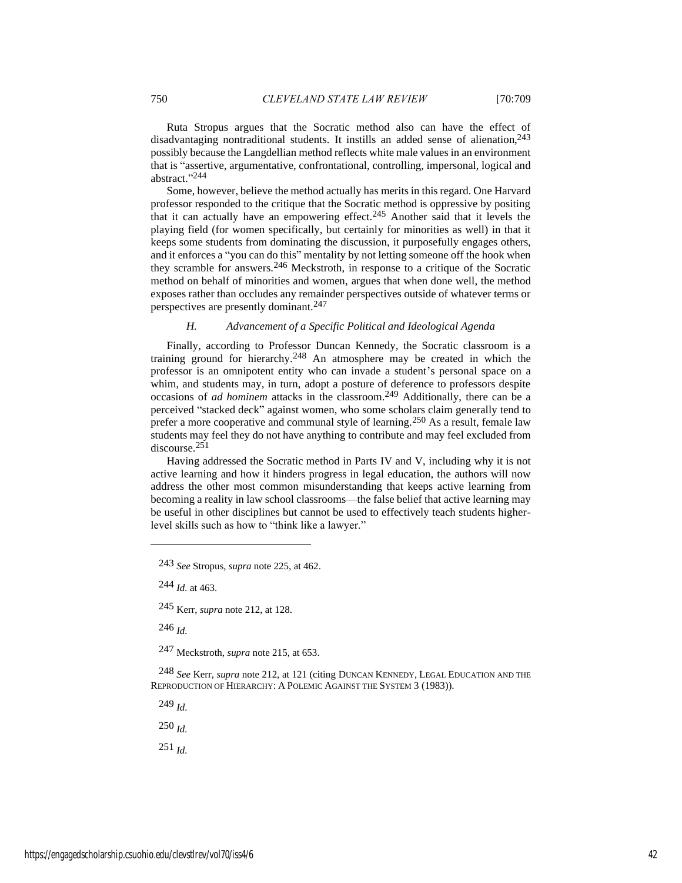Ruta Stropus argues that the Socratic method also can have the effect of disadvantaging nontraditional students. It instills an added sense of alienation,[243] possibly because the Langdellian method reflects white male values in an environment that is "assertive, argumentative, confrontational, controlling, impersonal, logical and abstract."[244]

Some, however, believe the method actually has merits in this regard. One Harvard professor responded to the critique that the Socratic method is oppressive by positing that it can actually have an empowering effect.[245] Another said that it levels the playing field (for women specifically, but certainly for minorities as well) in that it keeps some students from dominating the discussion, it purposefully engages others, and it enforces a "you can do this" mentality by not letting someone off the hook when they scramble for answers.[246] Meckstroth, in response to a critique of the Socratic method on behalf of minorities and women, argues that when done well, the method exposes rather than occludes any remainder perspectives outside of whatever terms or perspectives are presently dominant.[247]

### *H. Advancement of a Specific Political and Ideological Agenda*

Finally, according to Professor Duncan Kennedy, the Socratic classroom is a training ground for hierarchy.[248] An atmosphere may be created in which the professor is an omnipotent entity who can invade a student's personal space on a whim, and students may, in turn, adopt a posture of deference to professors despite occasions of *ad hominem* attacks in the classroom.[249] Additionally, there can be a perceived "stacked deck" against women, who some scholars claim generally tend to prefer a more cooperative and communal style of learning.[250] As a result, female law students may feel they do not have anything to contribute and may feel excluded from discourse.[251]

Having addressed the Socratic method in Parts IV and V, including why it is not active learning and how it hinders progress in legal education, the authors will now address the other most common misunderstanding that keeps active learning from becoming a reality in law school classrooms—the false belief that active learning may be useful in other disciplines but cannot be used to effectively teach students higher-level skills such as how to "think like a lawyer."

---

243 *See* Stropus, *supra* note 225, at 462.

244 *Id.* at 463.

245 Kerr, *supra* note 212, at 128.

246 *Id.*

247 Meckstroth, *supra* note 215, at 653.

248 *See* Kerr, *supra* note 212, at 121 (citing DUNCAN KENNEDY, LEGAL EDUCATION AND THE REPRODUCTION OF HIERARCHY: A POLEMIC AGAINST THE SYSTEM 3 (1983)).

249 *Id.*

250 *Id.*

251 *Id.*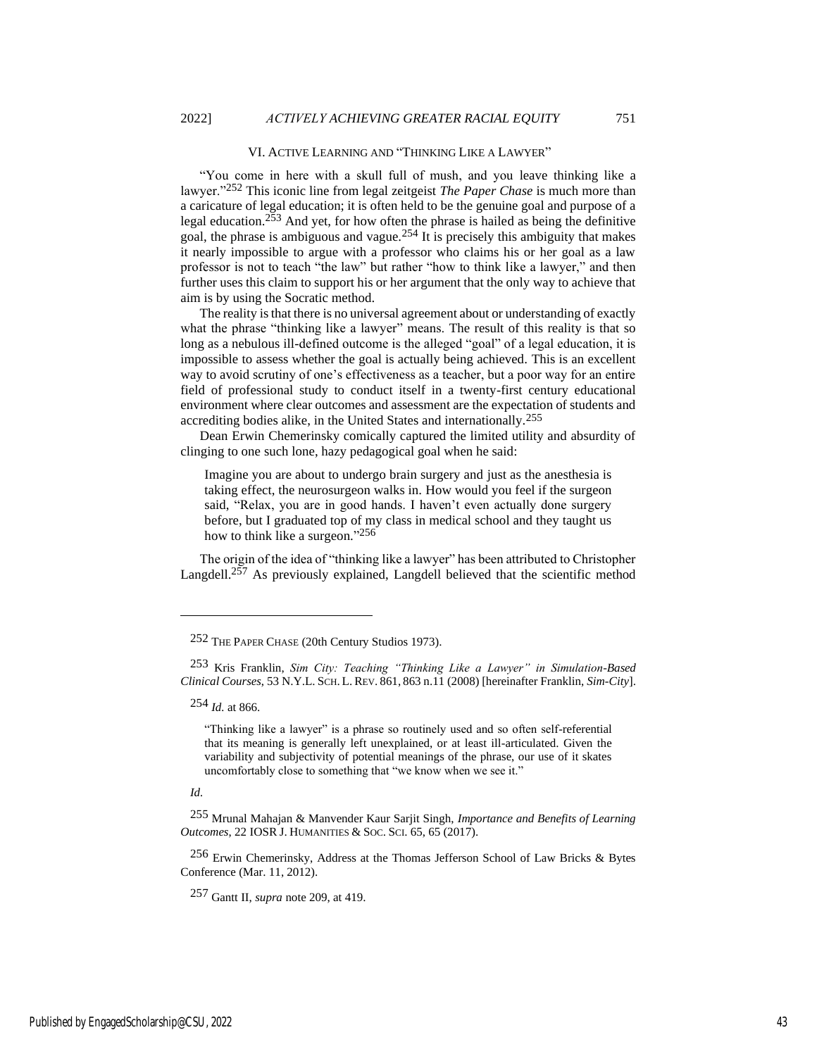## VI. Active Learning and "Thinking Like a Lawyer"

"You come in here with a skull full of mush, and you leave thinking like a lawyer."[252] This iconic line from legal zeitgeist *The Paper Chase* is much more than a caricature of legal education; it is often held to be the genuine goal and purpose of a legal education.[253] And yet, for how often the phrase is hailed as being the definitive goal, the phrase is ambiguous and vague.[254] It is precisely this ambiguity that makes it nearly impossible to argue with a professor who claims his or her goal as a law professor is not to teach "the law" but rather "how to think like a lawyer," and then further uses this claim to support his or her argument that the only way to achieve that aim is by using the Socratic method.

The reality is that there is no universal agreement about or understanding of exactly what the phrase "thinking like a lawyer" means. The result of this reality is that so long as a nebulous ill-defined outcome is the alleged "goal" of a legal education, it is impossible to assess whether the goal is actually being achieved. This is an excellent way to avoid scrutiny of one's effectiveness as a teacher, but a poor way for an entire field of professional study to conduct itself in a twenty-first century educational environment where clear outcomes and assessment are the expectation of students and accrediting bodies alike, in the United States and internationally.[255]

Dean Erwin Chemerinsky comically captured the limited utility and absurdity of clinging to one such lone, hazy pedagogical goal when he said:

> Imagine you are about to undergo brain surgery and just as the anesthesia is taking effect, the neurosurgeon walks in. How would you feel if the surgeon said, "Relax, you are in good hands. I haven't even actually done surgery before, but I graduated top of my class in medical school and they taught us how to think like a surgeon."[256]

The origin of the idea of "thinking like a lawyer" has been attributed to Christopher Langdell.[257] As previously explained, Langdell believed that the scientific method

---

[252] THE PAPER CHASE (20th Century Studios 1973).

[253] Kris Franklin, *Sim City: Teaching "Thinking Like a Lawyer" in Simulation-Based Clinical Courses*, 53 N.Y.L. SCH. L. REV. 861, 863 n.11 (2008) [hereinafter Franklin, *Sim-City*].

[254] *Id.* at 866.

> "Thinking like a lawyer" is a phrase so routinely used and so often self-referential that its meaning is generally left unexplained, or at least ill-articulated. Given the variability and subjectivity of potential meanings of the phrase, our use of it skates uncomfortably close to something that "we know when we see it."

*Id.*

[255] Mrunal Mahajan & Manvender Kaur Sarjit Singh, *Importance and Benefits of Learning Outcomes*, 22 IOSR J. HUMANITIES & SOC. SCI. 65, 65 (2017).

[256] Erwin Chemerinsky, Address at the Thomas Jefferson School of Law Bricks & Bytes Conference (Mar. 11, 2012).

[257] Gantt II, *supra* note 209, at 419.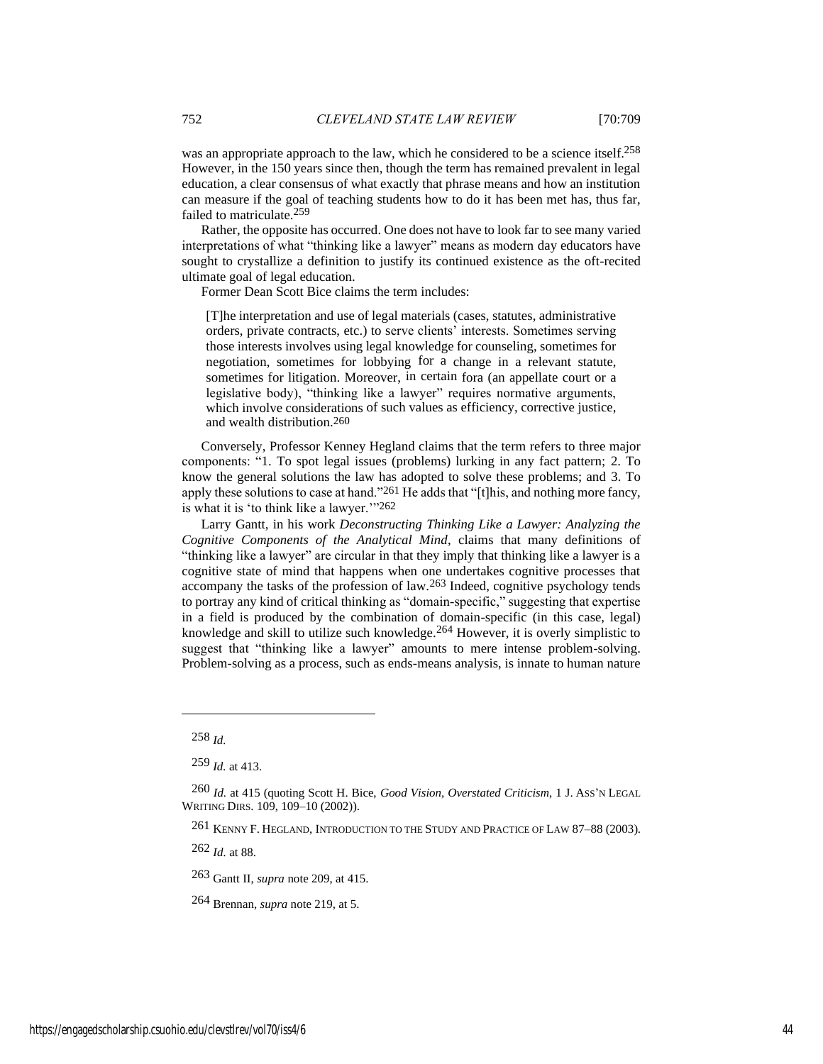was an appropriate approach to the law, which he considered to be a science itself.[258] However, in the 150 years since then, though the term has remained prevalent in legal education, a clear consensus of what exactly that phrase means and how an institution can measure if the goal of teaching students how to do it has been met has, thus far, failed to matriculate.[259]

Rather, the opposite has occurred. One does not have to look far to see many varied interpretations of what "thinking like a lawyer" means as modern day educators have sought to crystallize a definition to justify its continued existence as the oft-recited ultimate goal of legal education.

Former Dean Scott Bice claims the term includes:

> [T]he interpretation and use of legal materials (cases, statutes, administrative orders, private contracts, etc.) to serve clients' interests. Sometimes serving those interests involves using legal knowledge for counseling, sometimes for negotiation, sometimes for lobbying for a change in a relevant statute, sometimes for litigation. Moreover, in certain fora (an appellate court or a legislative body), "thinking like a lawyer" requires normative arguments, which involve considerations of such values as efficiency, corrective justice, and wealth distribution.[260]

Conversely, Professor Kenney Hegland claims that the term refers to three major components: "1. To spot legal issues (problems) lurking in any fact pattern; 2. To know the general solutions the law has adopted to solve these problems; and 3. To apply these solutions to case at hand."[261] He adds that "[t]his, and nothing more fancy, is what it is 'to think like a lawyer.'"[262]

Larry Gantt, in his work *Deconstructing Thinking Like a Lawyer: Analyzing the Cognitive Components of the Analytical Mind*, claims that many definitions of "thinking like a lawyer" are circular in that they imply that thinking like a lawyer is a cognitive state of mind that happens when one undertakes cognitive processes that accompany the tasks of the profession of law.[263] Indeed, cognitive psychology tends to portray any kind of critical thinking as "domain-specific," suggesting that expertise in a field is produced by the combination of domain-specific (in this case, legal) knowledge and skill to utilize such knowledge.[264] However, it is overly simplistic to suggest that "thinking like a lawyer" amounts to mere intense problem-solving. Problem-solving as a process, such as ends-means analysis, is innate to human nature

---

258 *Id.*

259 *Id.* at 413.

260 *Id.* at 415 (quoting Scott H. Bice, *Good Vision, Overstated Criticism*, 1 J. ASS'N LEGAL WRITING DIRS. 109, 109–10 (2002)).

261 KENNY F. HEGLAND, INTRODUCTION TO THE STUDY AND PRACTICE OF LAW 87–88 (2003).

262 *Id.* at 88.

263 Gantt II, *supra* note 209, at 415.

264 Brennan, *supra* note 219, at 5.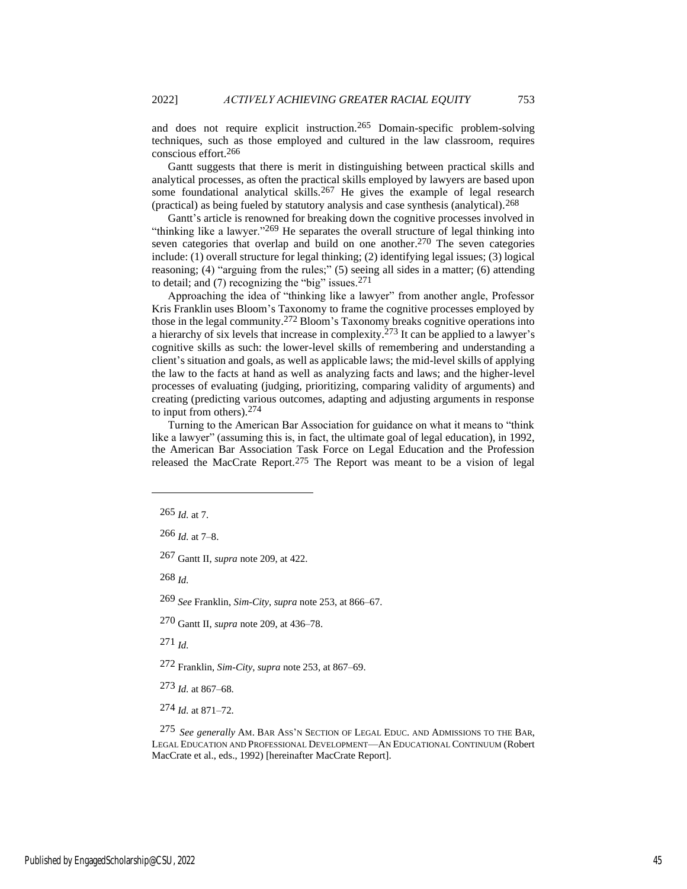and does not require explicit instruction.[265] Domain-specific problem-solving techniques, such as those employed and cultured in the law classroom, requires conscious effort.[266]

Gantt suggests that there is merit in distinguishing between practical skills and analytical processes, as often the practical skills employed by lawyers are based upon some foundational analytical skills.[267] He gives the example of legal research (practical) as being fueled by statutory analysis and case synthesis (analytical).[268]

Gantt's article is renowned for breaking down the cognitive processes involved in "thinking like a lawyer."[269] He separates the overall structure of legal thinking into seven categories that overlap and build on one another.[270] The seven categories include: (1) overall structure for legal thinking; (2) identifying legal issues; (3) logical reasoning; (4) "arguing from the rules;" (5) seeing all sides in a matter; (6) attending to detail; and (7) recognizing the "big" issues.[271]

Approaching the idea of "thinking like a lawyer" from another angle, Professor Kris Franklin uses Bloom's Taxonomy to frame the cognitive processes employed by those in the legal community.[272] Bloom's Taxonomy breaks cognitive operations into a hierarchy of six levels that increase in complexity.[273] It can be applied to a lawyer's cognitive skills as such: the lower-level skills of remembering and understanding a client's situation and goals, as well as applicable laws; the mid-level skills of applying the law to the facts at hand as well as analyzing facts and laws; and the higher-level processes of evaluating (judging, prioritizing, comparing validity of arguments) and creating (predicting various outcomes, adapting and adjusting arguments in response to input from others).[274]

Turning to the American Bar Association for guidance on what it means to "think like a lawyer" (assuming this is, in fact, the ultimate goal of legal education), in 1992, the American Bar Association Task Force on Legal Education and the Profession released the MacCrate Report.[275] The Report was meant to be a vision of legal

---

265 *Id.* at 7.

266 *Id.* at 7–8.

267 Gantt II, *supra* note 209, at 422.

268 *Id.*

269 *See* Franklin, *Sim-City*, *supra* note 253, at 866–67.

270 Gantt II, *supra* note 209, at 436–78.

271 *Id.*

272 Franklin, *Sim-City*, *supra* note 253, at 867–69.

273 *Id.* at 867–68.

274 *Id.* at 871–72.

275 *See generally* AM. BAR ASS'N SECTION OF LEGAL EDUC. AND ADMISSIONS TO THE BAR, LEGAL EDUCATION AND PROFESSIONAL DEVELOPMENT—AN EDUCATIONAL CONTINUUM (Robert MacCrate et al., eds., 1992) [hereinafter MacCrate Report].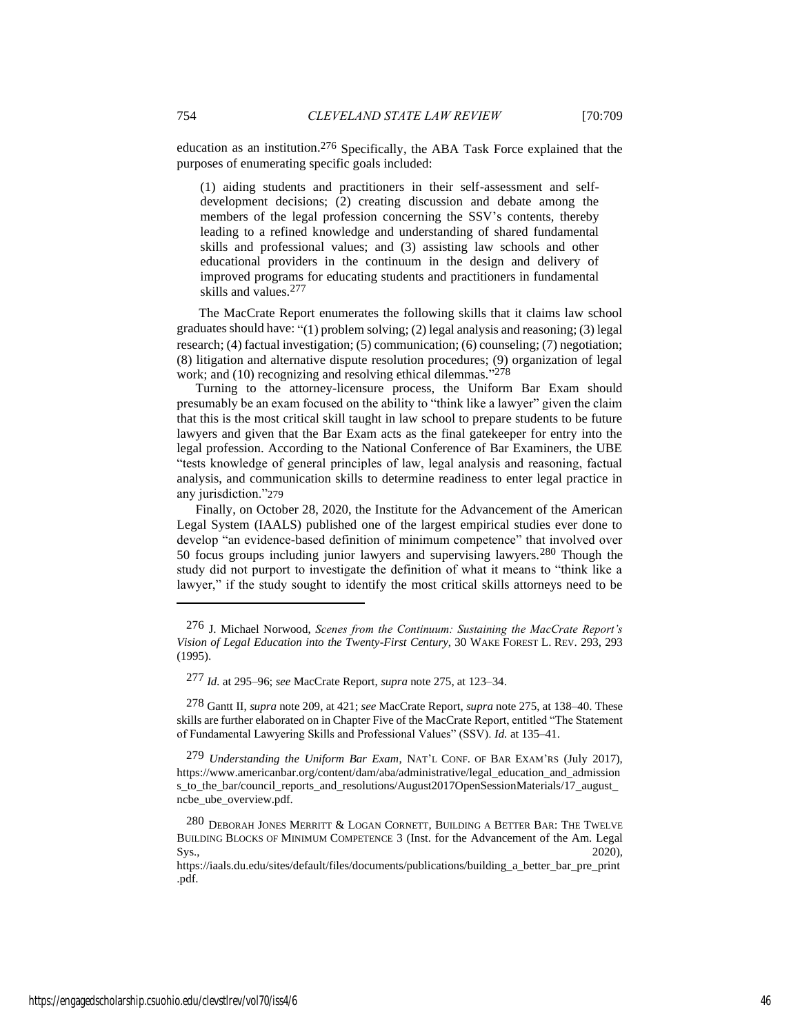education as an institution.[276] Specifically, the ABA Task Force explained that the purposes of enumerating specific goals included:

> (1) aiding students and practitioners in their self-assessment and self-development decisions; (2) creating discussion and debate among the members of the legal profession concerning the SSV's contents, thereby leading to a refined knowledge and understanding of shared fundamental skills and professional values; and (3) assisting law schools and other educational providers in the continuum in the design and delivery of improved programs for educating students and practitioners in fundamental skills and values.[277]

The MacCrate Report enumerates the following skills that it claims law school graduates should have: "(1) problem solving; (2) legal analysis and reasoning; (3) legal research; (4) factual investigation; (5) communication; (6) counseling; (7) negotiation; (8) litigation and alternative dispute resolution procedures; (9) organization of legal work; and (10) recognizing and resolving ethical dilemmas."[278]

Turning to the attorney-licensure process, the Uniform Bar Exam should presumably be an exam focused on the ability to "think like a lawyer" given the claim that this is the most critical skill taught in law school to prepare students to be future lawyers and given that the Bar Exam acts as the final gatekeeper for entry into the legal profession. According to the National Conference of Bar Examiners, the UBE "tests knowledge of general principles of law, legal analysis and reasoning, factual analysis, and communication skills to determine readiness to enter legal practice in any jurisdiction."[279]

Finally, on October 28, 2020, the Institute for the Advancement of the American Legal System (IAALS) published one of the largest empirical studies ever done to develop "an evidence-based definition of minimum competence" that involved over 50 focus groups including junior lawyers and supervising lawyers.[280] Though the study did not purport to investigate the definition of what it means to "think like a lawyer," if the study sought to identify the most critical skills attorneys need to be

---

[276] J. Michael Norwood, *Scenes from the Continuum: Sustaining the MacCrate Report's Vision of Legal Education into the Twenty-First Century*, 30 WAKE FOREST L. REV. 293, 293 (1995).

[277] *Id.* at 295–96; *see* MacCrate Report, *supra* note 275, at 123–34.

[278] Gantt II, *supra* note 209, at 421; *see* MacCrate Report, *supra* note 275, at 138–40. These skills are further elaborated on in Chapter Five of the MacCrate Report, entitled "The Statement of Fundamental Lawyering Skills and Professional Values" (SSV). *Id.* at 135–41.

[279] *Understanding the Uniform Bar Exam*, NAT'L CONF. OF BAR EXAM'RS (July 2017), https://www.americanbar.org/content/dam/aba/administrative/legal_education_and_admissions_to_the_bar/council_reports_and_resolutions/August2017OpenSessionMaterials/17_august_ncbe_ube_overview.pdf.

[280] DEBORAH JONES MERRITT & LOGAN CORNETT, BUILDING A BETTER BAR: THE TWELVE BUILDING BLOCKS OF MINIMUM COMPETENCE 3 (Inst. for the Advancement of the Am. Legal Sys., 2020), https://iaals.du.edu/sites/default/files/documents/publications/building_a_better_bar_pre_print.pdf.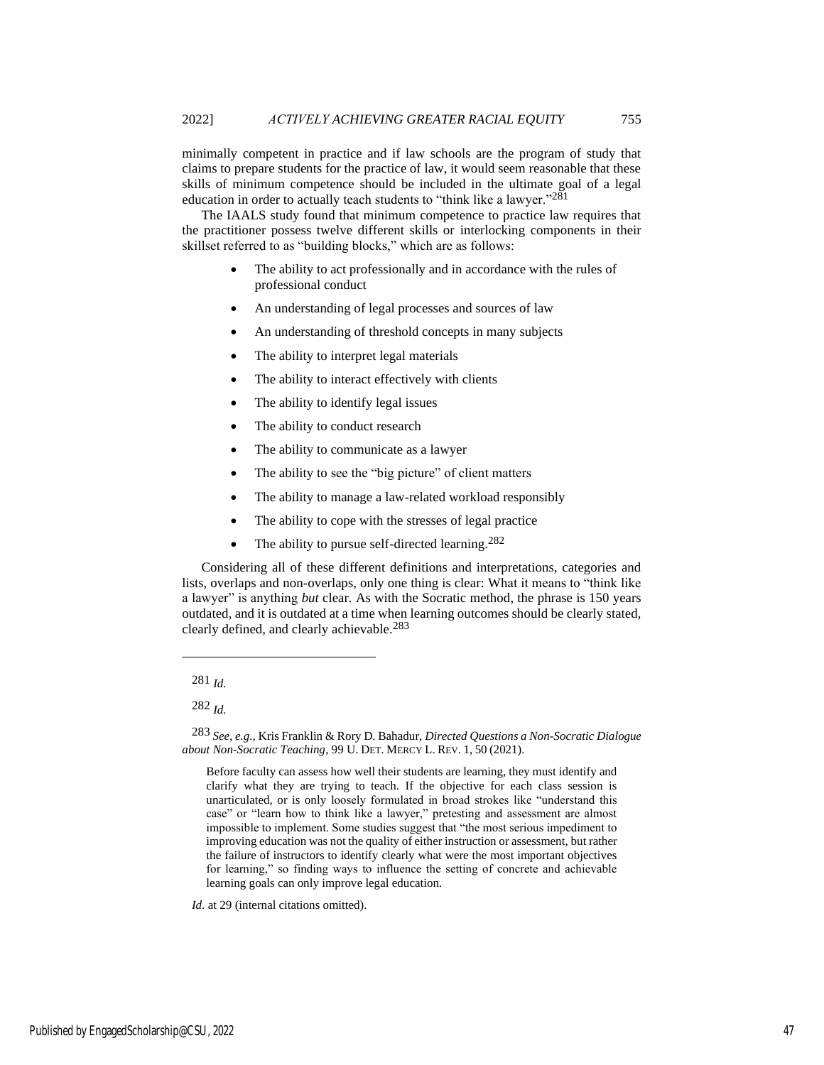minimally competent in practice and if law schools are the program of study that claims to prepare students for the practice of law, it would seem reasonable that these skills of minimum competence should be included in the ultimate goal of a legal education in order to actually teach students to "think like a lawyer."[281]

The IAALS study found that minimum competence to practice law requires that the practitioner possess twelve different skills or interlocking components in their skillset referred to as "building blocks," which are as follows:

- The ability to act professionally and in accordance with the rules of professional conduct
- An understanding of legal processes and sources of law
- An understanding of threshold concepts in many subjects
- The ability to interpret legal materials
- The ability to interact effectively with clients
- The ability to identify legal issues
- The ability to conduct research
- The ability to communicate as a lawyer
- The ability to see the "big picture" of client matters
- The ability to manage a law-related workload responsibly
- The ability to cope with the stresses of legal practice
- The ability to pursue self-directed learning.[282]

Considering all of these different definitions and interpretations, categories and lists, overlaps and non-overlaps, only one thing is clear: What it means to "think like a lawyer" is anything *but* clear. As with the Socratic method, the phrase is 150 years outdated, and it is outdated at a time when learning outcomes should be clearly stated, clearly defined, and clearly achievable.[283]

---

[281] *Id.*

[282] *Id.*

[283] *See, e.g.*, Kris Franklin & Rory D. Bahadur, *Directed Questions a Non-Socratic Dialogue about Non-Socratic Teaching*, 99 U. DET. MERCY L. REV. 1, 50 (2021).

> Before faculty can assess how well their students are learning, they must identify and clarify what they are trying to teach. If the objective for each class session is unarticulated, or is only loosely formulated in broad strokes like "understand this case" or "learn how to think like a lawyer," pretesting and assessment are almost impossible to implement. Some studies suggest that "the most serious impediment to improving education was not the quality of either instruction or assessment, but rather the failure of instructors to identify clearly what were the most important objectives for learning," so finding ways to influence the setting of concrete and achievable learning goals can only improve legal education.

*Id.* at 29 (internal citations omitted).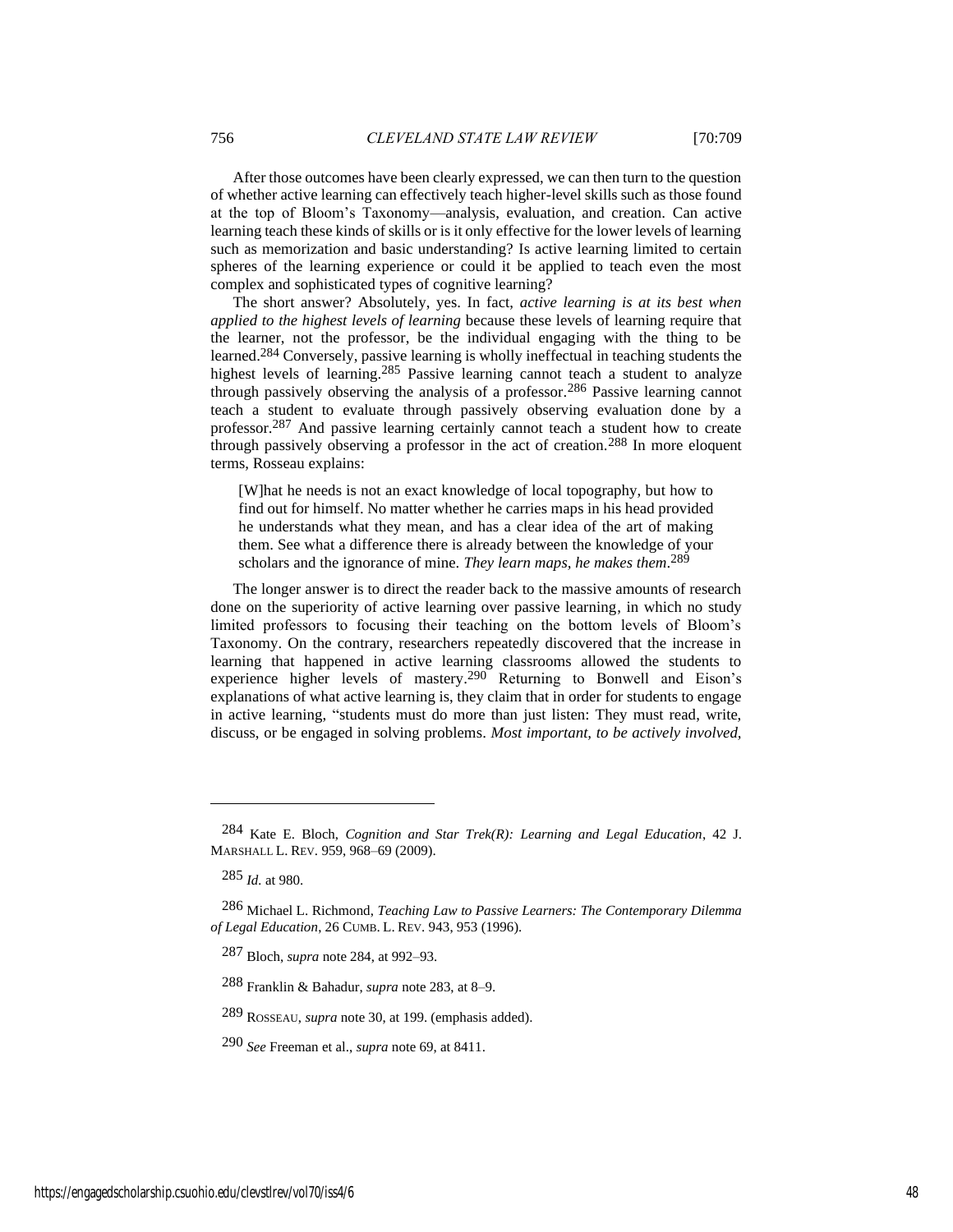After those outcomes have been clearly expressed, we can then turn to the question of whether active learning can effectively teach higher-level skills such as those found at the top of Bloom's Taxonomy—analysis, evaluation, and creation. Can active learning teach these kinds of skills or is it only effective for the lower levels of learning such as memorization and basic understanding? Is active learning limited to certain spheres of the learning experience or could it be applied to teach even the most complex and sophisticated types of cognitive learning?

The short answer? Absolutely, yes. In fact, *active learning is at its best when applied to the highest levels of learning* because these levels of learning require that the learner, not the professor, be the individual engaging with the thing to be learned.[284] Conversely, passive learning is wholly ineffectual in teaching students the highest levels of learning.[285] Passive learning cannot teach a student to analyze through passively observing the analysis of a professor.[286] Passive learning cannot teach a student to evaluate through passively observing evaluation done by a professor.[287] And passive learning certainly cannot teach a student how to create through passively observing a professor in the act of creation.[288] In more eloquent terms, Rosseau explains:

> [W]hat he needs is not an exact knowledge of local topography, but how to find out for himself. No matter whether he carries maps in his head provided he understands what they mean, and has a clear idea of the art of making them. See what a difference there is already between the knowledge of your scholars and the ignorance of mine. *They learn maps, he makes them*.[289]

The longer answer is to direct the reader back to the massive amounts of research done on the superiority of active learning over passive learning, in which no study limited professors to focusing their teaching on the bottom levels of Bloom's Taxonomy. On the contrary, researchers repeatedly discovered that the increase in learning that happened in active learning classrooms allowed the students to experience higher levels of mastery.[290] Returning to Bonwell and Eison's explanations of what active learning is, they claim that in order for students to engage in active learning, "students must do more than just listen: They must read, write, discuss, or be engaged in solving problems. *Most important, to be actively involved,*

---

[284] Kate E. Bloch, *Cognition and Star Trek(R): Learning and Legal Education*, 42 J. MARSHALL L. REV. 959, 968–69 (2009).

[285] *Id.* at 980.

[286] Michael L. Richmond, *Teaching Law to Passive Learners: The Contemporary Dilemma of Legal Education*, 26 CUMB. L. REV. 943, 953 (1996).

[287] Bloch, *supra* note 284, at 992–93.

[288] Franklin & Bahadur, *supra* note 283, at 8–9.

[289] ROSSEAU, *supra* note 30, at 199. (emphasis added).

[290] *See* Freeman et al., *supra* note 69, at 8411.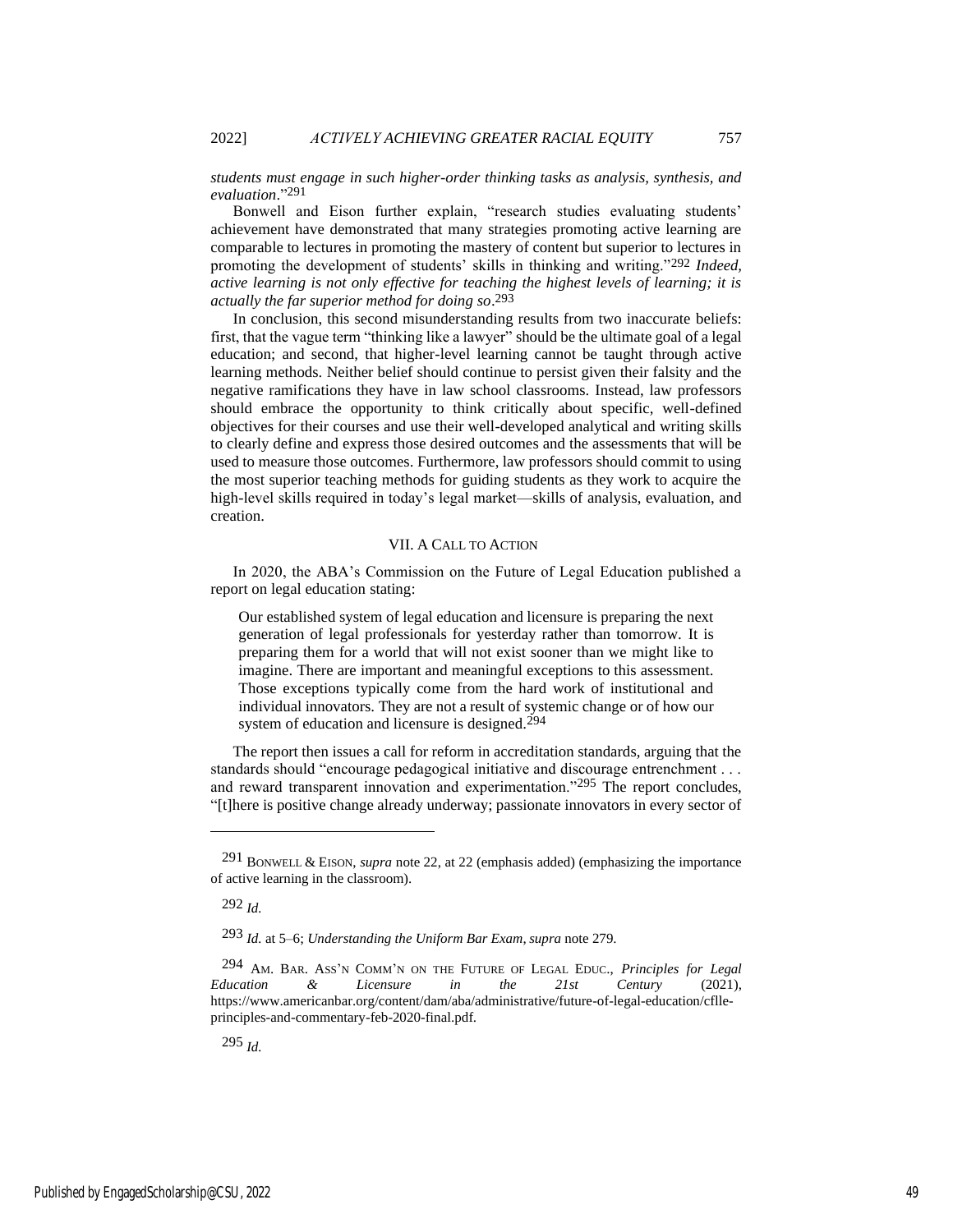*students must engage in such higher-order thinking tasks as analysis, synthesis, and evaluation*."[291]

Bonwell and Eison further explain, "research studies evaluating students' achievement have demonstrated that many strategies promoting active learning are comparable to lectures in promoting the mastery of content but superior to lectures in promoting the development of students' skills in thinking and writing."[292] *Indeed, active learning is not only effective for teaching the highest levels of learning; it is actually the far superior method for doing so*.[293]

In conclusion, this second misunderstanding results from two inaccurate beliefs: first, that the vague term "thinking like a lawyer" should be the ultimate goal of a legal education; and second, that higher-level learning cannot be taught through active learning methods. Neither belief should continue to persist given their falsity and the negative ramifications they have in law school classrooms. Instead, law professors should embrace the opportunity to think critically about specific, well-defined objectives for their courses and use their well-developed analytical and writing skills to clearly define and express those desired outcomes and the assessments that will be used to measure those outcomes. Furthermore, law professors should commit to using the most superior teaching methods for guiding students as they work to acquire the high-level skills required in today's legal market—skills of analysis, evaluation, and creation.

## VII. A CALL TO ACTION

In 2020, the ABA's Commission on the Future of Legal Education published a report on legal education stating:

> Our established system of legal education and licensure is preparing the next generation of legal professionals for yesterday rather than tomorrow. It is preparing them for a world that will not exist sooner than we might like to imagine. There are important and meaningful exceptions to this assessment. Those exceptions typically come from the hard work of institutional and individual innovators. They are not a result of systemic change or of how our system of education and licensure is designed.[294]

The report then issues a call for reform in accreditation standards, arguing that the standards should "encourage pedagogical initiative and discourage entrenchment . . . and reward transparent innovation and experimentation."[295] The report concludes, "[t]here is positive change already underway; passionate innovators in every sector of

---

[291] BONWELL & EISON, *supra* note 22, at 22 (emphasis added) (emphasizing the importance of active learning in the classroom).

[292] *Id.*

[293] *Id.* at 5–6; *Understanding the Uniform Bar Exam*, *supra* note 279.

[294] AM. BAR. ASS'N COMM'N ON THE FUTURE OF LEGAL EDUC., *Principles for Legal Education & Licensure in the 21st Century* (2021), https://www.americanbar.org/content/dam/aba/administrative/future-of-legal-education/cflle-principles-and-commentary-feb-2020-final.pdf.

[295] *Id.*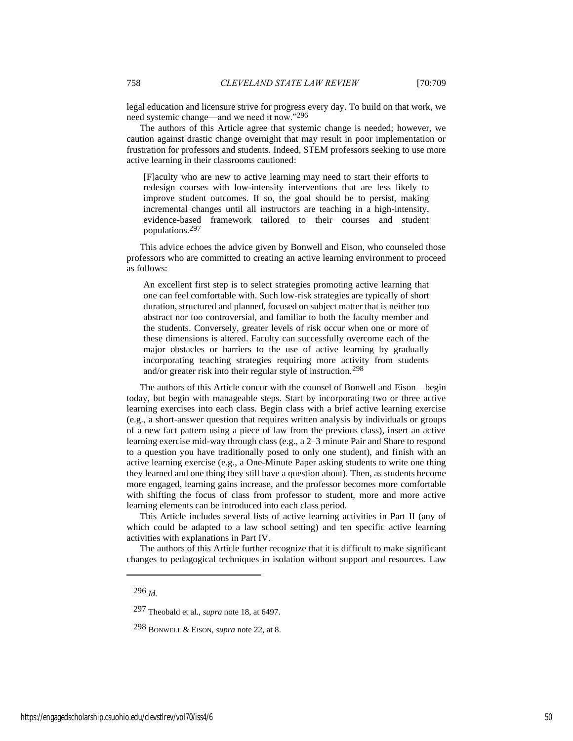legal education and licensure strive for progress every day. To build on that work, we need systemic change—and we need it now."[296]

The authors of this Article agree that systemic change is needed; however, we caution against drastic change overnight that may result in poor implementation or frustration for professors and students. Indeed, STEM professors seeking to use more active learning in their classrooms cautioned:

> [F]aculty who are new to active learning may need to start their efforts to redesign courses with low-intensity interventions that are less likely to improve student outcomes. If so, the goal should be to persist, making incremental changes until all instructors are teaching in a high-intensity, evidence-based framework tailored to their courses and student populations.[297]

This advice echoes the advice given by Bonwell and Eison, who counseled those professors who are committed to creating an active learning environment to proceed as follows:

> An excellent first step is to select strategies promoting active learning that one can feel comfortable with. Such low-risk strategies are typically of short duration, structured and planned, focused on subject matter that is neither too abstract nor too controversial, and familiar to both the faculty member and the students. Conversely, greater levels of risk occur when one or more of these dimensions is altered. Faculty can successfully overcome each of the major obstacles or barriers to the use of active learning by gradually incorporating teaching strategies requiring more activity from students and/or greater risk into their regular style of instruction.[298]

The authors of this Article concur with the counsel of Bonwell and Eison—begin today, but begin with manageable steps. Start by incorporating two or three active learning exercises into each class. Begin class with a brief active learning exercise (e.g., a short-answer question that requires written analysis by individuals or groups of a new fact pattern using a piece of law from the previous class), insert an active learning exercise mid-way through class (e.g., a 2–3 minute Pair and Share to respond to a question you have traditionally posed to only one student), and finish with an active learning exercise (e.g., a One-Minute Paper asking students to write one thing they learned and one thing they still have a question about). Then, as students become more engaged, learning gains increase, and the professor becomes more comfortable with shifting the focus of class from professor to student, more and more active learning elements can be introduced into each class period.

This Article includes several lists of active learning activities in Part II (any of which could be adapted to a law school setting) and ten specific active learning activities with explanations in Part IV.

The authors of this Article further recognize that it is difficult to make significant changes to pedagogical techniques in isolation without support and resources. Law

---

[296] *Id.*

[297] Theobald et al., *supra* note 18, at 6497.

[298] BONWELL & EISON, *supra* note 22, at 8.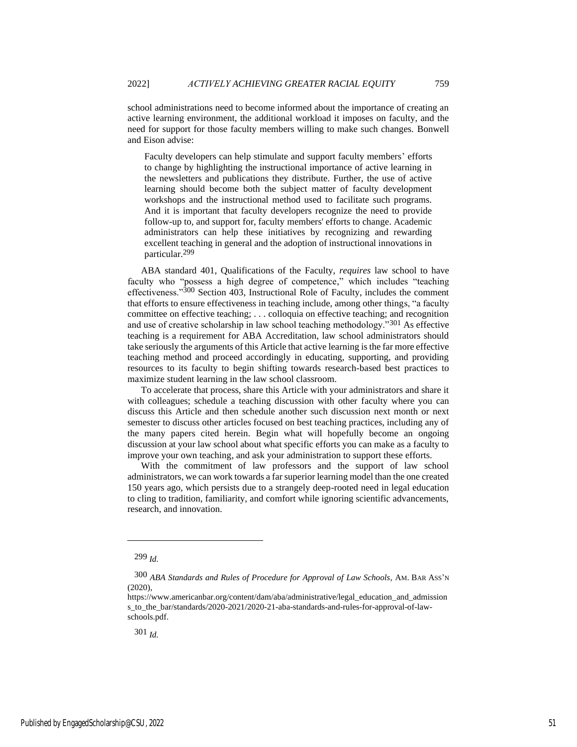school administrations need to become informed about the importance of creating an active learning environment, the additional workload it imposes on faculty, and the need for support for those faculty members willing to make such changes. Bonwell and Eison advise:

> Faculty developers can help stimulate and support faculty members' efforts to change by highlighting the instructional importance of active learning in the newsletters and publications they distribute. Further, the use of active learning should become both the subject matter of faculty development workshops and the instructional method used to facilitate such programs. And it is important that faculty developers recognize the need to provide follow-up to, and support for, faculty members' efforts to change. Academic administrators can help these initiatives by recognizing and rewarding excellent teaching in general and the adoption of instructional innovations in particular.[299]

ABA standard 401, Qualifications of the Faculty, *requires* law school to have faculty who "possess a high degree of competence," which includes "teaching effectiveness."[300] Section 403, Instructional Role of Faculty, includes the comment that efforts to ensure effectiveness in teaching include, among other things, "a faculty committee on effective teaching; . . . colloquia on effective teaching; and recognition and use of creative scholarship in law school teaching methodology."[301] As effective teaching is a requirement for ABA Accreditation, law school administrators should take seriously the arguments of this Article that active learning is the far more effective teaching method and proceed accordingly in educating, supporting, and providing resources to its faculty to begin shifting towards research-based best practices to maximize student learning in the law school classroom.

To accelerate that process, share this Article with your administrators and share it with colleagues; schedule a teaching discussion with other faculty where you can discuss this Article and then schedule another such discussion next month or next semester to discuss other articles focused on best teaching practices, including any of the many papers cited herein. Begin what will hopefully become an ongoing discussion at your law school about what specific efforts you can make as a faculty to improve your own teaching, and ask your administration to support these efforts.

With the commitment of law professors and the support of law school administrators, we can work towards a far superior learning model than the one created 150 years ago, which persists due to a strangely deep-rooted need in legal education to cling to tradition, familiarity, and comfort while ignoring scientific advancements, research, and innovation.

---

[299] *Id.*

[300] *ABA Standards and Rules of Procedure for Approval of Law Schools*, AM. BAR ASS'N (2020), https://www.americanbar.org/content/dam/aba/administrative/legal_education_and_admissions_to_the_bar/standards/2020-2021/2020-21-aba-standards-and-rules-for-approval-of-law-schools.pdf.

[301] *Id.*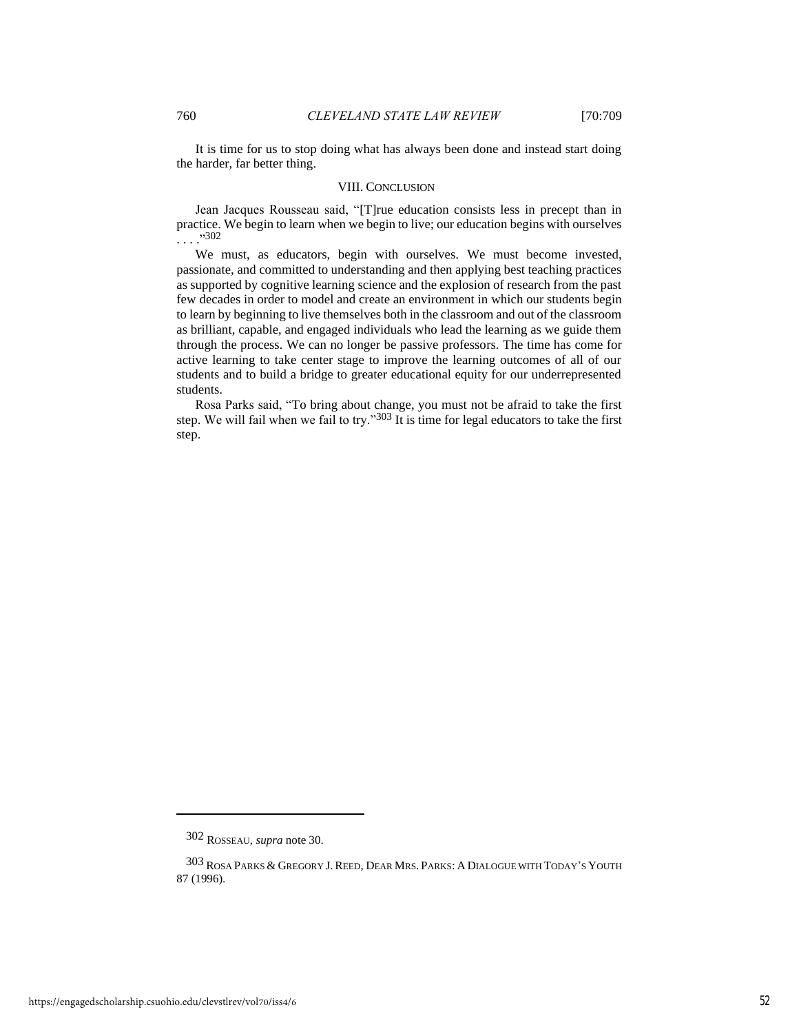It is time for us to stop doing what has always been done and instead start doing the harder, far better thing.

## VIII. Conclusion

Jean Jacques Rousseau said, "[T]rue education consists less in precept than in practice. We begin to learn when we begin to live; our education begins with ourselves . . . ."[302]

We must, as educators, begin with ourselves. We must become invested, passionate, and committed to understanding and then applying best teaching practices as supported by cognitive learning science and the explosion of research from the past few decades in order to model and create an environment in which our students begin to learn by beginning to live themselves both in the classroom and out of the classroom as brilliant, capable, and engaged individuals who lead the learning as we guide them through the process. We can no longer be passive professors. The time has come for active learning to take center stage to improve the learning outcomes of all of our students and to build a bridge to greater educational equity for our underrepresented students.

Rosa Parks said, "To bring about change, you must not be afraid to take the first step. We will fail when we fail to try."[303] It is time for legal educators to take the first step.

---

302 ROSSEAU, *supra* note 30.

303 ROSA PARKS & GREGORY J. REED, DEAR MRS. PARKS: A DIALOGUE WITH TODAY'S YOUTH 87 (1996).